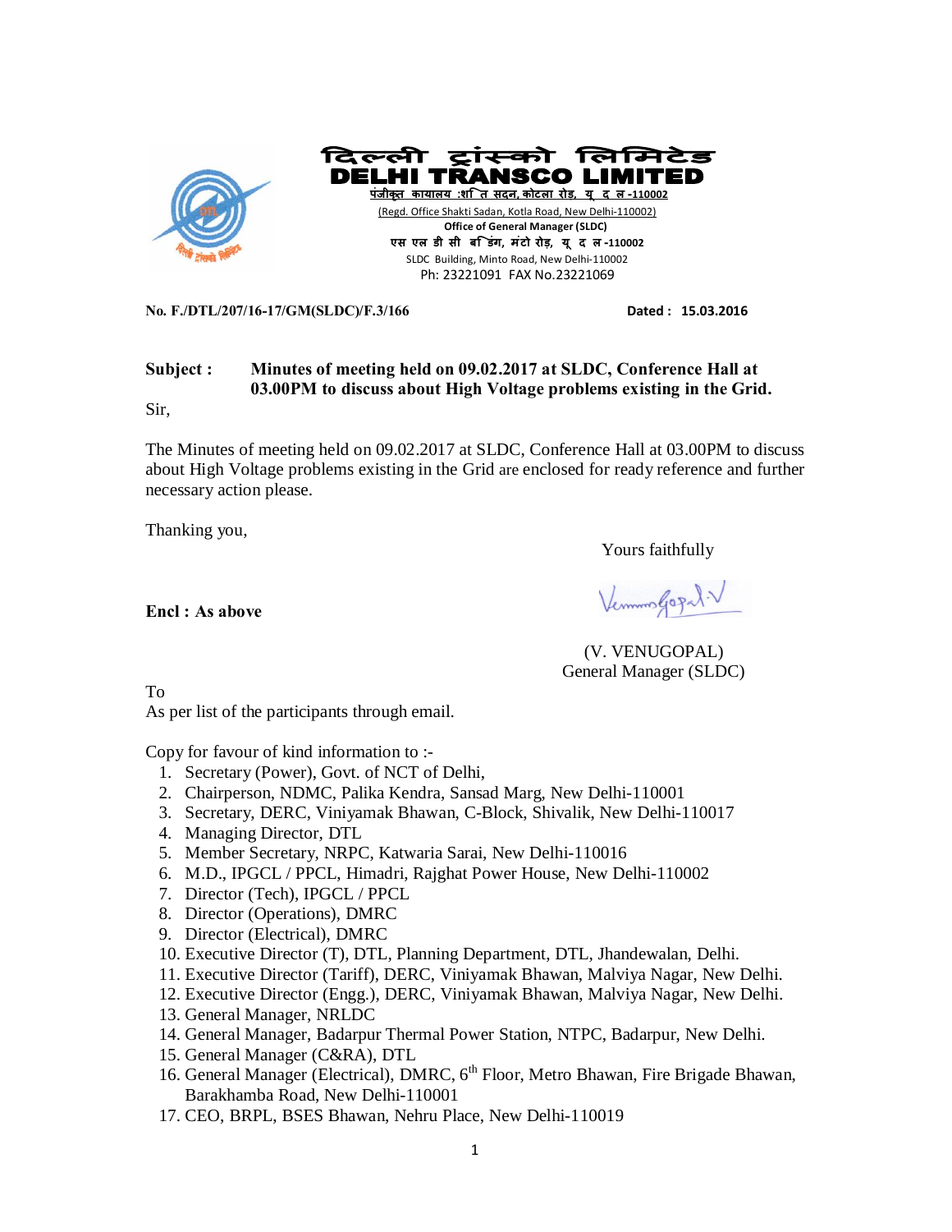# दिल्ली ट्रांस्को लिमिटेड
# DELHI TRANSCO LIMITED

पंजीकृत कार्यालय :शक्ति सदन, कोटला रोड, नई दिल्ली -110002

(Regd. Office Shakti Sadan, Kotla Road, New Delhi-110002)

**Office of General Manager (SLDC)**

एस एल डी सी बिल्डिंग, मिंटो रोड, नई दिल्ली -110002

SLDC Building, Minto Road, New Delhi-110002

Ph: 23221091 FAX No.23221069

**No. F./DTL/207/16-17/GM(SLDC)/F.3/166** **Dated : 15.03.2016**

**Subject : Minutes of meeting held on 09.02.2017 at SLDC, Conference Hall at 03.00PM to discuss about High Voltage problems existing in the Grid.**

Sir,

The Minutes of meeting held on 09.02.2017 at SLDC, Conference Hall at 03.00PM to discuss about High Voltage problems existing in the Grid are enclosed for ready reference and further necessary action please.

Thanking you,

Yours faithfully

**Encl : As above**

(V. VENUGOPAL)
General Manager (SLDC)

To
As per list of the participants through email.

Copy for favour of kind information to :-

1. Secretary (Power), Govt. of NCT of Delhi,
2. Chairperson, NDMC, Palika Kendra, Sansad Marg, New Delhi-110001
3. Secretary, DERC, Viniyamak Bhawan, C-Block, Shivalik, New Delhi-110017
4. Managing Director, DTL
5. Member Secretary, NRPC, Katwaria Sarai, New Delhi-110016
6. M.D., IPGCL / PPCL, Himadri, Rajghat Power House, New Delhi-110002
7. Director (Tech), IPGCL / PPCL
8. Director (Operations), DMRC
9. Director (Electrical), DMRC
10. Executive Director (T), DTL, Planning Department, DTL, Jhandewalan, Delhi.
11. Executive Director (Tariff), DERC, Viniyamak Bhawan, Malviya Nagar, New Delhi.
12. Executive Director (Engg.), DERC, Viniyamak Bhawan, Malviya Nagar, New Delhi.
13. General Manager, NRLDC
14. General Manager, Badarpur Thermal Power Station, NTPC, Badarpur, New Delhi.
15. General Manager (C&RA), DTL
16. General Manager (Electrical), DMRC, 6th Floor, Metro Bhawan, Fire Brigade Bhawan, Barakhamba Road, New Delhi-110001
17. CEO, BRPL, BSES Bhawan, Nehru Place, New Delhi-110019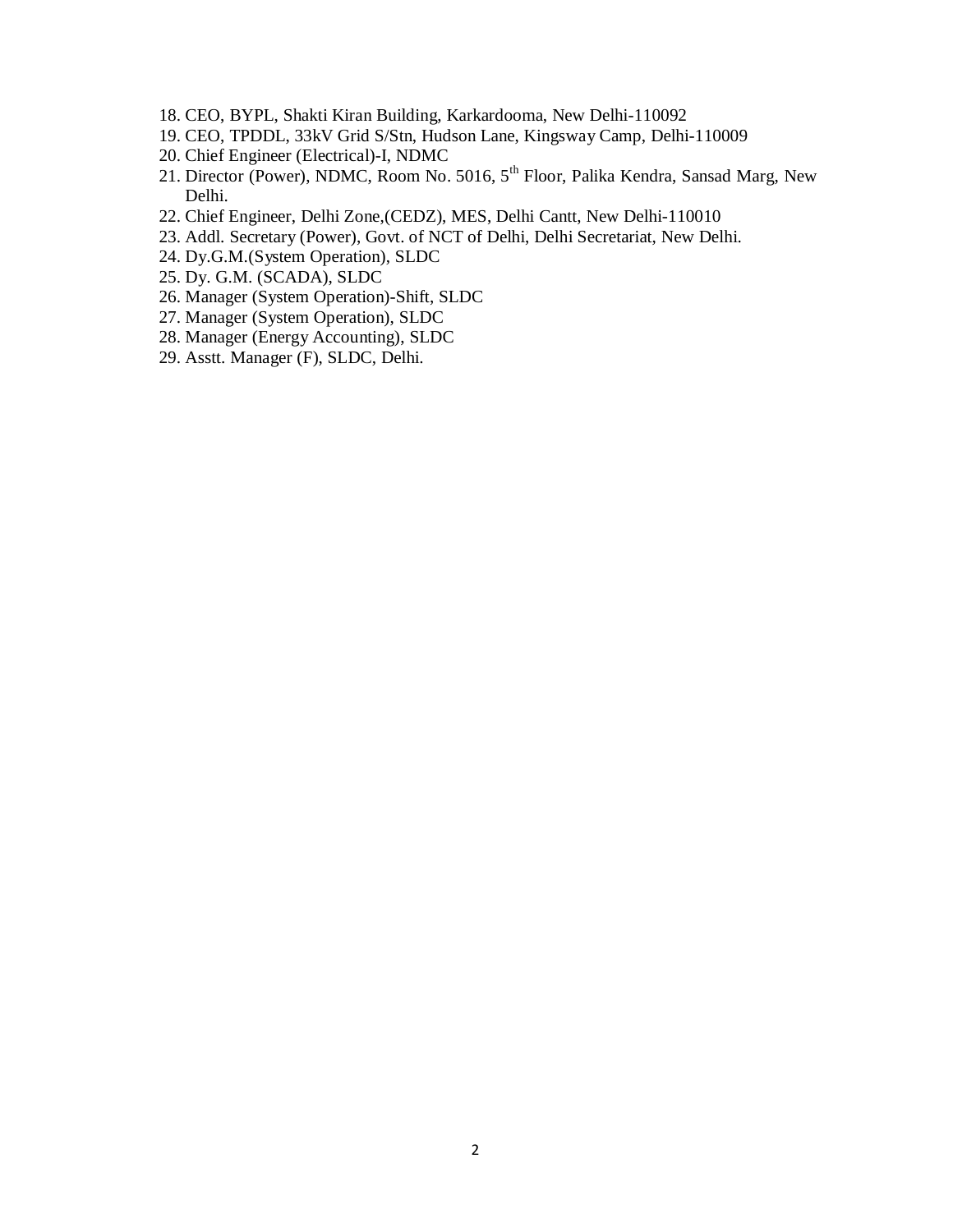18. CEO, BYPL, Shakti Kiran Building, Karkardooma, New Delhi-110092
19. CEO, TPDDL, 33kV Grid S/Stn, Hudson Lane, Kingsway Camp, Delhi-110009
20. Chief Engineer (Electrical)-I, NDMC
21. Director (Power), NDMC, Room No. 5016, 5th Floor, Palika Kendra, Sansad Marg, New Delhi.
22. Chief Engineer, Delhi Zone,(CEDZ), MES, Delhi Cantt, New Delhi-110010
23. Addl. Secretary (Power), Govt. of NCT of Delhi, Delhi Secretariat, New Delhi.
24. Dy.G.M.(System Operation), SLDC
25. Dy. G.M. (SCADA), SLDC
26. Manager (System Operation)-Shift, SLDC
27. Manager (System Operation), SLDC
28. Manager (Energy Accounting), SLDC
29. Asstt. Manager (F), SLDC, Delhi.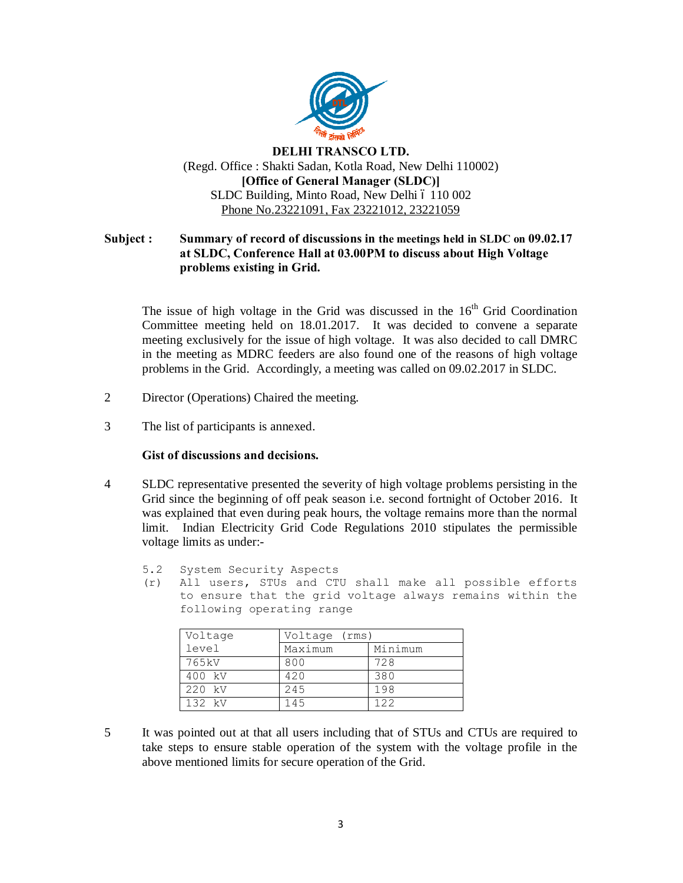**DELHI TRANSCO LTD.**
(Regd. Office : Shakti Sadan, Kotla Road, New Delhi 110002)
**[Office of General Manager (SLDC)]**
SLDC Building, Minto Road, New Delhi – 110 002
Phone No.23221091, Fax 23221012, 23221059

**Subject : Summary of record of discussions in the meetings held in SLDC on 09.02.17 at SLDC, Conference Hall at 03.00PM to discuss about High Voltage problems existing in Grid.**

The issue of high voltage in the Grid was discussed in the 16th Grid Coordination Committee meeting held on 18.01.2017. It was decided to convene a separate meeting exclusively for the issue of high voltage. It was also decided to call DMRC in the meeting as MDRC feeders are also found one of the reasons of high voltage problems in the Grid. Accordingly, a meeting was called on 09.02.2017 in SLDC.

2 Director (Operations) Chaired the meeting.

3 The list of participants is annexed.

**Gist of discussions and decisions.**

4 SLDC representative presented the severity of high voltage problems persisting in the Grid since the beginning of off peak season i.e. second fortnight of October 2016. It was explained that even during peak hours, the voltage remains more than the normal limit. Indian Electricity Grid Code Regulations 2010 stipulates the permissible voltage limits as under:-

5.2 System Security Aspects
(r) All users, STUs and CTU shall make all possible efforts to ensure that the grid voltage always remains within the following operating range

| Voltage level | Voltage (rms) | |
|---|---|---|
| | Maximum | Minimum |
| 765kV | 800 | 728 |
| 400 kV | 420 | 380 |
| 220 kV | 245 | 198 |
| 132 kV | 145 | 122 |

5 It was pointed out at that all users including that of STUs and CTUs are required to take steps to ensure stable operation of the system with the voltage profile in the above mentioned limits for secure operation of the Grid.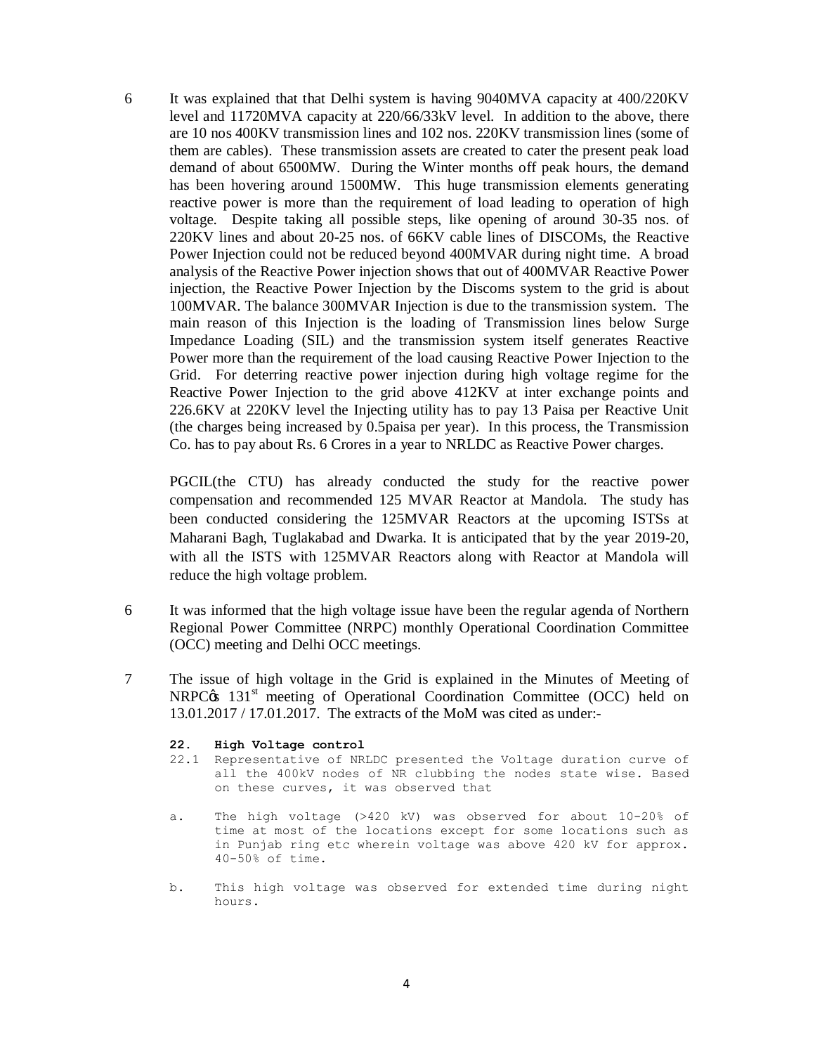6 It was explained that that Delhi system is having 9040MVA capacity at 400/220KV level and 11720MVA capacity at 220/66/33kV level. In addition to the above, there are 10 nos 400KV transmission lines and 102 nos. 220KV transmission lines (some of them are cables). These transmission assets are created to cater the present peak load demand of about 6500MW. During the Winter months off peak hours, the demand has been hovering around 1500MW. This huge transmission elements generating reactive power is more than the requirement of load leading to operation of high voltage. Despite taking all possible steps, like opening of around 30-35 nos. of 220KV lines and about 20-25 nos. of 66KV cable lines of DISCOMs, the Reactive Power Injection could not be reduced beyond 400MVAR during night time. A broad analysis of the Reactive Power injection shows that out of 400MVAR Reactive Power injection, the Reactive Power Injection by the Discoms system to the grid is about 100MVAR. The balance 300MVAR Injection is due to the transmission system. The main reason of this Injection is the loading of Transmission lines below Surge Impedance Loading (SIL) and the transmission system itself generates Reactive Power more than the requirement of the load causing Reactive Power Injection to the Grid. For deterring reactive power injection during high voltage regime for the Reactive Power Injection to the grid above 412KV at inter exchange points and 226.6KV at 220KV level the Injecting utility has to pay 13 Paisa per Reactive Unit (the charges being increased by 0.5paisa per year). In this process, the Transmission Co. has to pay about Rs. 6 Crores in a year to NRLDC as Reactive Power charges.

PGCIL(the CTU) has already conducted the study for the reactive power compensation and recommended 125 MVAR Reactor at Mandola. The study has been conducted considering the 125MVAR Reactors at the upcoming ISTSs at Maharani Bagh, Tuglakabad and Dwarka. It is anticipated that by the year 2019-20, with all the ISTS with 125MVAR Reactors along with Reactor at Mandola will reduce the high voltage problem.

6 It was informed that the high voltage issue have been the regular agenda of Northern Regional Power Committee (NRPC) monthly Operational Coordination Committee (OCC) meeting and Delhi OCC meetings.

7 The issue of high voltage in the Grid is explained in the Minutes of Meeting of NRPC's 131st meeting of Operational Coordination Committee (OCC) held on 13.01.2017 / 17.01.2017. The extracts of the MoM was cited as under:-

**22. High Voltage control**

22.1 Representative of NRLDC presented the Voltage duration curve of all the 400kV nodes of NR clubbing the nodes state wise. Based on these curves, it was observed that

a. The high voltage (>420 kV) was observed for about 10-20% of time at most of the locations except for some locations such as in Punjab ring etc wherein voltage was above 420 kV for approx. 40-50% of time.

b. This high voltage was observed for extended time during night hours.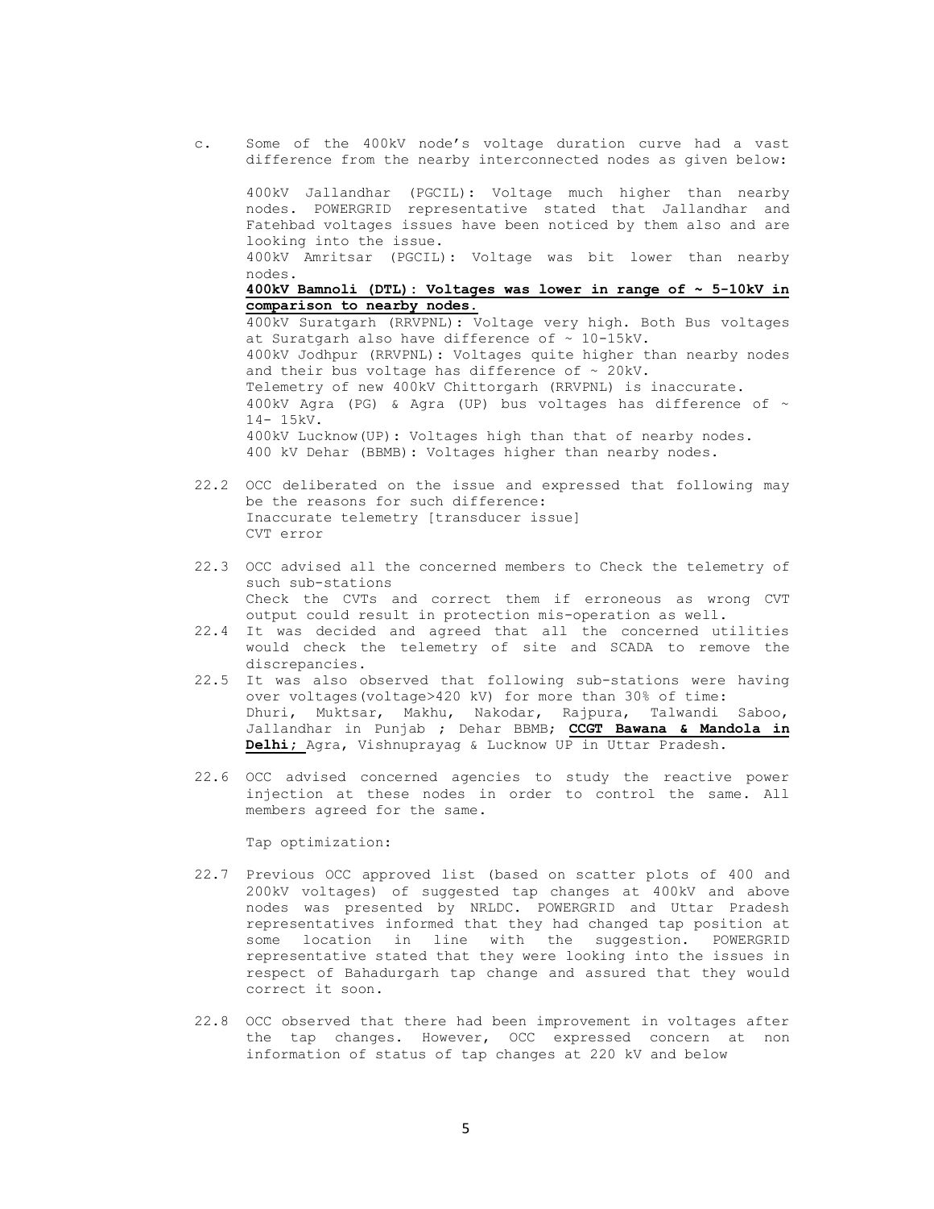c. Some of the 400kV node's voltage duration curve had a vast difference from the nearby interconnected nodes as given below:

400kV Jallandhar (PGCIL): Voltage much higher than nearby nodes. POWERGRID representative stated that Jallandhar and Fatehbad voltages issues have been noticed by them also and are looking into the issue.
400kV Amritsar (PGCIL): Voltage was bit lower than nearby nodes.
**400kV Bamnoli (DTL): Voltages was lower in range of ~ 5-10kV in comparison to nearby nodes.**
400kV Suratgarh (RRVPNL): Voltage very high. Both Bus voltages at Suratgarh also have difference of ~ 10-15kV.
400kV Jodhpur (RRVPNL): Voltages quite higher than nearby nodes and their bus voltage has difference of ~ 20kV.
Telemetry of new 400kV Chittorgarh (RRVPNL) is inaccurate.
400kV Agra (PG) & Agra (UP) bus voltages has difference of ~ 14- 15kV.
400kV Lucknow(UP): Voltages high than that of nearby nodes.
400 kV Dehar (BBMB): Voltages higher than nearby nodes.

22.2 OCC deliberated on the issue and expressed that following may be the reasons for such difference:
Inaccurate telemetry [transducer issue]
CVT error

22.3 OCC advised all the concerned members to Check the telemetry of such sub-stations
Check the CVTs and correct them if erroneous as wrong CVT output could result in protection mis-operation as well.

22.4 It was decided and agreed that all the concerned utilities would check the telemetry of site and SCADA to remove the discrepancies.

22.5 It was also observed that following sub-stations were having over voltages(voltage>420 kV) for more than 30% of time:
Dhuri, Muktsar, Makhu, Nakodar, Rajpura, Talwandi Saboo, Jallandhar in Punjab ; Dehar BBMB; **CCGT Bawana & Mandola in Delhi**; Agra, Vishnuprayag & Lucknow UP in Uttar Pradesh.

22.6 OCC advised concerned agencies to study the reactive power injection at these nodes in order to control the same. All members agreed for the same.

Tap optimization:

22.7 Previous OCC approved list (based on scatter plots of 400 and 200kV voltages) of suggested tap changes at 400kV and above nodes was presented by NRLDC. POWERGRID and Uttar Pradesh representatives informed that they had changed tap position at some location in line with the suggestion. POWERGRID representative stated that they were looking into the issues in respect of Bahadurgarh tap change and assured that they would correct it soon.

22.8 OCC observed that there had been improvement in voltages after the tap changes. However, OCC expressed concern at non information of status of tap changes at 220 kV and below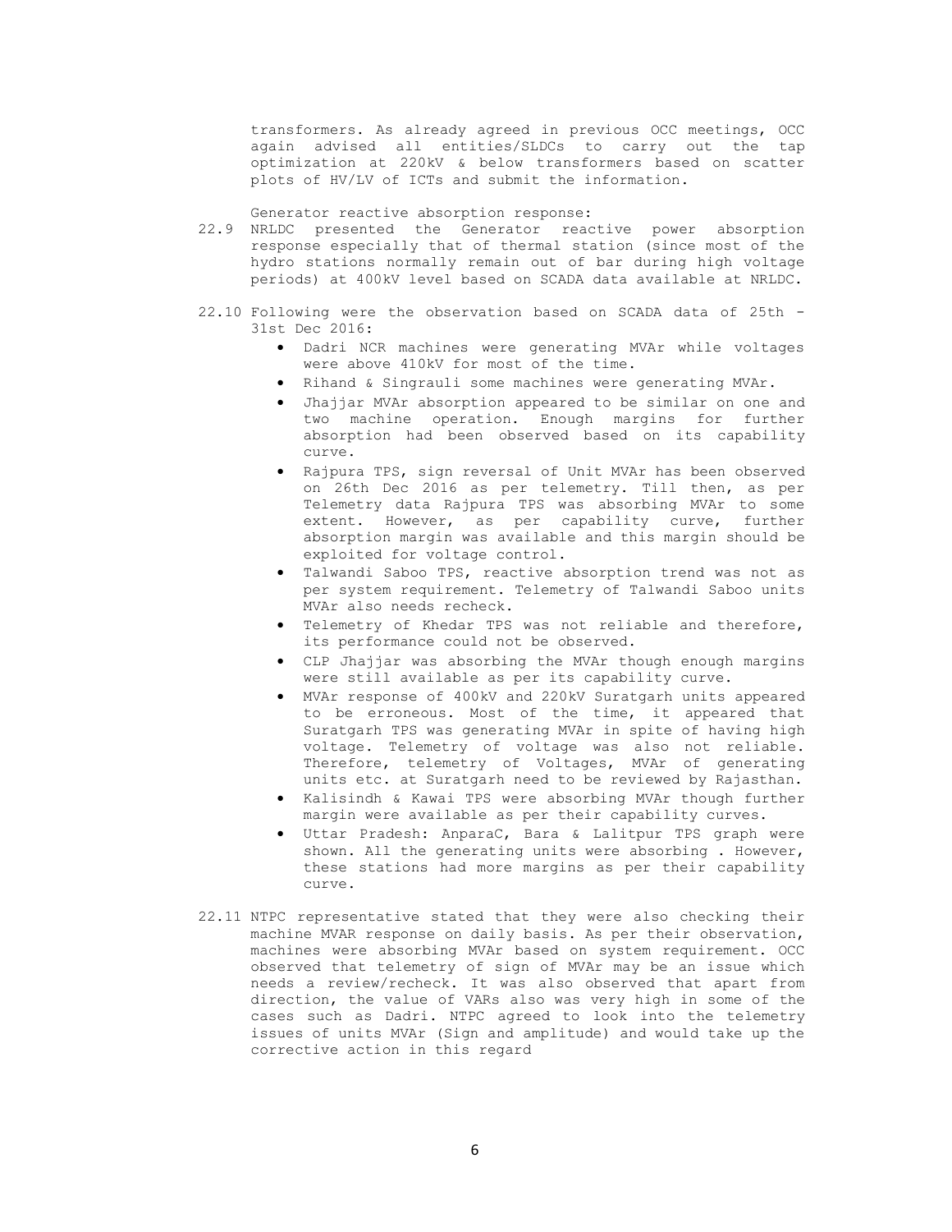transformers. As already agreed in previous OCC meetings, OCC again advised all entities/SLDCs to carry out the tap optimization at 220kV & below transformers based on scatter plots of HV/LV of ICTs and submit the information.

Generator reactive absorption response:

22.9 NRLDC presented the Generator reactive power absorption response especially that of thermal station (since most of the hydro stations normally remain out of bar during high voltage periods) at 400kV level based on SCADA data available at NRLDC.

22.10 Following were the observation based on SCADA data of 25th - 31st Dec 2016:

- Dadri NCR machines were generating MVAr while voltages were above 410kV for most of the time.
- Rihand & Singrauli some machines were generating MVAr.
- Jhajjar MVAr absorption appeared to be similar on one and two machine operation. Enough margins for further absorption had been observed based on its capability curve.
- Rajpura TPS, sign reversal of Unit MVAr has been observed on 26th Dec 2016 as per telemetry. Till then, as per Telemetry data Rajpura TPS was absorbing MVAr to some extent. However, as per capability curve, further absorption margin was available and this margin should be exploited for voltage control.
- Talwandi Saboo TPS, reactive absorption trend was not as per system requirement. Telemetry of Talwandi Saboo units MVAr also needs recheck.
- Telemetry of Khedar TPS was not reliable and therefore, its performance could not be observed.
- CLP Jhajjar was absorbing the MVAr though enough margins were still available as per its capability curve.
- MVAr response of 400kV and 220kV Suratgarh units appeared to be erroneous. Most of the time, it appeared that Suratgarh TPS was generating MVAr in spite of having high voltage. Telemetry of voltage was also not reliable. Therefore, telemetry of Voltages, MVAr of generating units etc. at Suratgarh need to be reviewed by Rajasthan.
- Kalisindh & Kawai TPS were absorbing MVAr though further margin were available as per their capability curves.
- Uttar Pradesh: AnparaC, Bara & Lalitpur TPS graph were shown. All the generating units were absorbing . However, these stations had more margins as per their capability curve.

22.11 NTPC representative stated that they were also checking their machine MVAR response on daily basis. As per their observation, machines were absorbing MVAr based on system requirement. OCC observed that telemetry of sign of MVAr may be an issue which needs a review/recheck. It was also observed that apart from direction, the value of VARs also was very high in some of the cases such as Dadri. NTPC agreed to look into the telemetry issues of units MVAr (Sign and amplitude) and would take up the corrective action in this regard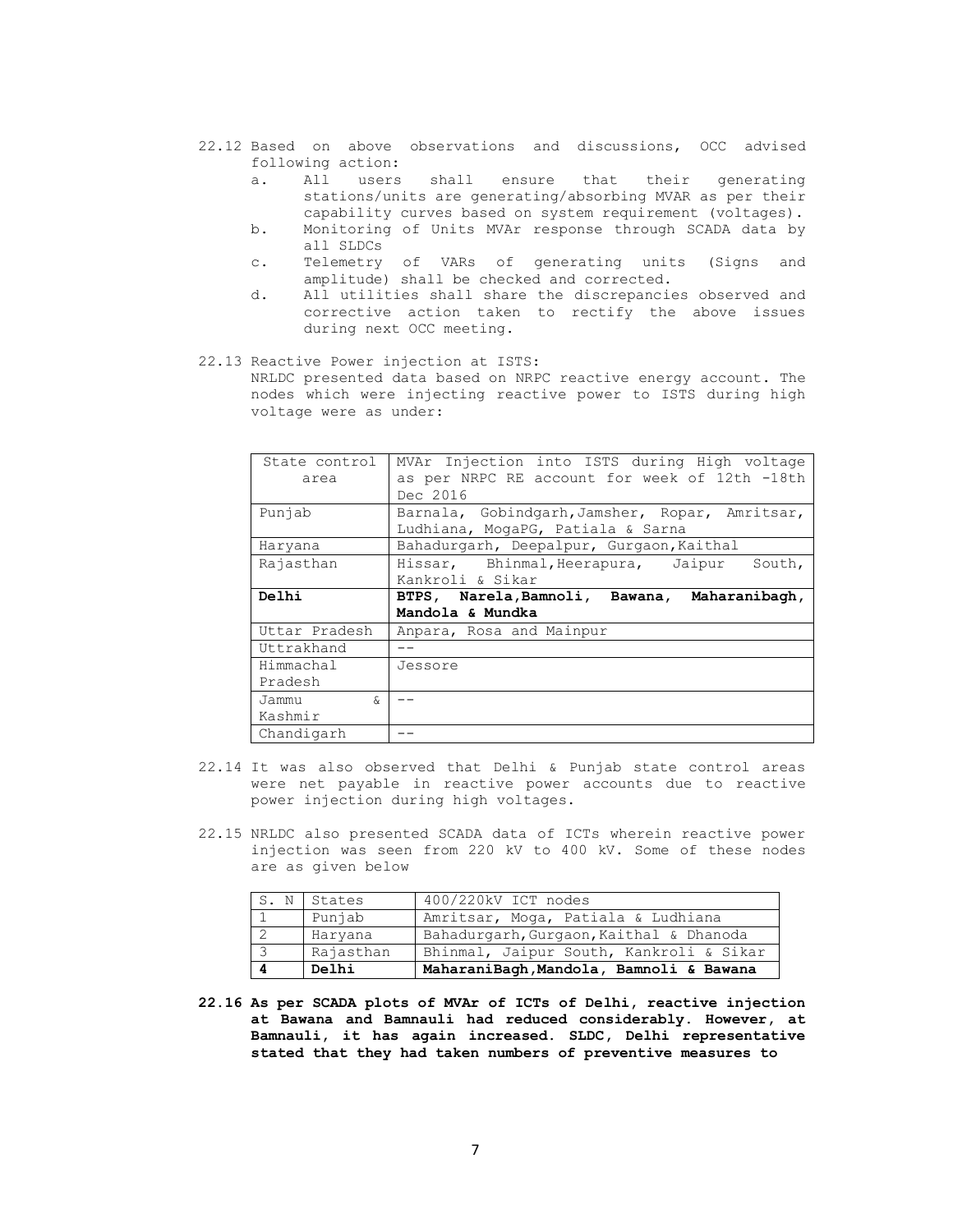22.12 Based on above observations and discussions, OCC advised following action:

a. All users shall ensure that their generating stations/units are generating/absorbing MVAR as per their capability curves based on system requirement (voltages).
b. Monitoring of Units MVAr response through SCADA data by all SLDCs
c. Telemetry of VARs of generating units (Signs and amplitude) shall be checked and corrected.
d. All utilities shall share the discrepancies observed and corrective action taken to rectify the above issues during next OCC meeting.

22.13 Reactive Power injection at ISTS:
NRLDC presented data based on NRPC reactive energy account. The nodes which were injecting reactive power to ISTS during high voltage were as under:

| State control area | MVAr Injection into ISTS during High voltage as per NRPC RE account for week of 12th -18th Dec 2016 |
|---|---|
| Punjab | Barnala, Gobindgarh,Jamsher, Ropar, Amritsar, Ludhiana, MogaPG, Patiala & Sarna |
| Haryana | Bahadurgarh, Deepalpur, Gurgaon,Kaithal |
| Rajasthan | Hissar, Bhinmal,Heerapura, Jaipur South, Kankroli & Sikar |
| **Delhi** | **BTPS, Narela,Bamnoli, Bawana, Maharanibagh, Mandola & Mundka** |
| Uttar Pradesh | Anpara, Rosa and Mainpur |
| Uttrakhand | -- |
| Himmachal Pradesh | Jessore |
| Jammu & Kashmir | -- |
| Chandigarh | -- |

22.14 It was also observed that Delhi & Punjab state control areas were net payable in reactive power accounts due to reactive power injection during high voltages.

22.15 NRLDC also presented SCADA data of ICTs wherein reactive power injection was seen from 220 kV to 400 kV. Some of these nodes are as given below

| S. N | States | 400/220kV ICT nodes |
|---|---|---|
| 1 | Punjab | Amritsar, Moga, Patiala & Ludhiana |
| 2 | Haryana | Bahadurgarh,Gurgaon,Kaithal & Dhanoda |
| 3 | Rajasthan | Bhinmal, Jaipur South, Kankroli & Sikar |
| **4** | **Delhi** | **MaharaniBagh,Mandola, Bamnoli & Bawana** |

**22.16 As per SCADA plots of MVAr of ICTs of Delhi, reactive injection at Bawana and Bamnauli had reduced considerably. However, at Bamnauli, it has again increased. SLDC, Delhi representative stated that they had taken numbers of preventive measures to**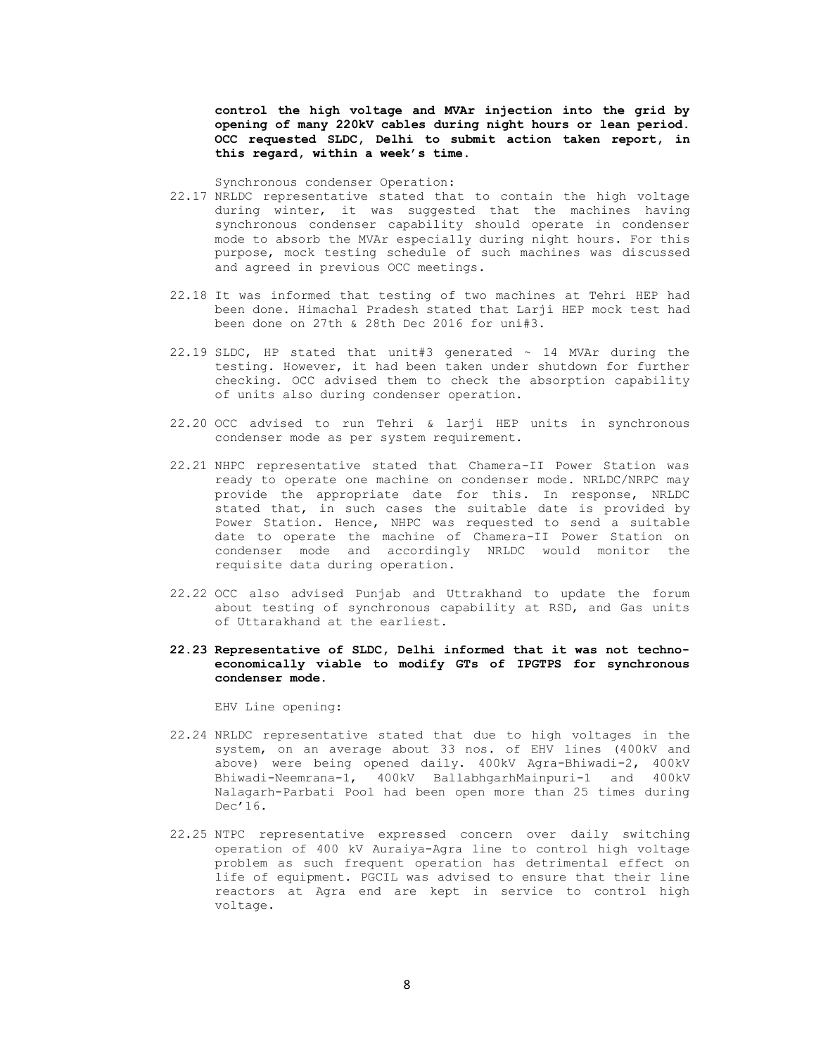**control the high voltage and MVAr injection into the grid by opening of many 220kV cables during night hours or lean period. OCC requested SLDC, Delhi to submit action taken report, in this regard, within a week's time.**

Synchronous condenser Operation:

22.17 NRLDC representative stated that to contain the high voltage during winter, it was suggested that the machines having synchronous condenser capability should operate in condenser mode to absorb the MVAr especially during night hours. For this purpose, mock testing schedule of such machines was discussed and agreed in previous OCC meetings.

22.18 It was informed that testing of two machines at Tehri HEP had been done. Himachal Pradesh stated that Larji HEP mock test had been done on 27th & 28th Dec 2016 for uni#3.

22.19 SLDC, HP stated that unit#3 generated ~ 14 MVAr during the testing. However, it had been taken under shutdown for further checking. OCC advised them to check the absorption capability of units also during condenser operation.

22.20 OCC advised to run Tehri & larji HEP units in synchronous condenser mode as per system requirement.

22.21 NHPC representative stated that Chamera-II Power Station was ready to operate one machine on condenser mode. NRLDC/NRPC may provide the appropriate date for this. In response, NRLDC stated that, in such cases the suitable date is provided by Power Station. Hence, NHPC was requested to send a suitable date to operate the machine of Chamera-II Power Station on condenser mode and accordingly NRLDC would monitor the requisite data during operation.

22.22 OCC also advised Punjab and Uttrakhand to update the forum about testing of synchronous capability at RSD, and Gas units of Uttarakhand at the earliest.

**22.23 Representative of SLDC, Delhi informed that it was not techno-economically viable to modify GTs of IPGTPS for synchronous condenser mode.**

EHV Line opening:

22.24 NRLDC representative stated that due to high voltages in the system, on an average about 33 nos. of EHV lines (400kV and above) were being opened daily. 400kV Agra-Bhiwadi-2, 400kV Bhiwadi-Neemrana-1, 400kV BallabhgarhMainpuri-1 and 400kV Nalagarh-Parbati Pool had been open more than 25 times during Dec'16.

22.25 NTPC representative expressed concern over daily switching operation of 400 kV Auraiya-Agra line to control high voltage problem as such frequent operation has detrimental effect on life of equipment. PGCIL was advised to ensure that their line reactors at Agra end are kept in service to control high voltage.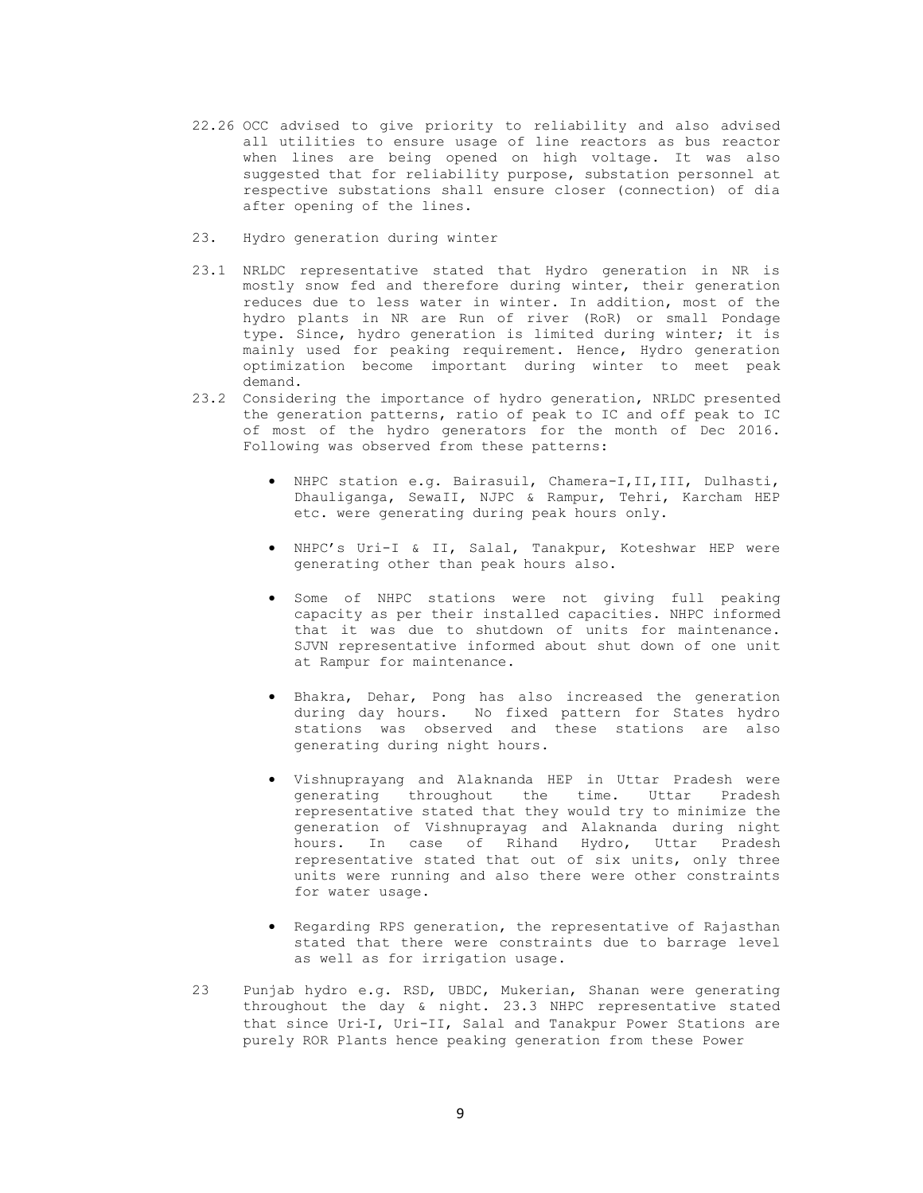22.26 OCC advised to give priority to reliability and also advised all utilities to ensure usage of line reactors as bus reactor when lines are being opened on high voltage. It was also suggested that for reliability purpose, substation personnel at respective substations shall ensure closer (connection) of dia after opening of the lines.

23. Hydro generation during winter

23.1 NRLDC representative stated that Hydro generation in NR is mostly snow fed and therefore during winter, their generation reduces due to less water in winter. In addition, most of the hydro plants in NR are Run of river (RoR) or small Pondage type. Since, hydro generation is limited during winter; it is mainly used for peaking requirement. Hence, Hydro generation optimization become important during winter to meet peak demand.

23.2 Considering the importance of hydro generation, NRLDC presented the generation patterns, ratio of peak to IC and off peak to IC of most of the hydro generators for the month of Dec 2016. Following was observed from these patterns:

- NHPC station e.g. Bairasuil, Chamera-I,II,III, Dulhasti, Dhauliganga, SewaII, NJPC & Rampur, Tehri, Karcham HEP etc. were generating during peak hours only.
- NHPC's Uri-I & II, Salal, Tanakpur, Koteshwar HEP were generating other than peak hours also.
- Some of NHPC stations were not giving full peaking capacity as per their installed capacities. NHPC informed that it was due to shutdown of units for maintenance. SJVN representative informed about shut down of one unit at Rampur for maintenance.
- Bhakra, Dehar, Pong has also increased the generation during day hours. No fixed pattern for States hydro stations was observed and these stations are also generating during night hours.
- Vishnuprayang and Alaknanda HEP in Uttar Pradesh were generating throughout the time. Uttar Pradesh representative stated that they would try to minimize the generation of Vishnuprayag and Alaknanda during night hours. In case of Rihand Hydro, Uttar Pradesh representative stated that out of six units, only three units were running and also there were other constraints for water usage.
- Regarding RPS generation, the representative of Rajasthan stated that there were constraints due to barrage level as well as for irrigation usage.

23 Punjab hydro e.g. RSD, UBDC, Mukerian, Shanan were generating throughout the day & night. 23.3 NHPC representative stated that since Uri-I, Uri-II, Salal and Tanakpur Power Stations are purely ROR Plants hence peaking generation from these Power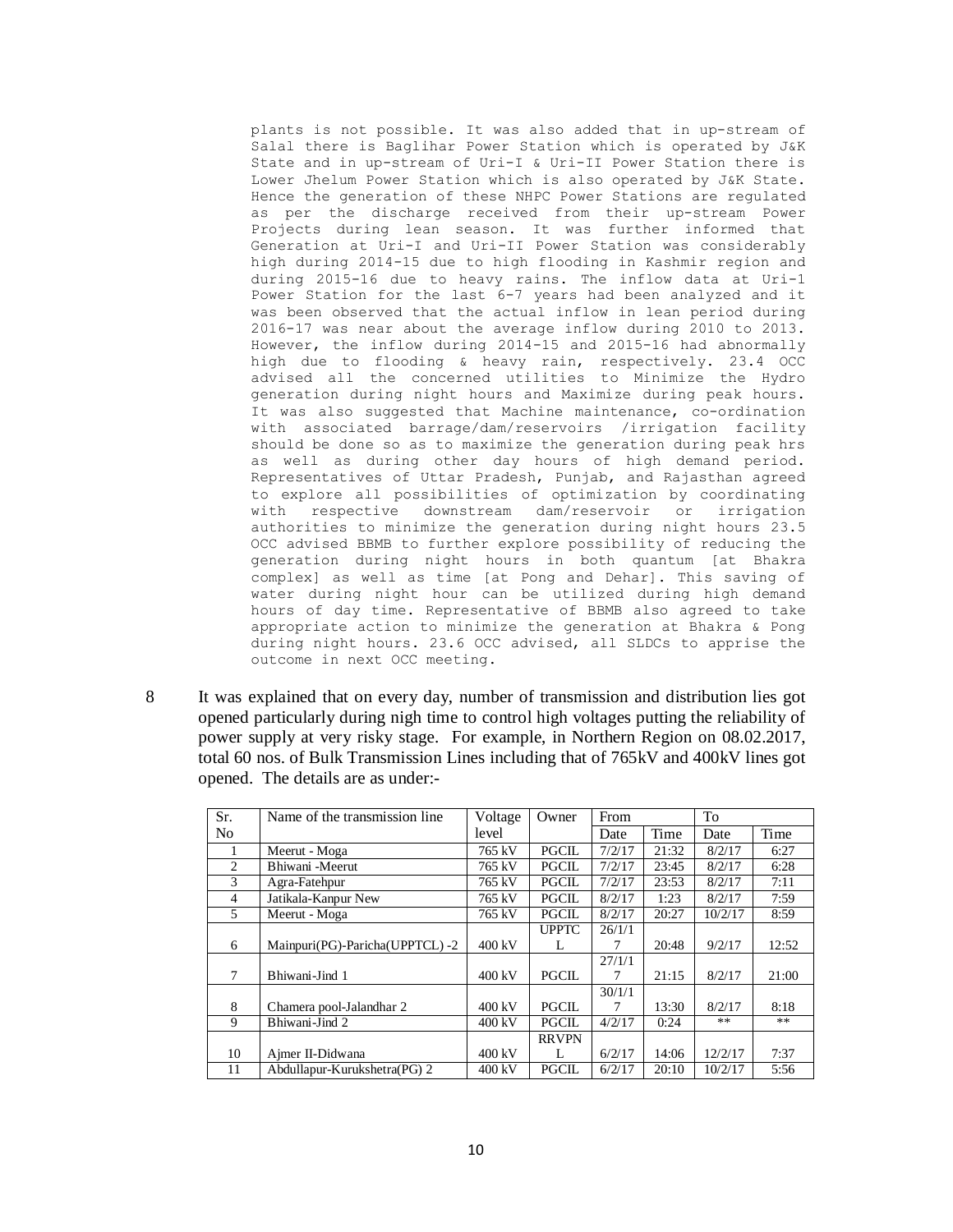plants is not possible. It was also added that in up-stream of Salal there is Baglihar Power Station which is operated by J&K State and in up-stream of Uri-I & Uri-II Power Station there is Lower Jhelum Power Station which is also operated by J&K State. Hence the generation of these NHPC Power Stations are regulated as per the discharge received from their up-stream Power Projects during lean season. It was further informed that Generation at Uri-I and Uri-II Power Station was considerably high during 2014-15 due to high flooding in Kashmir region and during 2015-16 due to heavy rains. The inflow data at Uri-1 Power Station for the last 6-7 years had been analyzed and it was been observed that the actual inflow in lean period during 2016-17 was near about the average inflow during 2010 to 2013. However, the inflow during 2014-15 and 2015-16 had abnormally high due to flooding & heavy rain, respectively. 23.4 OCC advised all the concerned utilities to Minimize the Hydro generation during night hours and Maximize during peak hours. It was also suggested that Machine maintenance, co-ordination with associated barrage/dam/reservoirs /irrigation facility should be done so as to maximize the generation during peak hrs as well as during other day hours of high demand period. Representatives of Uttar Pradesh, Punjab, and Rajasthan agreed to explore all possibilities of optimization by coordinating with respective downstream dam/reservoir or irrigation authorities to minimize the generation during night hours 23.5 OCC advised BBMB to further explore possibility of reducing the generation during night hours in both quantum [at Bhakra complex] as well as time [at Pong and Dehar]. This saving of water during night hour can be utilized during high demand hours of day time. Representative of BBMB also agreed to take appropriate action to minimize the generation at Bhakra & Pong during night hours. 23.6 OCC advised, all SLDCs to apprise the outcome in next OCC meeting.

8 It was explained that on every day, number of transmission and distribution lies got opened particularly during nigh time to control high voltages putting the reliability of power supply at very risky stage. For example, in Northern Region on 08.02.2017, total 60 nos. of Bulk Transmission Lines including that of 765kV and 400kV lines got opened. The details are as under:-

| Sr. No | Name of the transmission line | Voltage level | Owner | From | | To | |
|---|---|---|---|---|---|---|---|
| | | | | Date | Time | Date | Time |
| 1 | Meerut - Moga | 765 kV | PGCIL | 7/2/17 | 21:32 | 8/2/17 | 6:27 |
| 2 | Bhiwani -Meerut | 765 kV | PGCIL | 7/2/17 | 23:45 | 8/2/17 | 6:28 |
| 3 | Agra-Fatehpur | 765 kV | PGCIL | 7/2/17 | 23:53 | 8/2/17 | 7:11 |
| 4 | Jatikala-Kanpur New | 765 kV | PGCIL | 8/2/17 | 1:23 | 8/2/17 | 7:59 |
| 5 | Meerut - Moga | 765 kV | PGCIL | 8/2/17 | 20:27 | 10/2/17 | 8:59 |
| 6 | Mainpuri(PG)-Paricha(UPPTCL) -2 | 400 kV | UPPTCL | 26/1/17 | 20:48 | 9/2/17 | 12:52 |
| 7 | Bhiwani-Jind 1 | 400 kV | PGCIL | 27/1/17 | 21:15 | 8/2/17 | 21:00 |
| 8 | Chamera pool-Jalandhar 2 | 400 kV | PGCIL | 30/1/17 | 13:30 | 8/2/17 | 8:18 |
| 9 | Bhiwani-Jind 2 | 400 kV | PGCIL | 4/2/17 | 0:24 | ** | ** |
| 10 | Ajmer II-Didwana | 400 kV | RRVPNL | 6/2/17 | 14:06 | 12/2/17 | 7:37 |
| 11 | Abdullapur-Kurukshetra(PG) 2 | 400 kV | PGCIL | 6/2/17 | 20:10 | 10/2/17 | 5:56 |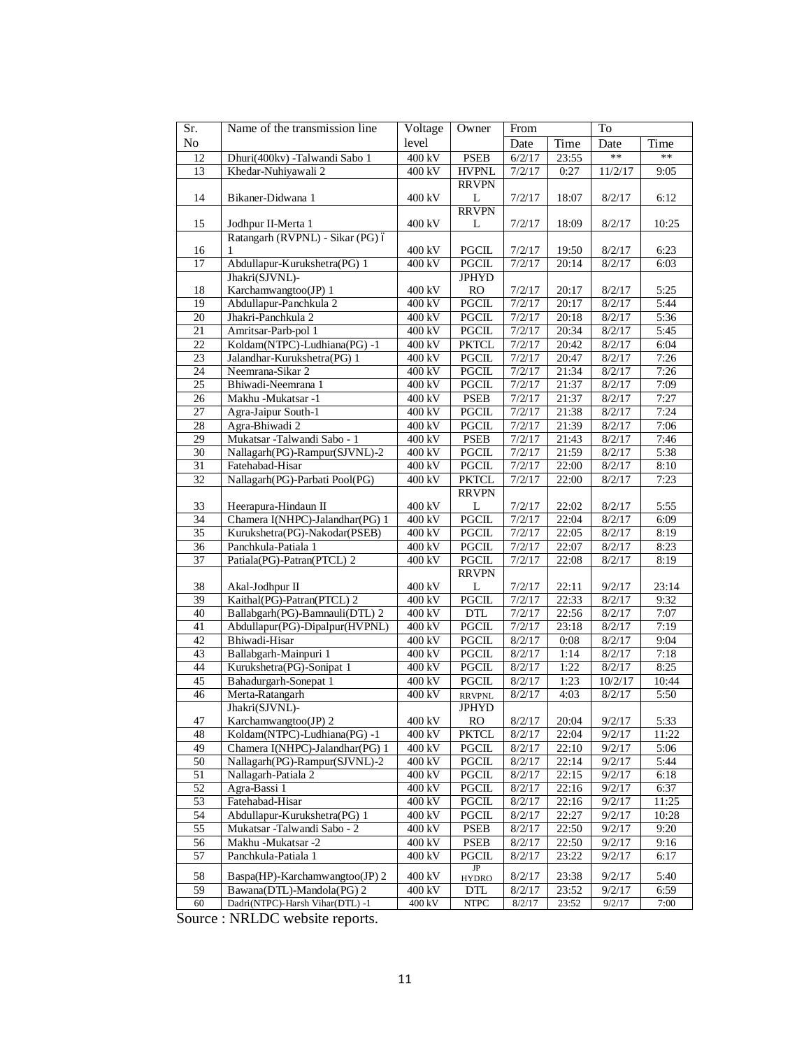| Sr. No | Name of the transmission line | Voltage level | Owner | From | | To | |
|---|---|---|---|---|---|---|---|
| | | | | Date | Time | Date | Time |
| 12 | Dhuri(400kv) -Talwandi Sabo 1 | 400 kV | PSEB | 6/2/17 | 23:55 | ** | ** |
| 13 | Khedar-Nuhiyawali 2 | 400 kV | HVPNL | 7/2/17 | 0:27 | 11/2/17 | 9:05 |
| 14 | Bikaner-Didwana 1 | 400 kV | RRVPNL | 7/2/17 | 18:07 | 8/2/17 | 6:12 |
| 15 | Jodhpur II-Merta 1 | 400 kV | RRVPNL | 7/2/17 | 18:09 | 8/2/17 | 10:25 |
| 16 | Ratangarh (RVPNL) - Sikar (PG) ï 1 | 400 kV | PGCIL | 7/2/17 | 19:50 | 8/2/17 | 6:23 |
| 17 | Abdullapur-Kurukshetra(PG) 1 | 400 kV | PGCIL | 7/2/17 | 20:14 | 8/2/17 | 6:03 |
| 18 | Jhakri(SJVNL)-Karchamwangtoo(JP) 1 | 400 kV | JPHYDRO | 7/2/17 | 20:17 | 8/2/17 | 5:25 |
| 19 | Abdullapur-Panchkula 2 | 400 kV | PGCIL | 7/2/17 | 20:17 | 8/2/17 | 5:44 |
| 20 | Jhakri-Panchkula 2 | 400 kV | PGCIL | 7/2/17 | 20:18 | 8/2/17 | 5:36 |
| 21 | Amritsar-Parb-pol 1 | 400 kV | PGCIL | 7/2/17 | 20:34 | 8/2/17 | 5:45 |
| 22 | Koldam(NTPC)-Ludhiana(PG) -1 | 400 kV | PKTCL | 7/2/17 | 20:42 | 8/2/17 | 6:04 |
| 23 | Jalandhar-Kurukshetra(PG) 1 | 400 kV | PGCIL | 7/2/17 | 20:47 | 8/2/17 | 7:26 |
| 24 | Neemrana-Sikar 2 | 400 kV | PGCIL | 7/2/17 | 21:34 | 8/2/17 | 7:26 |
| 25 | Bhiwadi-Neemrana 1 | 400 kV | PGCIL | 7/2/17 | 21:37 | 8/2/17 | 7:09 |
| 26 | Makhu -Mukatsar -1 | 400 kV | PSEB | 7/2/17 | 21:37 | 8/2/17 | 7:27 |
| 27 | Agra-Jaipur South-1 | 400 kV | PGCIL | 7/2/17 | 21:38 | 8/2/17 | 7:24 |
| 28 | Agra-Bhiwadi 2 | 400 kV | PGCIL | 7/2/17 | 21:39 | 8/2/17 | 7:06 |
| 29 | Mukatsar -Talwandi Sabo - 1 | 400 kV | PSEB | 7/2/17 | 21:43 | 8/2/17 | 7:46 |
| 30 | Nallagarh(PG)-Rampur(SJVNL)-2 | 400 kV | PGCIL | 7/2/17 | 21:59 | 8/2/17 | 5:38 |
| 31 | Fatehabad-Hisar | 400 kV | PGCIL | 7/2/17 | 22:00 | 8/2/17 | 8:10 |
| 32 | Nallagarh(PG)-Parbati Pool(PG) | 400 kV | PKTCL | 7/2/17 | 22:00 | 8/2/17 | 7:23 |
| 33 | Heerapura-Hindaun II | 400 kV | RRVPNL | 7/2/17 | 22:02 | 8/2/17 | 5:55 |
| 34 | Chamera I(NHPC)-Jalandhar(PG) 1 | 400 kV | PGCIL | 7/2/17 | 22:04 | 8/2/17 | 6:09 |
| 35 | Kurukshetra(PG)-Nakodar(PSEB) | 400 kV | PGCIL | 7/2/17 | 22:05 | 8/2/17 | 8:19 |
| 36 | Panchkula-Patiala 1 | 400 kV | PGCIL | 7/2/17 | 22:07 | 8/2/17 | 8:23 |
| 37 | Patiala(PG)-Patran(PTCL) 2 | 400 kV | PGCIL | 7/2/17 | 22:08 | 8/2/17 | 8:19 |
| 38 | Akal-Jodhpur II | 400 kV | RRVPNL | 7/2/17 | 22:11 | 9/2/17 | 23:14 |
| 39 | Kaithal(PG)-Patran(PTCL) 2 | 400 kV | PGCIL | 7/2/17 | 22:33 | 8/2/17 | 9:32 |
| 40 | Ballabgarh(PG)-Bamnauli(DTL) 2 | 400 kV | DTL | 7/2/17 | 22:56 | 8/2/17 | 7:07 |
| 41 | Abdullapur(PG)-Dipalpur(HVPNL) | 400 kV | PGCIL | 7/2/17 | 23:18 | 8/2/17 | 7:19 |
| 42 | Bhiwadi-Hisar | 400 kV | PGCIL | 8/2/17 | 0:08 | 8/2/17 | 9:04 |
| 43 | Ballabgarh-Mainpuri 1 | 400 kV | PGCIL | 8/2/17 | 1:14 | 8/2/17 | 7:18 |
| 44 | Kurukshetra(PG)-Sonipat 1 | 400 kV | PGCIL | 8/2/17 | 1:22 | 8/2/17 | 8:25 |
| 45 | Bahadurgarh-Sonepat 1 | 400 kV | PGCIL | 8/2/17 | 1:23 | 10/2/17 | 10:44 |
| 46 | Merta-Ratangarh | 400 kV | RRVPNL | 8/2/17 | 4:03 | 8/2/17 | 5:50 |
| 47 | Jhakri(SJVNL)-Karchamwangtoo(JP) 2 | 400 kV | JPHYDRO | 8/2/17 | 20:04 | 9/2/17 | 5:33 |
| 48 | Koldam(NTPC)-Ludhiana(PG) -1 | 400 kV | PKTCL | 8/2/17 | 22:04 | 9/2/17 | 11:22 |
| 49 | Chamera I(NHPC)-Jalandhar(PG) 1 | 400 kV | PGCIL | 8/2/17 | 22:10 | 9/2/17 | 5:06 |
| 50 | Nallagarh(PG)-Rampur(SJVNL)-2 | 400 kV | PGCIL | 8/2/17 | 22:14 | 9/2/17 | 5:44 |
| 51 | Nallagarh-Patiala 2 | 400 kV | PGCIL | 8/2/17 | 22:15 | 9/2/17 | 6:18 |
| 52 | Agra-Bassi 1 | 400 kV | PGCIL | 8/2/17 | 22:16 | 9/2/17 | 6:37 |
| 53 | Fatehabad-Hisar | 400 kV | PGCIL | 8/2/17 | 22:16 | 9/2/17 | 11:25 |
| 54 | Abdullapur-Kurukshetra(PG) 1 | 400 kV | PGCIL | 8/2/17 | 22:27 | 9/2/17 | 10:28 |
| 55 | Mukatsar -Talwandi Sabo - 2 | 400 kV | PSEB | 8/2/17 | 22:50 | 9/2/17 | 9:20 |
| 56 | Makhu -Mukatsar -2 | 400 kV | PSEB | 8/2/17 | 22:50 | 9/2/17 | 9:16 |
| 57 | Panchkula-Patiala 1 | 400 kV | PGCIL | 8/2/17 | 23:22 | 9/2/17 | 6:17 |
| 58 | Baspa(HP)-Karchamwangtoo(JP) 2 | 400 kV | JP HYDRO | 8/2/17 | 23:38 | 9/2/17 | 5:40 |
| 59 | Bawana(DTL)-Mandola(PG) 2 | 400 kV | DTL | 8/2/17 | 23:52 | 9/2/17 | 6:59 |
| 60 | Dadri(NTPC)-Harsh Vihar(DTL) -1 | 400 kV | NTPC | 8/2/17 | 23:52 | 9/2/17 | 7:00 |

Source : NRLDC website reports.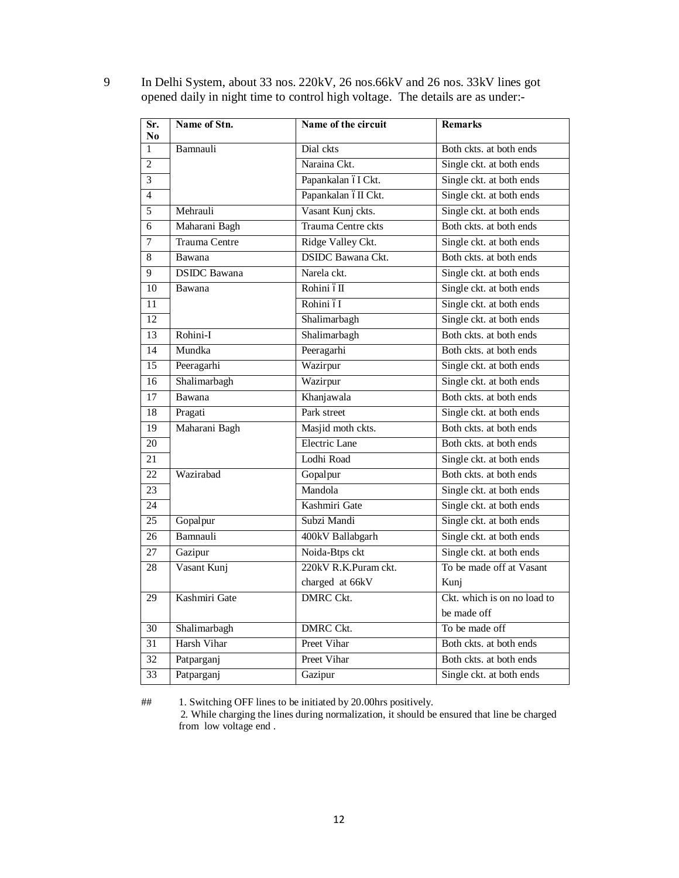9 In Delhi System, about 33 nos. 220kV, 26 nos.66kV and 26 nos. 33kV lines got opened daily in night time to control high voltage. The details are as under:-

| Sr. No | Name of Stn. | Name of the circuit | Remarks |
|---|---|---|---|
| 1 | Bamnauli | Dial ckts | Both ckts. at both ends |
| 2 | | Naraina Ckt. | Single ckt. at both ends |
| 3 | | Papankalan – I Ckt. | Single ckt. at both ends |
| 4 | | Papankalan – II Ckt. | Single ckt. at both ends |
| 5 | Mehrauli | Vasant Kunj ckts. | Single ckt. at both ends |
| 6 | Maharani Bagh | Trauma Centre ckts | Both ckts. at both ends |
| 7 | Trauma Centre | Ridge Valley Ckt. | Single ckt. at both ends |
| 8 | Bawana | DSIDC Bawana Ckt. | Both ckts. at both ends |
| 9 | DSIDC Bawana | Narela ckt. | Single ckt. at both ends |
| 10 | Bawana | Rohini – II | Single ckt. at both ends |
| 11 | | Rohini – I | Single ckt. at both ends |
| 12 | | Shalimarbagh | Single ckt. at both ends |
| 13 | Rohini-I | Shalimarbagh | Both ckts. at both ends |
| 14 | Mundka | Peeragarhi | Both ckts. at both ends |
| 15 | Peeragarhi | Wazirpur | Single ckt. at both ends |
| 16 | Shalimarbagh | Wazirpur | Single ckt. at both ends |
| 17 | Bawana | Khanjawala | Both ckts. at both ends |
| 18 | Pragati | Park street | Single ckt. at both ends |
| 19 | Maharani Bagh | Masjid moth ckts. | Both ckts. at both ends |
| 20 | | Electric Lane | Both ckts. at both ends |
| 21 | | Lodhi Road | Single ckt. at both ends |
| 22 | Wazirabad | Gopalpur | Both ckts. at both ends |
| 23 | | Mandola | Single ckt. at both ends |
| 24 | | Kashmiri Gate | Single ckt. at both ends |
| 25 | Gopalpur | Subzi Mandi | Single ckt. at both ends |
| 26 | Bamnauli | 400kV Ballabgarh | Single ckt. at both ends |
| 27 | Gazipur | Noida-Btps ckt | Single ckt. at both ends |
| 28 | Vasant Kunj | 220kV R.K.Puram ckt. charged at 66kV | To be made off at Vasant Kunj |
| 29 | Kashmiri Gate | DMRC Ckt. | Ckt. which is on no load to be made off |
| 30 | Shalimarbagh | DMRC Ckt. | To be made off |
| 31 | Harsh Vihar | Preet Vihar | Both ckts. at both ends |
| 32 | Patparganj | Preet Vihar | Both ckts. at both ends |
| 33 | Patparganj | Gazipur | Single ckt. at both ends |

## 1. Switching OFF lines to be initiated by 20.00hrs positively.
2. While charging the lines during normalization, it should be ensured that line be charged from low voltage end .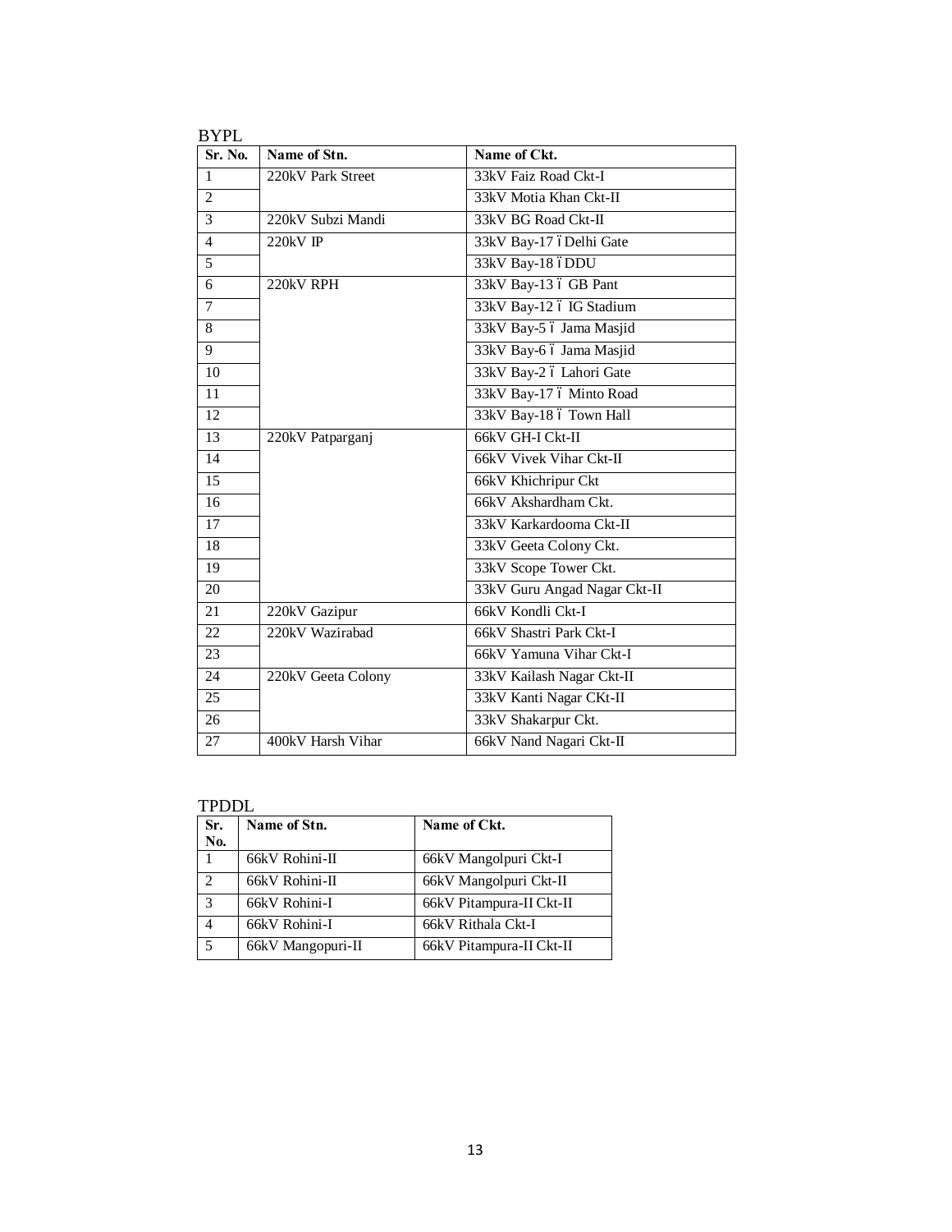BYPL

| Sr. No. | Name of Stn. | Name of Ckt. |
| --- | --- | --- |
| 1 | 220kV Park Street | 33kV Faiz Road Ckt-I |
| 2 | | 33kV Motia Khan Ckt-II |
| 3 | 220kV Subzi Mandi | 33kV BG Road Ckt-II |
| 4 | 220kV IP | 33kV Bay-17 ó Delhi Gate |
| 5 | | 33kV Bay-18 ó DDU |
| 6 | 220kV RPH | 33kV Bay-13 ó GB Pant |
| 7 | | 33kV Bay-12 ó IG Stadium |
| 8 | | 33kV Bay-5 ó Jama Masjid |
| 9 | | 33kV Bay-6 ó Jama Masjid |
| 10 | | 33kV Bay-2 ó Lahori Gate |
| 11 | | 33kV Bay-17 ó Minto Road |
| 12 | | 33kV Bay-18 ó Town Hall |
| 13 | 220kV Patparganj | 66kV GH-I Ckt-II |
| 14 | | 66kV Vivek Vihar Ckt-II |
| 15 | | 66kV Khichripur Ckt |
| 16 | | 66kV Akshardham Ckt. |
| 17 | | 33kV Karkardooma Ckt-II |
| 18 | | 33kV Geeta Colony Ckt. |
| 19 | | 33kV Scope Tower Ckt. |
| 20 | | 33kV Guru Angad Nagar Ckt-II |
| 21 | 220kV Gazipur | 66kV Kondli Ckt-I |
| 22 | 220kV Wazirabad | 66kV Shastri Park Ckt-I |
| 23 | | 66kV Yamuna Vihar Ckt-I |
| 24 | 220kV Geeta Colony | 33kV Kailash Nagar Ckt-II |
| 25 | | 33kV Kanti Nagar CKt-II |
| 26 | | 33kV Shakarpur Ckt. |
| 27 | 400kV Harsh Vihar | 66kV Nand Nagari Ckt-II |

TPDDL

| Sr. No. | Name of Stn. | Name of Ckt. |
| --- | --- | --- |
| 1 | 66kV Rohini-II | 66kV Mangolpuri Ckt-I |
| 2 | 66kV Rohini-II | 66kV Mangolpuri Ckt-II |
| 3 | 66kV Rohini-I | 66kV Pitampura-II Ckt-II |
| 4 | 66kV Rohini-I | 66kV Rithala Ckt-I |
| 5 | 66kV Mangopuri-II | 66kV Pitampura-II Ckt-II |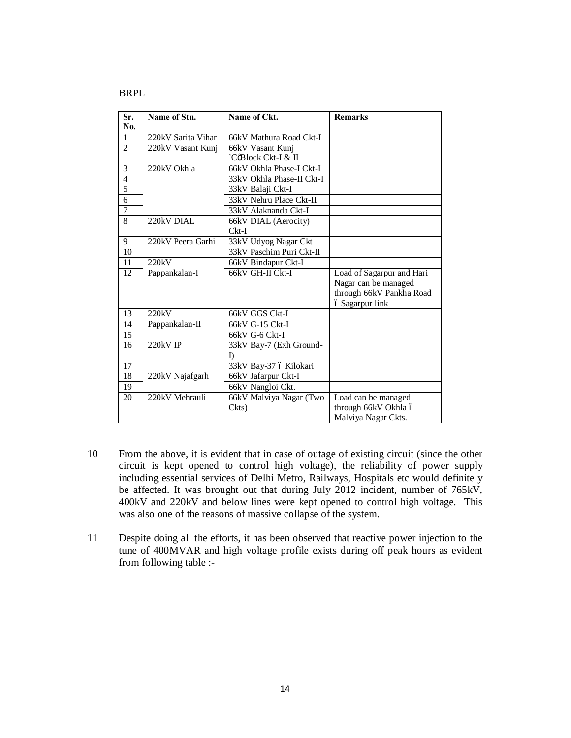BRPL

| Sr. No. | Name of Stn. | Name of Ckt. | Remarks |
|---|---|---|---|
| 1 | 220kV Sarita Vihar | 66kV Mathura Road Ckt-I | |
| 2 | 220kV Vasant Kunj | 66kV Vasant Kunj `C' Block Ckt-I & II | |
| 3 | 220kV Okhla | 66kV Okhla Phase-I Ckt-I | |
| 4 | | 33kV Okhla Phase-II Ckt-I | |
| 5 | | 33kV Balaji Ckt-I | |
| 6 | | 33kV Nehru Place Ckt-II | |
| 7 | | 33kV Alaknanda Ckt-I | |
| 8 | 220kV DIAL | 66kV DIAL (Aerocity) Ckt-I | |
| 9 | 220kV Peera Garhi | 33kV Udyog Nagar Ckt | |
| 10 | | 33kV Paschim Puri Ckt-II | |
| 11 | 220kV Pappankalan-I | 66kV Bindapur Ckt-I | |
| 12 | | 66kV GH-II Ckt-I | Load of Sagarpur and Hari Nagar can be managed through 66kV Pankha Road – Sagarpur link |
| 13 | 220kV Pappankalan-II | 66kV GGS Ckt-I | |
| 14 | | 66kV G-15 Ckt-I | |
| 15 | | 66kV G-6 Ckt-I | |
| 16 | 220kV IP | 33kV Bay-7 (Exh Ground-I) | |
| 17 | | 33kV Bay-37 – Kilokari | |
| 18 | 220kV Najafgarh | 66kV Jafarpur Ckt-I | |
| 19 | | 66kV Nangloi Ckt. | |
| 20 | 220kV Mehrauli | 66kV Malviya Nagar (Two Ckts) | Load can be managed through 66kV Okhla – Malviya Nagar Ckts. |

10 From the above, it is evident that in case of outage of existing circuit (since the other circuit is kept opened to control high voltage), the reliability of power supply including essential services of Delhi Metro, Railways, Hospitals etc would definitely be affected. It was brought out that during July 2012 incident, number of 765kV, 400kV and 220kV and below lines were kept opened to control high voltage. This was also one of the reasons of massive collapse of the system.

11 Despite doing all the efforts, it has been observed that reactive power injection to the tune of 400MVAR and high voltage profile exists during off peak hours as evident from following table :-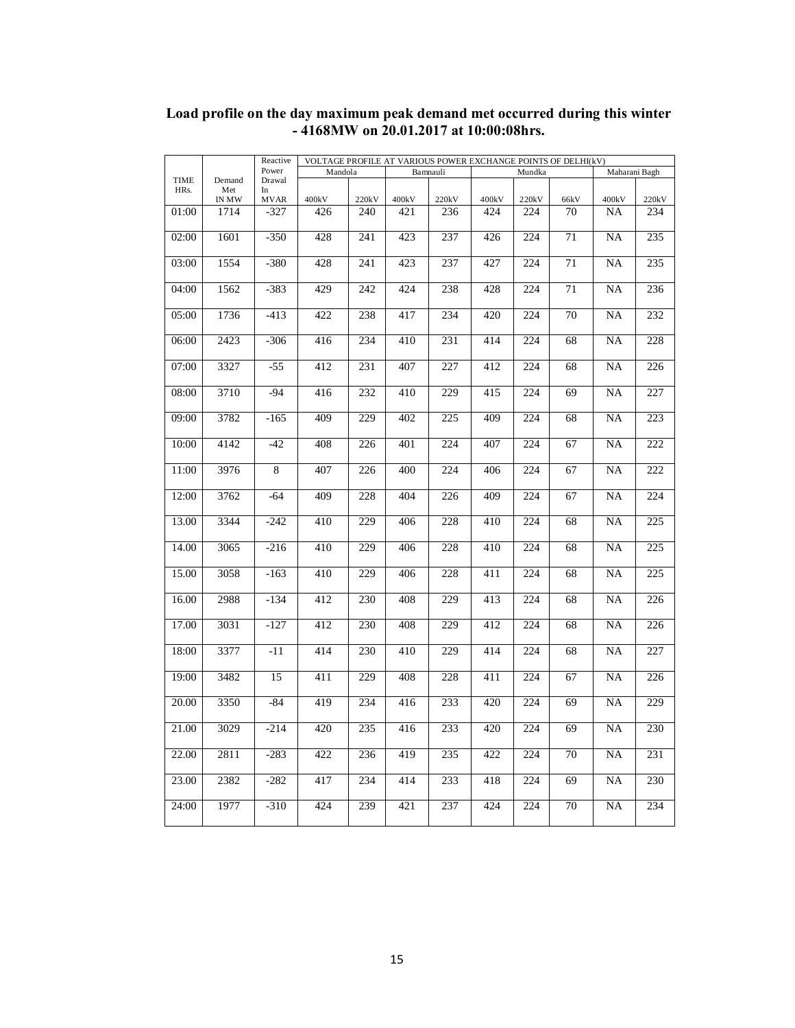**Load profile on the day maximum peak demand met occurred during this winter - 4168MW on 20.01.2017 at 10:00:08hrs.**

| TIME HRs. | Demand Met IN MW | Reactive Power Drawal In MVAR | VOLTAGE PROFILE AT VARIOUS POWER EXCHANGE POINTS OF DELHI(kV) | | | | | | | | |
|---|---|---|---|---|---|---|---|---|---|---|---|
| | | | Mandola | | Bamnauli | | Mundka | | | Maharani Bagh | |
| | | | 400kV | 220kV | 400kV | 220kV | 400kV | 220kV | 66kV | 400kV | 220kV |
| 01:00 | 1714 | -327 | 426 | 240 | 421 | 236 | 424 | 224 | 70 | NA | 234 |
| 02:00 | 1601 | -350 | 428 | 241 | 423 | 237 | 426 | 224 | 71 | NA | 235 |
| 03:00 | 1554 | -380 | 428 | 241 | 423 | 237 | 427 | 224 | 71 | NA | 235 |
| 04:00 | 1562 | -383 | 429 | 242 | 424 | 238 | 428 | 224 | 71 | NA | 236 |
| 05:00 | 1736 | -413 | 422 | 238 | 417 | 234 | 420 | 224 | 70 | NA | 232 |
| 06:00 | 2423 | -306 | 416 | 234 | 410 | 231 | 414 | 224 | 68 | NA | 228 |
| 07:00 | 3327 | -55 | 412 | 231 | 407 | 227 | 412 | 224 | 68 | NA | 226 |
| 08:00 | 3710 | -94 | 416 | 232 | 410 | 229 | 415 | 224 | 69 | NA | 227 |
| 09:00 | 3782 | -165 | 409 | 229 | 402 | 225 | 409 | 224 | 68 | NA | 223 |
| 10:00 | 4142 | -42 | 408 | 226 | 401 | 224 | 407 | 224 | 67 | NA | 222 |
| 11:00 | 3976 | 8 | 407 | 226 | 400 | 224 | 406 | 224 | 67 | NA | 222 |
| 12:00 | 3762 | -64 | 409 | 228 | 404 | 226 | 409 | 224 | 67 | NA | 224 |
| 13.00 | 3344 | -242 | 410 | 229 | 406 | 228 | 410 | 224 | 68 | NA | 225 |
| 14.00 | 3065 | -216 | 410 | 229 | 406 | 228 | 410 | 224 | 68 | NA | 225 |
| 15.00 | 3058 | -163 | 410 | 229 | 406 | 228 | 411 | 224 | 68 | NA | 225 |
| 16.00 | 2988 | -134 | 412 | 230 | 408 | 229 | 413 | 224 | 68 | NA | 226 |
| 17.00 | 3031 | -127 | 412 | 230 | 408 | 229 | 412 | 224 | 68 | NA | 226 |
| 18:00 | 3377 | -11 | 414 | 230 | 410 | 229 | 414 | 224 | 68 | NA | 227 |
| 19:00 | 3482 | 15 | 411 | 229 | 408 | 228 | 411 | 224 | 67 | NA | 226 |
| 20.00 | 3350 | -84 | 419 | 234 | 416 | 233 | 420 | 224 | 69 | NA | 229 |
| 21.00 | 3029 | -214 | 420 | 235 | 416 | 233 | 420 | 224 | 69 | NA | 230 |
| 22.00 | 2811 | -283 | 422 | 236 | 419 | 235 | 422 | 224 | 70 | NA | 231 |
| 23.00 | 2382 | -282 | 417 | 234 | 414 | 233 | 418 | 224 | 69 | NA | 230 |
| 24:00 | 1977 | -310 | 424 | 239 | 421 | 237 | 424 | 224 | 70 | NA | 234 |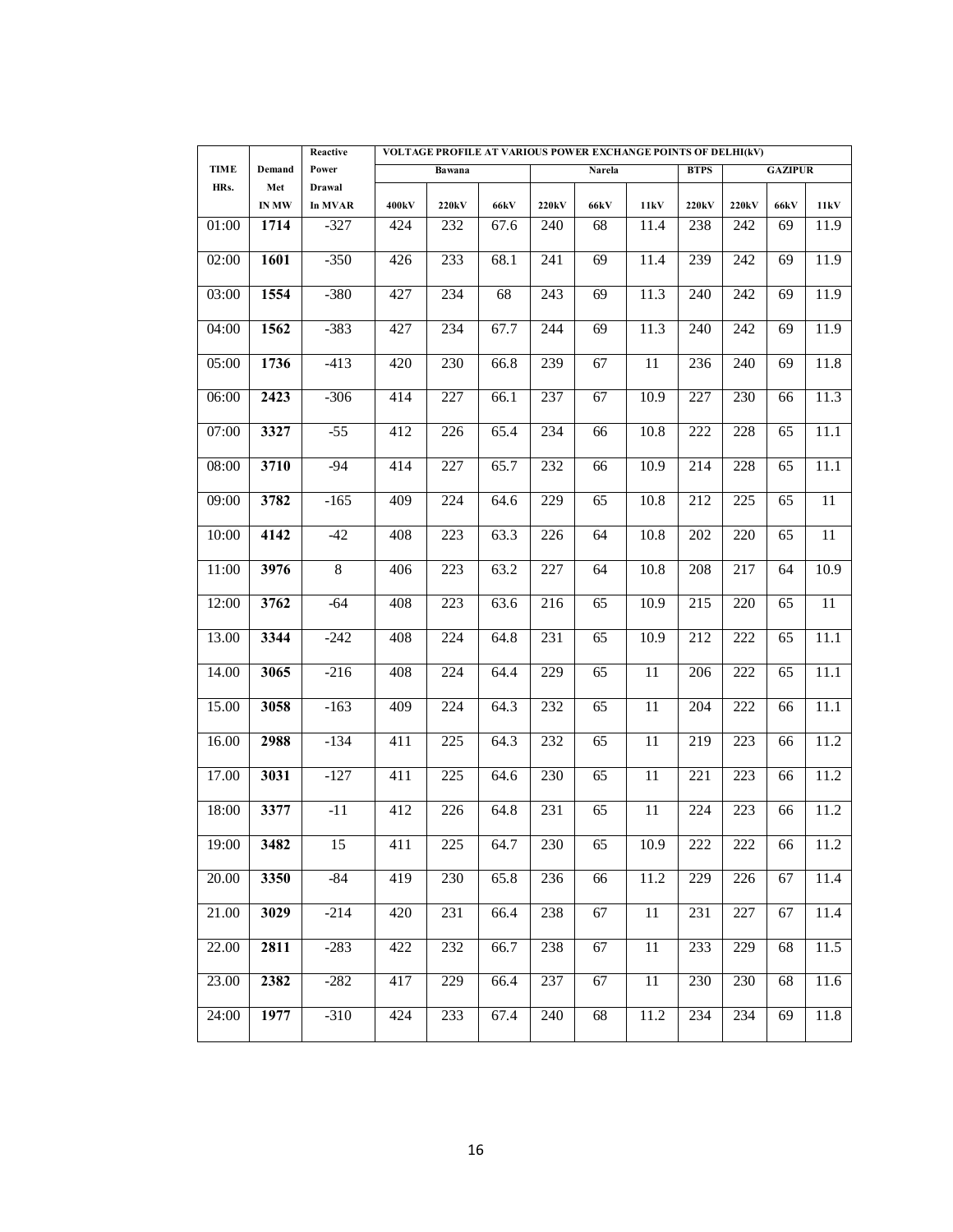| TIME HRs. | Demand Met IN MW | Reactive Power Drawal In MVAR | VOLTAGE PROFILE AT VARIOUS POWER EXCHANGE POINTS OF DELHI(kV) | | | | | | | | | |
|---|---|---|---|---|---|---|---|---|---|---|---|---|
| | | | Bawana | | | Narela | | | BTPS | GAZIPUR | | |
| | | | 400kV | 220kV | 66kV | 220kV | 66kV | 11kV | 220kV | 220kV | 66kV | 11kV |
| 01:00 | **1714** | -327 | 424 | 232 | 67.6 | 240 | 68 | 11.4 | 238 | 242 | 69 | 11.9 |
| 02:00 | **1601** | -350 | 426 | 233 | 68.1 | 241 | 69 | 11.4 | 239 | 242 | 69 | 11.9 |
| 03:00 | **1554** | -380 | 427 | 234 | 68 | 243 | 69 | 11.3 | 240 | 242 | 69 | 11.9 |
| 04:00 | **1562** | -383 | 427 | 234 | 67.7 | 244 | 69 | 11.3 | 240 | 242 | 69 | 11.9 |
| 05:00 | **1736** | -413 | 420 | 230 | 66.8 | 239 | 67 | 11 | 236 | 240 | 69 | 11.8 |
| 06:00 | **2423** | -306 | 414 | 227 | 66.1 | 237 | 67 | 10.9 | 227 | 230 | 66 | 11.3 |
| 07:00 | **3327** | -55 | 412 | 226 | 65.4 | 234 | 66 | 10.8 | 222 | 228 | 65 | 11.1 |
| 08:00 | **3710** | -94 | 414 | 227 | 65.7 | 232 | 66 | 10.9 | 214 | 228 | 65 | 11.1 |
| 09:00 | **3782** | -165 | 409 | 224 | 64.6 | 229 | 65 | 10.8 | 212 | 225 | 65 | 11 |
| 10:00 | **4142** | -42 | 408 | 223 | 63.3 | 226 | 64 | 10.8 | 202 | 220 | 65 | 11 |
| 11:00 | **3976** | 8 | 406 | 223 | 63.2 | 227 | 64 | 10.8 | 208 | 217 | 64 | 10.9 |
| 12:00 | **3762** | -64 | 408 | 223 | 63.6 | 216 | 65 | 10.9 | 215 | 220 | 65 | 11 |
| 13.00 | **3344** | -242 | 408 | 224 | 64.8 | 231 | 65 | 10.9 | 212 | 222 | 65 | 11.1 |
| 14.00 | **3065** | -216 | 408 | 224 | 64.4 | 229 | 65 | 11 | 206 | 222 | 65 | 11.1 |
| 15.00 | **3058** | -163 | 409 | 224 | 64.3 | 232 | 65 | 11 | 204 | 222 | 66 | 11.1 |
| 16.00 | **2988** | -134 | 411 | 225 | 64.3 | 232 | 65 | 11 | 219 | 223 | 66 | 11.2 |
| 17.00 | **3031** | -127 | 411 | 225 | 64.6 | 230 | 65 | 11 | 221 | 223 | 66 | 11.2 |
| 18:00 | **3377** | -11 | 412 | 226 | 64.8 | 231 | 65 | 11 | 224 | 223 | 66 | 11.2 |
| 19:00 | **3482** | 15 | 411 | 225 | 64.7 | 230 | 65 | 10.9 | 222 | 222 | 66 | 11.2 |
| 20.00 | **3350** | -84 | 419 | 230 | 65.8 | 236 | 66 | 11.2 | 229 | 226 | 67 | 11.4 |
| 21.00 | **3029** | -214 | 420 | 231 | 66.4 | 238 | 67 | 11 | 231 | 227 | 67 | 11.4 |
| 22.00 | **2811** | -283 | 422 | 232 | 66.7 | 238 | 67 | 11 | 233 | 229 | 68 | 11.5 |
| 23.00 | **2382** | -282 | 417 | 229 | 66.4 | 237 | 67 | 11 | 230 | 230 | 68 | 11.6 |
| 24:00 | **1977** | -310 | 424 | 233 | 67.4 | 240 | 68 | 11.2 | 234 | 234 | 69 | 11.8 |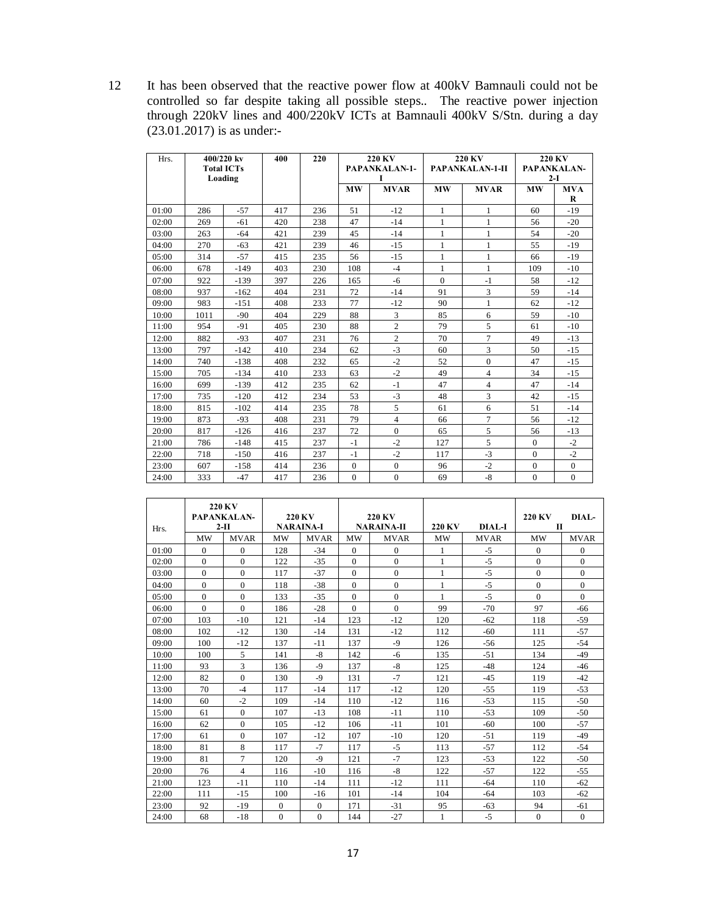12 It has been observed that the reactive power flow at 400kV Bamnauli could not be controlled so far despite taking all possible steps.. The reactive power injection through 220kV lines and 400/220kV ICTs at Bamnauli 400kV S/Stn. during a day (23.01.2017) is as under:-

| Hrs. | 400/220 kv Total ICTs Loading | | 400 | 220 | 220 KV PAPANKALAN-1-I | | 220 KV PAPANKALAN-1-II | | 220 KV PAPANKALAN-2-I | |
|---|---|---|---|---|---|---|---|---|---|---|
| | | | | | MW | MVAR | MW | MVAR | MW | MVAR |
| 01:00 | 286 | -57 | 417 | 236 | 51 | -12 | 1 | 1 | 60 | -19 |
| 02:00 | 269 | -61 | 420 | 238 | 47 | -14 | 1 | 1 | 56 | -20 |
| 03:00 | 263 | -64 | 421 | 239 | 45 | -14 | 1 | 1 | 54 | -20 |
| 04:00 | 270 | -63 | 421 | 239 | 46 | -15 | 1 | 1 | 55 | -19 |
| 05:00 | 314 | -57 | 415 | 235 | 56 | -15 | 1 | 1 | 66 | -19 |
| 06:00 | 678 | -149 | 403 | 230 | 108 | -4 | 1 | 1 | 109 | -10 |
| 07:00 | 922 | -139 | 397 | 226 | 165 | -6 | 0 | -1 | 58 | -12 |
| 08:00 | 937 | -162 | 404 | 231 | 72 | -14 | 91 | 3 | 59 | -14 |
| 09:00 | 983 | -151 | 408 | 233 | 77 | -12 | 90 | 1 | 62 | -12 |
| 10:00 | 1011 | -90 | 404 | 229 | 88 | 3 | 85 | 6 | 59 | -10 |
| 11:00 | 954 | -91 | 405 | 230 | 88 | 2 | 79 | 5 | 61 | -10 |
| 12:00 | 882 | -93 | 407 | 231 | 76 | 2 | 70 | 7 | 49 | -13 |
| 13:00 | 797 | -142 | 410 | 234 | 62 | -3 | 60 | 3 | 50 | -15 |
| 14:00 | 740 | -138 | 408 | 232 | 65 | -2 | 52 | 0 | 47 | -15 |
| 15:00 | 705 | -134 | 410 | 233 | 63 | -2 | 49 | 4 | 34 | -15 |
| 16:00 | 699 | -139 | 412 | 235 | 62 | -1 | 47 | 4 | 47 | -14 |
| 17:00 | 735 | -120 | 412 | 234 | 53 | -3 | 48 | 3 | 42 | -15 |
| 18:00 | 815 | -102 | 414 | 235 | 78 | 5 | 61 | 6 | 51 | -14 |
| 19:00 | 873 | -93 | 408 | 231 | 79 | 4 | 66 | 7 | 56 | -12 |
| 20:00 | 817 | -126 | 416 | 237 | 72 | 0 | 65 | 5 | 56 | -13 |
| 21:00 | 786 | -148 | 415 | 237 | -1 | -2 | 127 | 5 | 0 | -2 |
| 22:00 | 718 | -150 | 416 | 237 | -1 | -2 | 117 | -3 | 0 | -2 |
| 23:00 | 607 | -158 | 414 | 236 | 0 | 0 | 96 | -2 | 0 | 0 |
| 24:00 | 333 | -47 | 417 | 236 | 0 | 0 | 69 | -8 | 0 | 0 |

| Hrs. | 220 KV PAPANKALAN-2-II | | 220 KV NARAINA-I | | 220 KV NARAINA-II | | 220 KV DIAL-I | | 220 KV DIAL-II | |
|---|---|---|---|---|---|---|---|---|---|---|
| | MW | MVAR | MW | MVAR | MW | MVAR | MW | MVAR | MW | MVAR |
| 01:00 | 0 | 0 | 128 | -34 | 0 | 0 | 1 | -5 | 0 | 0 |
| 02:00 | 0 | 0 | 122 | -35 | 0 | 0 | 1 | -5 | 0 | 0 |
| 03:00 | 0 | 0 | 117 | -37 | 0 | 0 | 1 | -5 | 0 | 0 |
| 04:00 | 0 | 0 | 118 | -38 | 0 | 0 | 1 | -5 | 0 | 0 |
| 05:00 | 0 | 0 | 133 | -35 | 0 | 0 | 1 | -5 | 0 | 0 |
| 06:00 | 0 | 0 | 186 | -28 | 0 | 0 | 99 | -70 | 97 | -66 |
| 07:00 | 103 | -10 | 121 | -14 | 123 | -12 | 120 | -62 | 118 | -59 |
| 08:00 | 102 | -12 | 130 | -14 | 131 | -12 | 112 | -60 | 111 | -57 |
| 09:00 | 100 | -12 | 137 | -11 | 137 | -9 | 126 | -56 | 125 | -54 |
| 10:00 | 100 | 5 | 141 | -8 | 142 | -6 | 135 | -51 | 134 | -49 |
| 11:00 | 93 | 3 | 136 | -9 | 137 | -8 | 125 | -48 | 124 | -46 |
| 12:00 | 82 | 0 | 130 | -9 | 131 | -7 | 121 | -45 | 119 | -42 |
| 13:00 | 70 | -4 | 117 | -14 | 117 | -12 | 120 | -55 | 119 | -53 |
| 14:00 | 60 | -2 | 109 | -14 | 110 | -12 | 116 | -53 | 115 | -50 |
| 15:00 | 61 | 0 | 107 | -13 | 108 | -11 | 110 | -53 | 109 | -50 |
| 16:00 | 62 | 0 | 105 | -12 | 106 | -11 | 101 | -60 | 100 | -57 |
| 17:00 | 61 | 0 | 107 | -12 | 107 | -10 | 120 | -51 | 119 | -49 |
| 18:00 | 81 | 8 | 117 | -7 | 117 | -5 | 113 | -57 | 112 | -54 |
| 19:00 | 81 | 7 | 120 | -9 | 121 | -7 | 123 | -53 | 122 | -50 |
| 20:00 | 76 | 4 | 116 | -10 | 116 | -8 | 122 | -57 | 122 | -55 |
| 21:00 | 123 | -11 | 110 | -14 | 111 | -12 | 111 | -64 | 110 | -62 |
| 22:00 | 111 | -15 | 100 | -16 | 101 | -14 | 104 | -64 | 103 | -62 |
| 23:00 | 92 | -19 | 0 | 0 | 171 | -31 | 95 | -63 | 94 | -61 |
| 24:00 | 68 | -18 | 0 | 0 | 144 | -27 | 1 | -5 | 0 | 0 |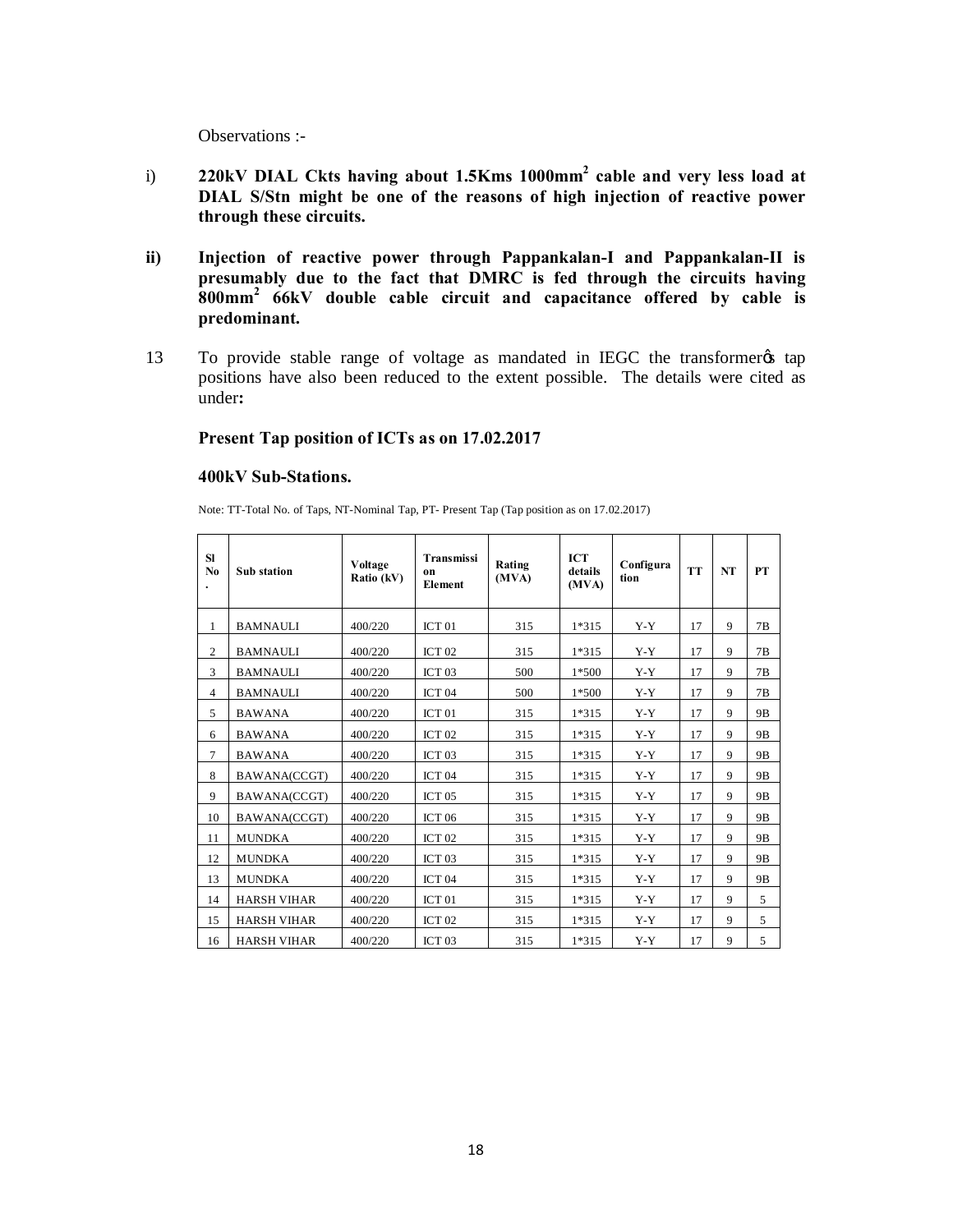Observations :-

i) **220kV DIAL Ckts having about 1.5Kms 1000mm$^2$ cable and very less load at DIAL S/Stn might be one of the reasons of high injection of reactive power through these circuits.**

**ii) Injection of reactive power through Pappankalan-I and Pappankalan-II is presumably due to the fact that DMRC is fed through the circuits having 800mm$^2$ 66kV double cable circuit and capacitance offered by cable is predominant.**

13 To provide stable range of voltage as mandated in IEGC the transformerøs tap positions have also been reduced to the extent possible. The details were cited as under**:**

**Present Tap position of ICTs as on 17.02.2017**

**400kV Sub-Stations.**

Note: TT-Total No. of Taps, NT-Nominal Tap, PT- Present Tap (Tap position as on 17.02.2017)

| Sl No. | Sub station | Voltage Ratio (kV) | Transmission Element | Rating (MVA) | ICT details (MVA) | Configuration | TT | NT | PT |
|---|---|---|---|---|---|---|---|---|---|
| 1 | BAMNAULI | 400/220 | ICT 01 | 315 | 1*315 | Y-Y | 17 | 9 | 7B |
| 2 | BAMNAULI | 400/220 | ICT 02 | 315 | 1*315 | Y-Y | 17 | 9 | 7B |
| 3 | BAMNAULI | 400/220 | ICT 03 | 500 | 1*500 | Y-Y | 17 | 9 | 7B |
| 4 | BAMNAULI | 400/220 | ICT 04 | 500 | 1*500 | Y-Y | 17 | 9 | 7B |
| 5 | BAWANA | 400/220 | ICT 01 | 315 | 1*315 | Y-Y | 17 | 9 | 9B |
| 6 | BAWANA | 400/220 | ICT 02 | 315 | 1*315 | Y-Y | 17 | 9 | 9B |
| 7 | BAWANA | 400/220 | ICT 03 | 315 | 1*315 | Y-Y | 17 | 9 | 9B |
| 8 | BAWANA(CCGT) | 400/220 | ICT 04 | 315 | 1*315 | Y-Y | 17 | 9 | 9B |
| 9 | BAWANA(CCGT) | 400/220 | ICT 05 | 315 | 1*315 | Y-Y | 17 | 9 | 9B |
| 10 | BAWANA(CCGT) | 400/220 | ICT 06 | 315 | 1*315 | Y-Y | 17 | 9 | 9B |
| 11 | MUNDKA | 400/220 | ICT 02 | 315 | 1*315 | Y-Y | 17 | 9 | 9B |
| 12 | MUNDKA | 400/220 | ICT 03 | 315 | 1*315 | Y-Y | 17 | 9 | 9B |
| 13 | MUNDKA | 400/220 | ICT 04 | 315 | 1*315 | Y-Y | 17 | 9 | 9B |
| 14 | HARSH VIHAR | 400/220 | ICT 01 | 315 | 1*315 | Y-Y | 17 | 9 | 5 |
| 15 | HARSH VIHAR | 400/220 | ICT 02 | 315 | 1*315 | Y-Y | 17 | 9 | 5 |
| 16 | HARSH VIHAR | 400/220 | ICT 03 | 315 | 1*315 | Y-Y | 17 | 9 | 5 |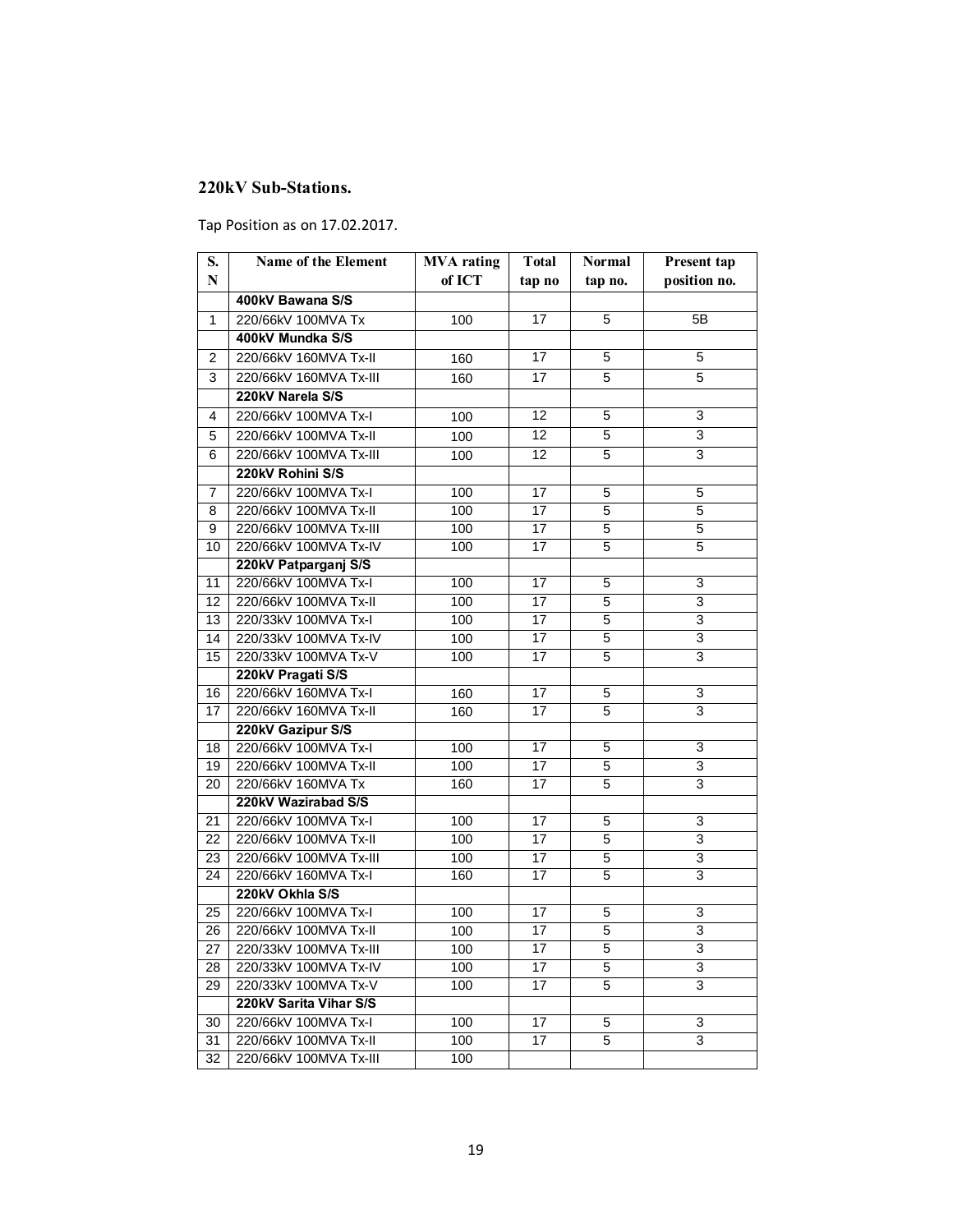### 220kV Sub-Stations.

Tap Position as on 17.02.2017.

| S. N | Name of the Element | MVA rating of ICT | Total tap no | Normal tap no. | Present tap position no. |
|---|---|---|---|---|---|
| | **400kV Bawana S/S** | | | | |
| 1 | 220/66kV 100MVA Tx | 100 | 17 | 5 | 5B |
| | **400kV Mundka S/S** | | | | |
| 2 | 220/66kV 160MVA Tx-II | 160 | 17 | 5 | 5 |
| 3 | 220/66kV 160MVA Tx-III | 160 | 17 | 5 | 5 |
| | **220kV Narela S/S** | | | | |
| 4 | 220/66kV 100MVA Tx-I | 100 | 12 | 5 | 3 |
| 5 | 220/66kV 100MVA Tx-II | 100 | 12 | 5 | 3 |
| 6 | 220/66kV 100MVA Tx-III | 100 | 12 | 5 | 3 |
| | **220kV Rohini S/S** | | | | |
| 7 | 220/66kV 100MVA Tx-I | 100 | 17 | 5 | 5 |
| 8 | 220/66kV 100MVA Tx-II | 100 | 17 | 5 | 5 |
| 9 | 220/66kV 100MVA Tx-III | 100 | 17 | 5 | 5 |
| 10 | 220/66kV 100MVA Tx-IV | 100 | 17 | 5 | 5 |
| | **220kV Patparganj S/S** | | | | |
| 11 | 220/66kV 100MVA Tx-I | 100 | 17 | 5 | 3 |
| 12 | 220/66kV 100MVA Tx-II | 100 | 17 | 5 | 3 |
| 13 | 220/33kV 100MVA Tx-I | 100 | 17 | 5 | 3 |
| 14 | 220/33kV 100MVA Tx-IV | 100 | 17 | 5 | 3 |
| 15 | 220/33kV 100MVA Tx-V | 100 | 17 | 5 | 3 |
| | **220kV Pragati S/S** | | | | |
| 16 | 220/66kV 160MVA Tx-I | 160 | 17 | 5 | 3 |
| 17 | 220/66kV 160MVA Tx-II | 160 | 17 | 5 | 3 |
| | **220kV Gazipur S/S** | | | | |
| 18 | 220/66kV 100MVA Tx-I | 100 | 17 | 5 | 3 |
| 19 | 220/66kV 100MVA Tx-II | 100 | 17 | 5 | 3 |
| 20 | 220/66kV 160MVA Tx | 160 | 17 | 5 | 3 |
| | **220kV Wazirabad S/S** | | | | |
| 21 | 220/66kV 100MVA Tx-I | 100 | 17 | 5 | 3 |
| 22 | 220/66kV 100MVA Tx-II | 100 | 17 | 5 | 3 |
| 23 | 220/66kV 100MVA Tx-III | 100 | 17 | 5 | 3 |
| 24 | 220/66kV 160MVA Tx-I | 160 | 17 | 5 | 3 |
| | **220kV Okhla S/S** | | | | |
| 25 | 220/66kV 100MVA Tx-I | 100 | 17 | 5 | 3 |
| 26 | 220/66kV 100MVA Tx-II | 100 | 17 | 5 | 3 |
| 27 | 220/33kV 100MVA Tx-III | 100 | 17 | 5 | 3 |
| 28 | 220/33kV 100MVA Tx-IV | 100 | 17 | 5 | 3 |
| 29 | 220/33kV 100MVA Tx-V | 100 | 17 | 5 | 3 |
| | **220kV Sarita Vihar S/S** | | | | |
| 30 | 220/66kV 100MVA Tx-I | 100 | 17 | 5 | 3 |
| 31 | 220/66kV 100MVA Tx-II | 100 | 17 | 5 | 3 |
| 32 | 220/66kV 100MVA Tx-III | 100 | | | |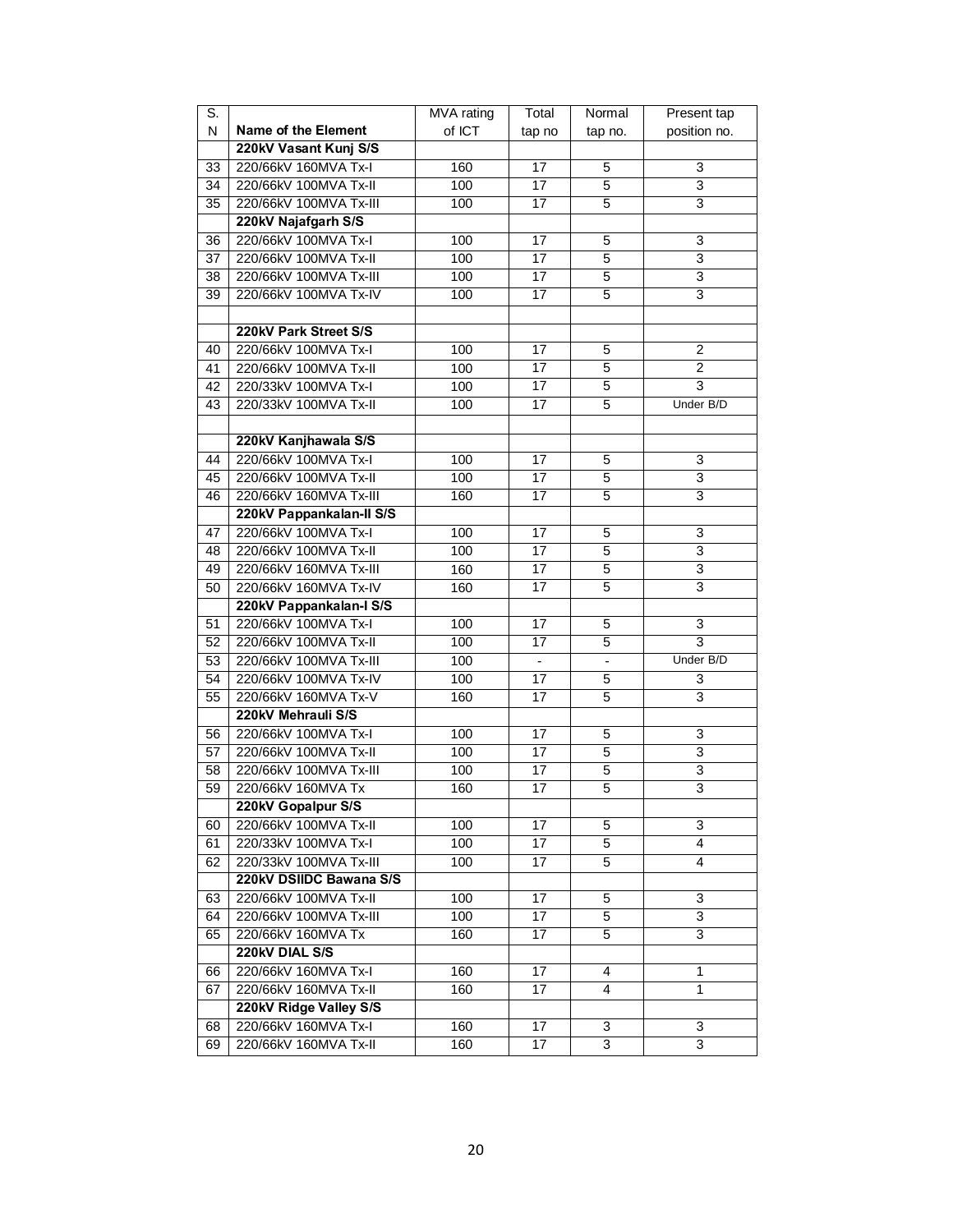| S. N | Name of the Element | MVA rating of ICT | Total tap no | Normal tap no. | Present tap position no. |
|---|---|---|---|---|---|
| | **220kV Vasant Kunj S/S** | | | | |
| 33 | 220/66kV 160MVA Tx-I | 160 | 17 | 5 | 3 |
| 34 | 220/66kV 100MVA Tx-II | 100 | 17 | 5 | 3 |
| 35 | 220/66kV 100MVA Tx-III | 100 | 17 | 5 | 3 |
| | **220kV Najafgarh S/S** | | | | |
| 36 | 220/66kV 100MVA Tx-I | 100 | 17 | 5 | 3 |
| 37 | 220/66kV 100MVA Tx-II | 100 | 17 | 5 | 3 |
| 38 | 220/66kV 100MVA Tx-III | 100 | 17 | 5 | 3 |
| 39 | 220/66kV 100MVA Tx-IV | 100 | 17 | 5 | 3 |
| | | | | | |
| | **220kV Park Street S/S** | | | | |
| 40 | 220/66kV 100MVA Tx-I | 100 | 17 | 5 | 2 |
| 41 | 220/66kV 100MVA Tx-II | 100 | 17 | 5 | 2 |
| 42 | 220/33kV 100MVA Tx-I | 100 | 17 | 5 | 3 |
| 43 | 220/33kV 100MVA Tx-II | 100 | 17 | 5 | Under B/D |
| | | | | | |
| | **220kV Kanjhawala S/S** | | | | |
| 44 | 220/66kV 100MVA Tx-I | 100 | 17 | 5 | 3 |
| 45 | 220/66kV 100MVA Tx-II | 100 | 17 | 5 | 3 |
| 46 | 220/66kV 160MVA Tx-III | 160 | 17 | 5 | 3 |
| | **220kV Pappankalan-II S/S** | | | | |
| 47 | 220/66kV 100MVA Tx-I | 100 | 17 | 5 | 3 |
| 48 | 220/66kV 100MVA Tx-II | 100 | 17 | 5 | 3 |
| 49 | 220/66kV 160MVA Tx-III | 160 | 17 | 5 | 3 |
| 50 | 220/66kV 160MVA Tx-IV | 160 | 17 | 5 | 3 |
| | **220kV Pappankalan-I S/S** | | | | |
| 51 | 220/66kV 100MVA Tx-I | 100 | 17 | 5 | 3 |
| 52 | 220/66kV 100MVA Tx-II | 100 | 17 | 5 | 3 |
| 53 | 220/66kV 100MVA Tx-III | 100 | - | - | Under B/D |
| 54 | 220/66kV 100MVA Tx-IV | 100 | 17 | 5 | 3 |
| 55 | 220/66kV 160MVA Tx-V | 160 | 17 | 5 | 3 |
| | **220kV Mehrauli S/S** | | | | |
| 56 | 220/66kV 100MVA Tx-I | 100 | 17 | 5 | 3 |
| 57 | 220/66kV 100MVA Tx-II | 100 | 17 | 5 | 3 |
| 58 | 220/66kV 100MVA Tx-III | 100 | 17 | 5 | 3 |
| 59 | 220/66kV 160MVA Tx | 160 | 17 | 5 | 3 |
| | **220kV Gopalpur S/S** | | | | |
| 60 | 220/66kV 100MVA Tx-II | 100 | 17 | 5 | 3 |
| 61 | 220/33kV 100MVA Tx-I | 100 | 17 | 5 | 4 |
| 62 | 220/33kV 100MVA Tx-III | 100 | 17 | 5 | 4 |
| | **220kV DSIIDC Bawana S/S** | | | | |
| 63 | 220/66kV 100MVA Tx-II | 100 | 17 | 5 | 3 |
| 64 | 220/66kV 100MVA Tx-III | 100 | 17 | 5 | 3 |
| 65 | 220/66kV 160MVA Tx | 160 | 17 | 5 | 3 |
| | **220kV DIAL S/S** | | | | |
| 66 | 220/66kV 160MVA Tx-I | 160 | 17 | 4 | 1 |
| 67 | 220/66kV 160MVA Tx-II | 160 | 17 | 4 | 1 |
| | **220kV Ridge Valley S/S** | | | | |
| 68 | 220/66kV 160MVA Tx-I | 160 | 17 | 3 | 3 |
| 69 | 220/66kV 160MVA Tx-II | 160 | 17 | 3 | 3 |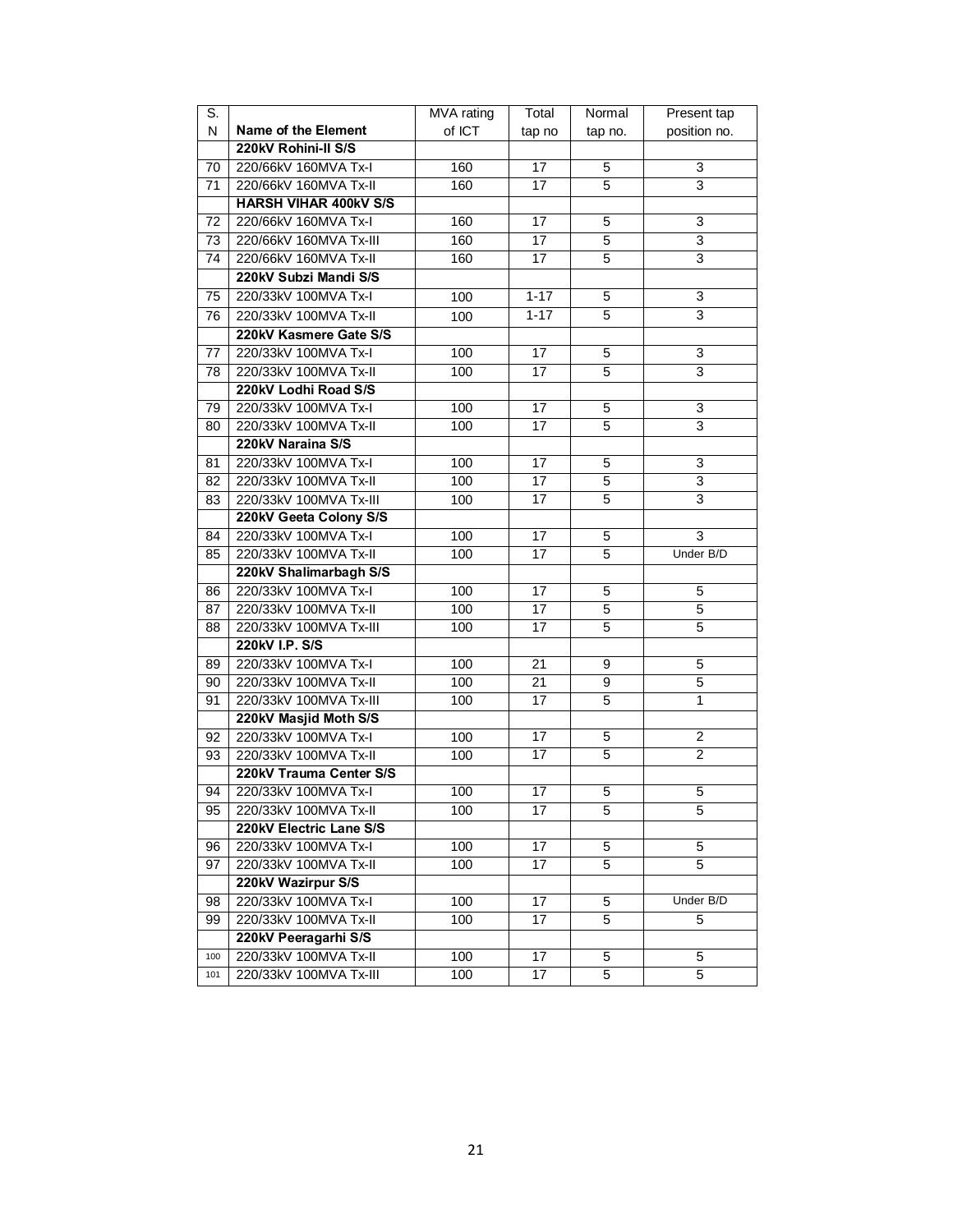| S. N | Name of the Element | MVA rating of ICT | Total tap no | Normal tap no. | Present tap position no. |
|---|---|---|---|---|---|
| | **220kV Rohini-II S/S** | | | | |
| 70 | 220/66kV 160MVA Tx-I | 160 | 17 | 5 | 3 |
| 71 | 220/66kV 160MVA Tx-II | 160 | 17 | 5 | 3 |
| | **HARSH VIHAR 400kV S/S** | | | | |
| 72 | 220/66kV 160MVA Tx-I | 160 | 17 | 5 | 3 |
| 73 | 220/66kV 160MVA Tx-III | 160 | 17 | 5 | 3 |
| 74 | 220/66kV 160MVA Tx-II | 160 | 17 | 5 | 3 |
| | **220kV Subzi Mandi S/S** | | | | |
| 75 | 220/33kV 100MVA Tx-I | 100 | 1-17 | 5 | 3 |
| 76 | 220/33kV 100MVA Tx-II | 100 | 1-17 | 5 | 3 |
| | **220kV Kasmere Gate S/S** | | | | |
| 77 | 220/33kV 100MVA Tx-I | 100 | 17 | 5 | 3 |
| 78 | 220/33kV 100MVA Tx-II | 100 | 17 | 5 | 3 |
| | **220kV Lodhi Road S/S** | | | | |
| 79 | 220/33kV 100MVA Tx-I | 100 | 17 | 5 | 3 |
| 80 | 220/33kV 100MVA Tx-II | 100 | 17 | 5 | 3 |
| | **220kV Naraina S/S** | | | | |
| 81 | 220/33kV 100MVA Tx-I | 100 | 17 | 5 | 3 |
| 82 | 220/33kV 100MVA Tx-II | 100 | 17 | 5 | 3 |
| 83 | 220/33kV 100MVA Tx-III | 100 | 17 | 5 | 3 |
| | **220kV Geeta Colony S/S** | | | | |
| 84 | 220/33kV 100MVA Tx-I | 100 | 17 | 5 | 3 |
| 85 | 220/33kV 100MVA Tx-II | 100 | 17 | 5 | Under B/D |
| | **220kV Shalimarbagh S/S** | | | | |
| 86 | 220/33kV 100MVA Tx-I | 100 | 17 | 5 | 5 |
| 87 | 220/33kV 100MVA Tx-II | 100 | 17 | 5 | 5 |
| 88 | 220/33kV 100MVA Tx-III | 100 | 17 | 5 | 5 |
| | **220kV I.P. S/S** | | | | |
| 89 | 220/33kV 100MVA Tx-I | 100 | 21 | 9 | 5 |
| 90 | 220/33kV 100MVA Tx-II | 100 | 21 | 9 | 5 |
| 91 | 220/33kV 100MVA Tx-III | 100 | 17 | 5 | 1 |
| | **220kV Masjid Moth S/S** | | | | |
| 92 | 220/33kV 100MVA Tx-I | 100 | 17 | 5 | 2 |
| 93 | 220/33kV 100MVA Tx-II | 100 | 17 | 5 | 2 |
| | **220kV Trauma Center S/S** | | | | |
| 94 | 220/33kV 100MVA Tx-I | 100 | 17 | 5 | 5 |
| 95 | 220/33kV 100MVA Tx-II | 100 | 17 | 5 | 5 |
| | **220kV Electric Lane S/S** | | | | |
| 96 | 220/33kV 100MVA Tx-I | 100 | 17 | 5 | 5 |
| 97 | 220/33kV 100MVA Tx-II | 100 | 17 | 5 | 5 |
| | **220kV Wazirpur S/S** | | | | |
| 98 | 220/33kV 100MVA Tx-I | 100 | 17 | 5 | Under B/D |
| 99 | 220/33kV 100MVA Tx-II | 100 | 17 | 5 | 5 |
| | **220kV Peeragarhi S/S** | | | | |
| 100 | 220/33kV 100MVA Tx-II | 100 | 17 | 5 | 5 |
| 101 | 220/33kV 100MVA Tx-III | 100 | 17 | 5 | 5 |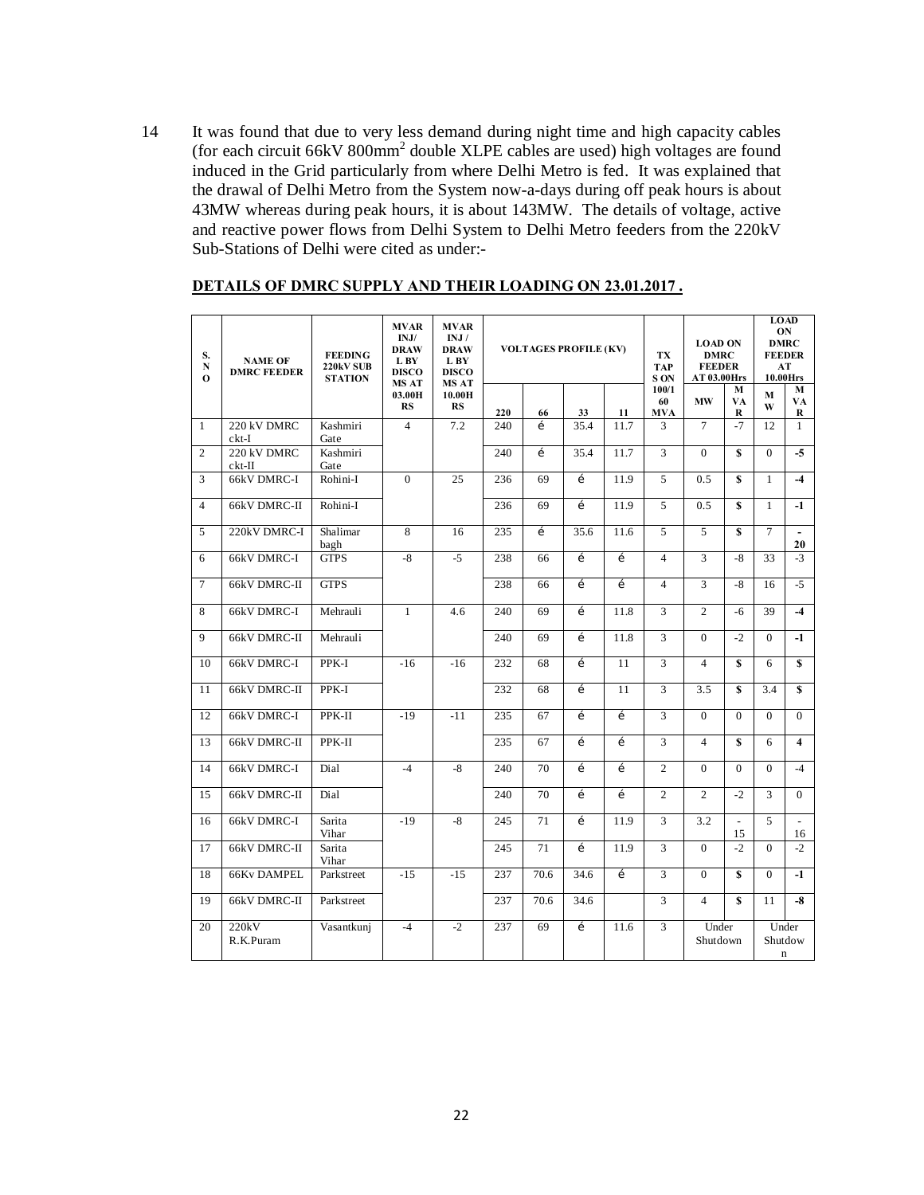14 It was found that due to very less demand during night time and high capacity cables (for each circuit 66kV 800mm[2] double XLPE cables are used) high voltages are found induced in the Grid particularly from where Delhi Metro is fed. It was explained that the drawal of Delhi Metro from the System now-a-days during off peak hours is about 43MW whereas during peak hours, it is about 143MW. The details of voltage, active and reactive power flows from Delhi System to Delhi Metro feeders from the 220kV Sub-Stations of Delhi were cited as under:-

**DETAILS OF DMRC SUPPLY AND THEIR LOADING ON 23.01.2017 .**

| S. NO | NAME OF DMRC FEEDER | FEEDING 220kV SUB STATION | MVAR INJ/ DRAWL BY DISCOMS AT 03.00HRS | MVAR INJ / DRAWL BY DISCOMS AT 10.00HRS | VOLTAGES PROFILE (KV) | | | | TX TAPS ON 100/160 MVA | LOAD ON DMRC FEEDER AT 03.00Hrs | | LOAD ON DMRC FEEDER AT 10.00Hrs | |
|---|---|---|---|---|---|---|---|---|---|---|---|---|---|
| | | | | | 220 | 66 | 33 | 11 | | MW | MVAR | MW | MVAR |
| 1 | 220 kV DMRC ckt-I | Kashmiri Gate | 4 | 7.2 | 240 | é | 35.4 | 11.7 | 3 | 7 | -7 | 12 | 1 |
| 2 | 220 kV DMRC ckt-II | Kashmiri Gate | | | 240 | é | 35.4 | 11.7 | 3 | 0 | $ | 0 | -5 |
| 3 | 66kV DMRC-I | Rohini-I | 0 | 25 | 236 | 69 | é | 11.9 | 5 | 0.5 | $ | 1 | -4 |
| 4 | 66kV DMRC-II | Rohini-I | | | 236 | 69 | é | 11.9 | 5 | 0.5 | $ | 1 | -1 |
| 5 | 220kV DMRC-I | Shalimar bagh | 8 | 16 | 235 | é | 35.6 | 11.6 | 5 | 5 | $ | 7 | -20 |
| 6 | 66kV DMRC-I | GTPS | -8 | -5 | 238 | 66 | é | é | 4 | 3 | -8 | 33 | -3 |
| 7 | 66kV DMRC-II | GTPS | | | 238 | 66 | é | é | 4 | 3 | -8 | 16 | -5 |
| 8 | 66kV DMRC-I | Mehrauli | 1 | 4.6 | 240 | 69 | é | 11.8 | 3 | 2 | -6 | 39 | -4 |
| 9 | 66kV DMRC-II | Mehrauli | | | 240 | 69 | é | 11.8 | 3 | 0 | -2 | 0 | -1 |
| 10 | 66kV DMRC-I | PPK-I | -16 | -16 | 232 | 68 | é | 11 | 3 | 4 | $ | 6 | $ |
| 11 | 66kV DMRC-II | PPK-I | | | 232 | 68 | é | 11 | 3 | 3.5 | $ | 3.4 | $ |
| 12 | 66kV DMRC-I | PPK-II | -19 | -11 | 235 | 67 | é | é | 3 | 0 | 0 | 0 | 0 |
| 13 | 66kV DMRC-II | PPK-II | | | 235 | 67 | é | é | 3 | 4 | $ | 6 | 4 |
| 14 | 66kV DMRC-I | Dial | -4 | -8 | 240 | 70 | é | é | 2 | 0 | 0 | 0 | -4 |
| 15 | 66kV DMRC-II | Dial | | | 240 | 70 | é | é | 2 | 2 | -2 | 3 | 0 |
| 16 | 66kV DMRC-I | Sarita Vihar | -19 | -8 | 245 | 71 | é | 11.9 | 3 | 3.2 | -15 | 5 | -16 |
| 17 | 66kV DMRC-II | Sarita Vihar | | | 245 | 71 | é | 11.9 | 3 | 0 | -2 | 0 | -2 |
| 18 | 66Kv DAMPEL | Parkstreet | -15 | -15 | 237 | 70.6 | 34.6 | é | 3 | 0 | $ | 0 | -1 |
| 19 | 66kV DMRC-II | Parkstreet | | | 237 | 70.6 | 34.6 | | 3 | 4 | $ | 11 | -8 |
| 20 | 220kV R.K.Puram | Vasantkunj | -4 | -2 | 237 | 69 | é | 11.6 | 3 | Under Shutdown | | Under Shutdown | |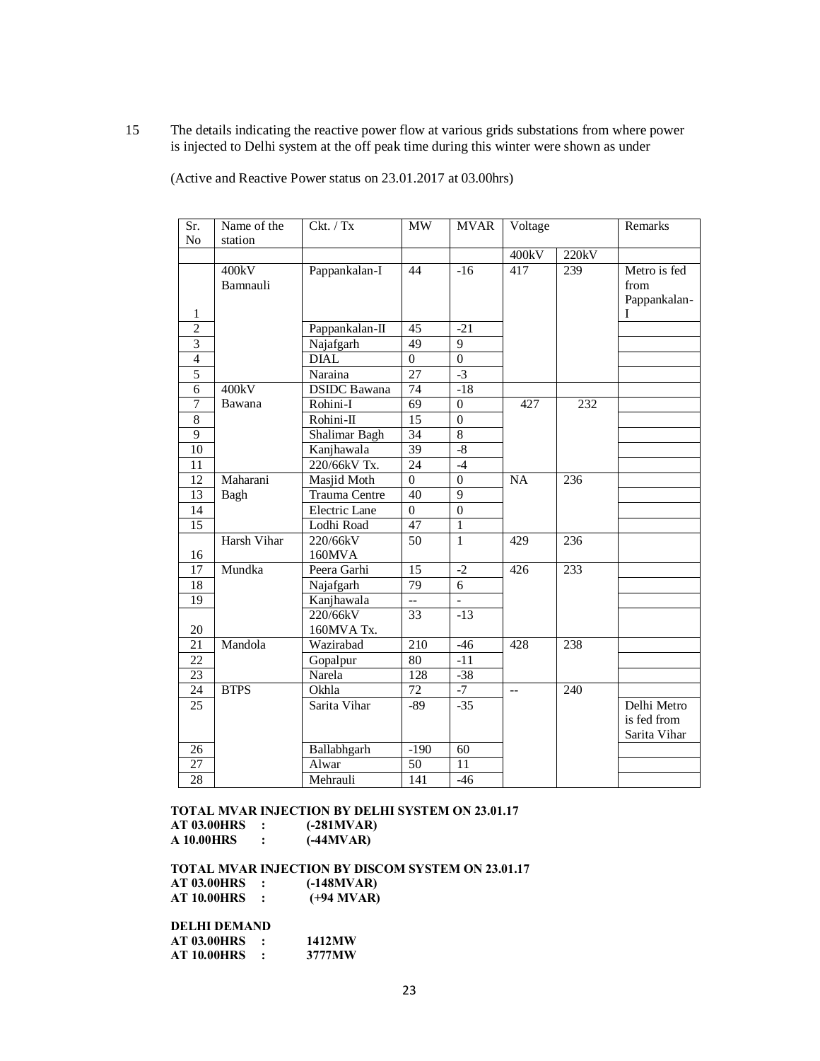15 The details indicating the reactive power flow at various grids substations from where power is injected to Delhi system at the off peak time during this winter were shown as under

(Active and Reactive Power status on 23.01.2017 at 03.00hrs)

| Sr. No | Name of the station | Ckt. / Tx | MW | MVAR | Voltage | | Remarks |
|---|---|---|---|---|---|---|---|
| | | | | | 400kV | 220kV | |
| 1 | 400kV Bamnauli | Pappankalan-I | 44 | -16 | 417 | 239 | Metro is fed from Pappankalan-I |
| 2 | | Pappankalan-II | 45 | -21 | | | |
| 3 | | Najafgarh | 49 | 9 | | | |
| 4 | | DIAL | 0 | 0 | | | |
| 5 | | Naraina | 27 | -3 | | | |
| 6 | 400kV Bawana | DSIDC Bawana | 74 | -18 | | | |
| 7 | | Rohini-I | 69 | 0 | 427 | 232 | |
| 8 | | Rohini-II | 15 | 0 | | | |
| 9 | | Shalimar Bagh | 34 | 8 | | | |
| 10 | | Kanjhawala | 39 | -8 | | | |
| 11 | | 220/66kV Tx. | 24 | -4 | | | |
| 12 | Maharani Bagh | Masjid Moth | 0 | 0 | NA | 236 | |
| 13 | | Trauma Centre | 40 | 9 | | | |
| 14 | | Electric Lane | 0 | 0 | | | |
| 15 | | Lodhi Road | 47 | 1 | | | |
| 16 | Harsh Vihar | 220/66kV 160MVA | 50 | 1 | 429 | 236 | |
| 17 | Mundka | Peera Garhi | 15 | -2 | 426 | 233 | |
| 18 | | Najafgarh | 79 | 6 | | | |
| 19 | | Kanjhawala | -- | - | | | |
| 20 | | 220/66kV 160MVA Tx. | 33 | -13 | | | |
| 21 | Mandola | Wazirabad | 210 | -46 | 428 | 238 | |
| 22 | | Gopalpur | 80 | -11 | | | |
| 23 | | Narela | 128 | -38 | | | |
| 24 | BTPS | Okhla | 72 | -7 | -- | 240 | |
| 25 | | Sarita Vihar | -89 | -35 | | | Delhi Metro is fed from Sarita Vihar |
| 26 | | Ballabhgarh | -190 | 60 | | | |
| 27 | | Alwar | 50 | 11 | | | |
| 28 | | Mehrauli | 141 | -46 | | | |

**TOTAL MVAR INJECTION BY DELHI SYSTEM ON 23.01.17**
**AT 03.00HRS : (-281MVAR)**
**A 10.00HRS : (-44MVAR)**

**TOTAL MVAR INJECTION BY DISCOM SYSTEM ON 23.01.17**
**AT 03.00HRS : (-148MVAR)**
**AT 10.00HRS : (+94 MVAR)**

**DELHI DEMAND**
**AT 03.00HRS : 1412MW**
**AT 10.00HRS : 3777MW**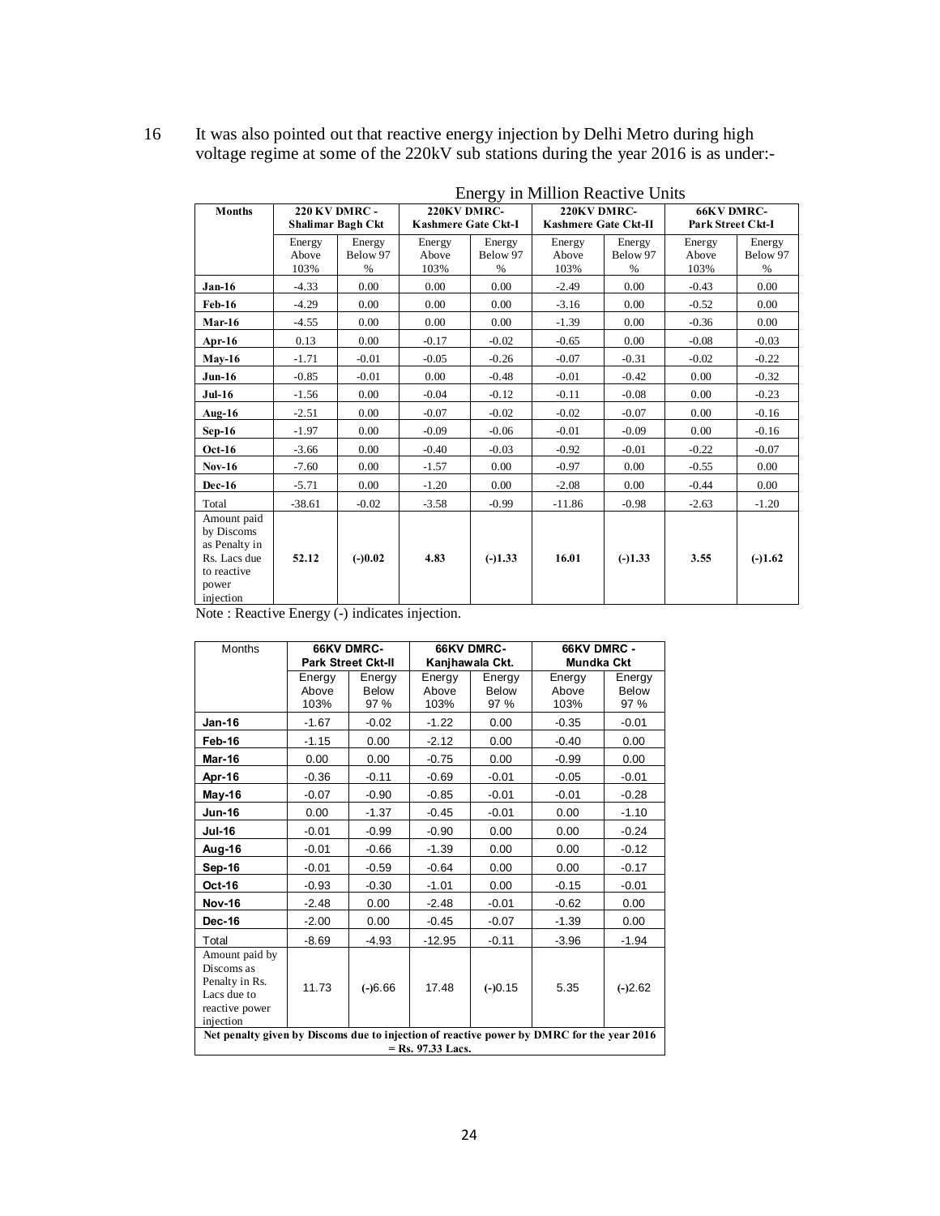16 It was also pointed out that reactive energy injection by Delhi Metro during high voltage regime at some of the 220kV sub stations during the year 2016 is as under:-

Energy in Million Reactive Units

| Months | 220 KV DMRC - Shalimar Bagh Ckt | | 220KV DMRC- Kashmere Gate Ckt-I | | 220KV DMRC- Kashmere Gate Ckt-II | | 66KV DMRC- Park Street Ckt-I | |
|---|---|---|---|---|---|---|---|---|
| | Energy Above 103% | Energy Below 97 % | Energy Above 103% | Energy Below 97 % | Energy Above 103% | Energy Below 97 % | Energy Above 103% | Energy Below 97 % |
| Jan-16 | -4.33 | 0.00 | 0.00 | 0.00 | -2.49 | 0.00 | -0.43 | 0.00 |
| Feb-16 | -4.29 | 0.00 | 0.00 | 0.00 | -3.16 | 0.00 | -0.52 | 0.00 |
| Mar-16 | -4.55 | 0.00 | 0.00 | 0.00 | -1.39 | 0.00 | -0.36 | 0.00 |
| Apr-16 | 0.13 | 0.00 | -0.17 | -0.02 | -0.65 | 0.00 | -0.08 | -0.03 |
| May-16 | -1.71 | -0.01 | -0.05 | -0.26 | -0.07 | -0.31 | -0.02 | -0.22 |
| Jun-16 | -0.85 | -0.01 | 0.00 | -0.48 | -0.01 | -0.42 | 0.00 | -0.32 |
| Jul-16 | -1.56 | 0.00 | -0.04 | -0.12 | -0.11 | -0.08 | 0.00 | -0.23 |
| Aug-16 | -2.51 | 0.00 | -0.07 | -0.02 | -0.02 | -0.07 | 0.00 | -0.16 |
| Sep-16 | -1.97 | 0.00 | -0.09 | -0.06 | -0.01 | -0.09 | 0.00 | -0.16 |
| Oct-16 | -3.66 | 0.00 | -0.40 | -0.03 | -0.92 | -0.01 | -0.22 | -0.07 |
| Nov-16 | -7.60 | 0.00 | -1.57 | 0.00 | -0.97 | 0.00 | -0.55 | 0.00 |
| Dec-16 | -5.71 | 0.00 | -1.20 | 0.00 | -2.08 | 0.00 | -0.44 | 0.00 |
| Total | -38.61 | -0.02 | -3.58 | -0.99 | -11.86 | -0.98 | -2.63 | -1.20 |
| Amount paid by Discoms as Penalty in Rs. Lacs due to reactive power injection | **52.12** | **(-)0.02** | **4.83** | **(-)1.33** | **16.01** | **(-)1.33** | **3.55** | **(-)1.62** |

Note : Reactive Energy (-) indicates injection.

| Months | 66KV DMRC- Park Street Ckt-II | | 66KV DMRC- Kanjhawala Ckt. | | 66KV DMRC - Mundka Ckt | |
|---|---|---|---|---|---|---|
| | Energy Above 103% | Energy Below 97 % | Energy Above 103% | Energy Below 97 % | Energy Above 103% | Energy Below 97 % |
| Jan-16 | -1.67 | -0.02 | -1.22 | 0.00 | -0.35 | -0.01 |
| Feb-16 | -1.15 | 0.00 | -2.12 | 0.00 | -0.40 | 0.00 |
| Mar-16 | 0.00 | 0.00 | -0.75 | 0.00 | -0.99 | 0.00 |
| Apr-16 | -0.36 | -0.11 | -0.69 | -0.01 | -0.05 | -0.01 |
| May-16 | -0.07 | -0.90 | -0.85 | -0.01 | -0.01 | -0.28 |
| Jun-16 | 0.00 | -1.37 | -0.45 | -0.01 | 0.00 | -1.10 |
| Jul-16 | -0.01 | -0.99 | -0.90 | 0.00 | 0.00 | -0.24 |
| Aug-16 | -0.01 | -0.66 | -1.39 | 0.00 | 0.00 | -0.12 |
| Sep-16 | -0.01 | -0.59 | -0.64 | 0.00 | 0.00 | -0.17 |
| Oct-16 | -0.93 | -0.30 | -1.01 | 0.00 | -0.15 | -0.01 |
| Nov-16 | -2.48 | 0.00 | -2.48 | -0.01 | -0.62 | 0.00 |
| Dec-16 | -2.00 | 0.00 | -0.45 | -0.07 | -1.39 | 0.00 |
| Total | -8.69 | -4.93 | -12.95 | -0.11 | -3.96 | -1.94 |
| Amount paid by Discoms as Penalty in Rs. Lacs due to reactive power injection | 11.73 | (-)6.66 | 17.48 | (-)0.15 | 5.35 | (-)2.62 |
| **Net penalty given by Discoms due to injection of reactive power by DMRC for the year 2016 = Rs. 97.33 Lacs.** | | | | | | |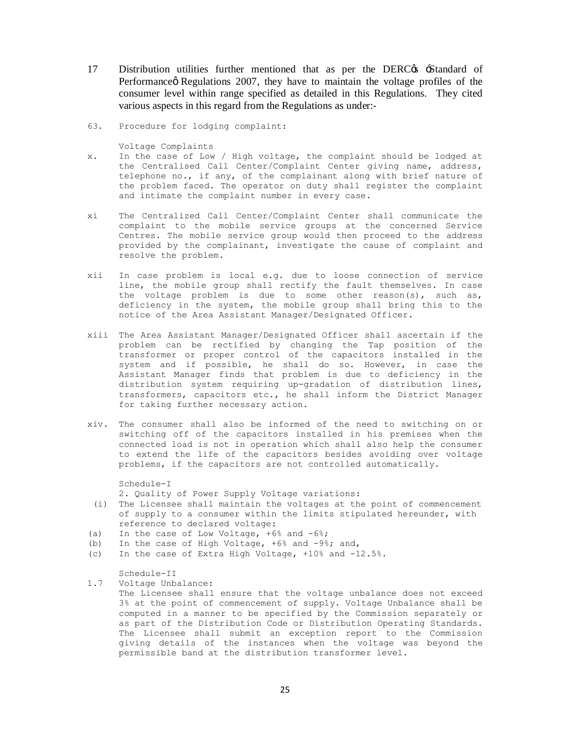17 Distribution utilities further mentioned that as per the DERC's 'Standard of Performance' Regulations 2007, they have to maintain the voltage profiles of the consumer level within range specified as detailed in this Regulations. They cited various aspects in this regard from the Regulations as under:-

63. Procedure for lodging complaint:

Voltage Complaints

x. In the case of Low / High voltage, the complaint should be lodged at the Centralised Call Center/Complaint Center giving name, address, telephone no., if any, of the complainant along with brief nature of the problem faced. The operator on duty shall register the complaint and intimate the complaint number in every case.

xi The Centralized Call Center/Complaint Center shall communicate the complaint to the mobile service groups at the concerned Service Centres. The mobile service group would then proceed to the address provided by the complainant, investigate the cause of complaint and resolve the problem.

xii In case problem is local e.g. due to loose connection of service line, the mobile group shall rectify the fault themselves. In case the voltage problem is due to some other reason(s), such as, deficiency in the system, the mobile group shall bring this to the notice of the Area Assistant Manager/Designated Officer.

xiii The Area Assistant Manager/Designated Officer shall ascertain if the problem can be rectified by changing the Tap position of the transformer or proper control of the capacitors installed in the system and if possible, he shall do so. However, in case the Assistant Manager finds that problem is due to deficiency in the distribution system requiring up-gradation of distribution lines, transformers, capacitors etc., he shall inform the District Manager for taking further necessary action.

xiv. The consumer shall also be informed of the need to switching on or switching off of the capacitors installed in his premises when the connected load is not in operation which shall also help the consumer to extend the life of the capacitors besides avoiding over voltage problems, if the capacitors are not controlled automatically.

Schedule-I

2. Quality of Power Supply Voltage variations:

(i) The Licensee shall maintain the voltages at the point of commencement of supply to a consumer within the limits stipulated hereunder, with reference to declared voltage:

(a) In the case of Low Voltage, +6% and -6%;

(b) In the case of High Voltage, +6% and -9%; and,

(c) In the case of Extra High Voltage, +10% and -12.5%.

Schedule-II

1.7 Voltage Unbalance:

The Licensee shall ensure that the voltage unbalance does not exceed 3% at the point of commencement of supply. Voltage Unbalance shall be computed in a manner to be specified by the Commission separately or as part of the Distribution Code or Distribution Operating Standards. The Licensee shall submit an exception report to the Commission giving details of the instances when the voltage was beyond the permissible band at the distribution transformer level.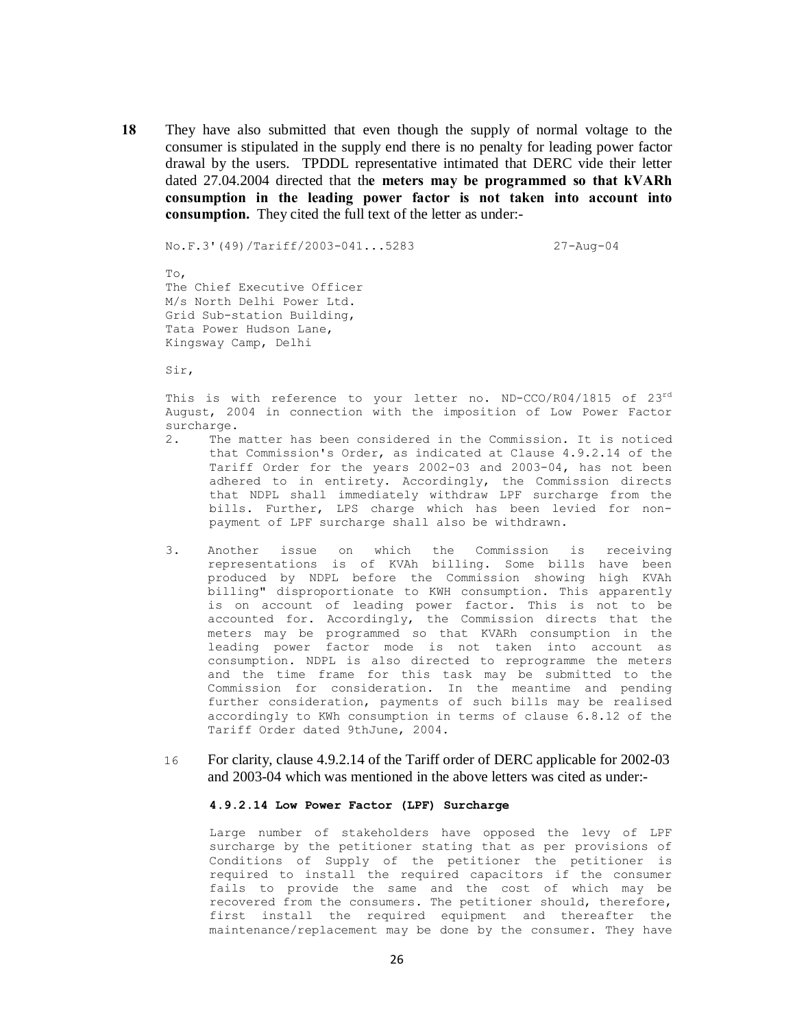**18** They have also submitted that even though the supply of normal voltage to the consumer is stipulated in the supply end there is no penalty for leading power factor drawal by the users. TPDDL representative intimated that DERC vide their letter dated 27.04.2004 directed that th**e meters may be programmed so that kVARh consumption in the leading power factor is not taken into account into consumption.** They cited the full text of the letter as under:-

No.F.3'(49)/Tariff/2003-041...5283 27-Aug-04

To,
The Chief Executive Officer
M/s North Delhi Power Ltd.
Grid Sub-station Building,
Tata Power Hudson Lane,
Kingsway Camp, Delhi

Sir,

This is with reference to your letter no. ND-CCO/R04/1815 of 23rd August, 2004 in connection with the imposition of Low Power Factor surcharge.

2. The matter has been considered in the Commission. It is noticed that Commission's Order, as indicated at Clause 4.9.2.14 of the Tariff Order for the years 2002-03 and 2003-04, has not been adhered to in entirety. Accordingly, the Commission directs that NDPL shall immediately withdraw LPF surcharge from the bills. Further, LPS charge which has been levied for non-payment of LPF surcharge shall also be withdrawn.

3. Another issue on which the Commission is receiving representations is of KVAh billing. Some bills have been produced by NDPL before the Commission showing high KVAh billing" disproportionate to KWH consumption. This apparently is on account of leading power factor. This is not to be accounted for. Accordingly, the Commission directs that the meters may be programmed so that KVARh consumption in the leading power factor mode is not taken into account as consumption. NDPL is also directed to reprogramme the meters and the time frame for this task may be submitted to the Commission for consideration. In the meantime and pending further consideration, payments of such bills may be realised accordingly to KWh consumption in terms of clause 6.8.12 of the Tariff Order dated 9thJune, 2004.

16 For clarity, clause 4.9.2.14 of the Tariff order of DERC applicable for 2002-03 and 2003-04 which was mentioned in the above letters was cited as under:-

**4.9.2.14 Low Power Factor (LPF) Surcharge**

Large number of stakeholders have opposed the levy of LPF surcharge by the petitioner stating that as per provisions of Conditions of Supply of the petitioner the petitioner is required to install the required capacitors if the consumer fails to provide the same and the cost of which may be recovered from the consumers. The petitioner should, therefore, first install the required equipment and thereafter the maintenance/replacement may be done by the consumer. They have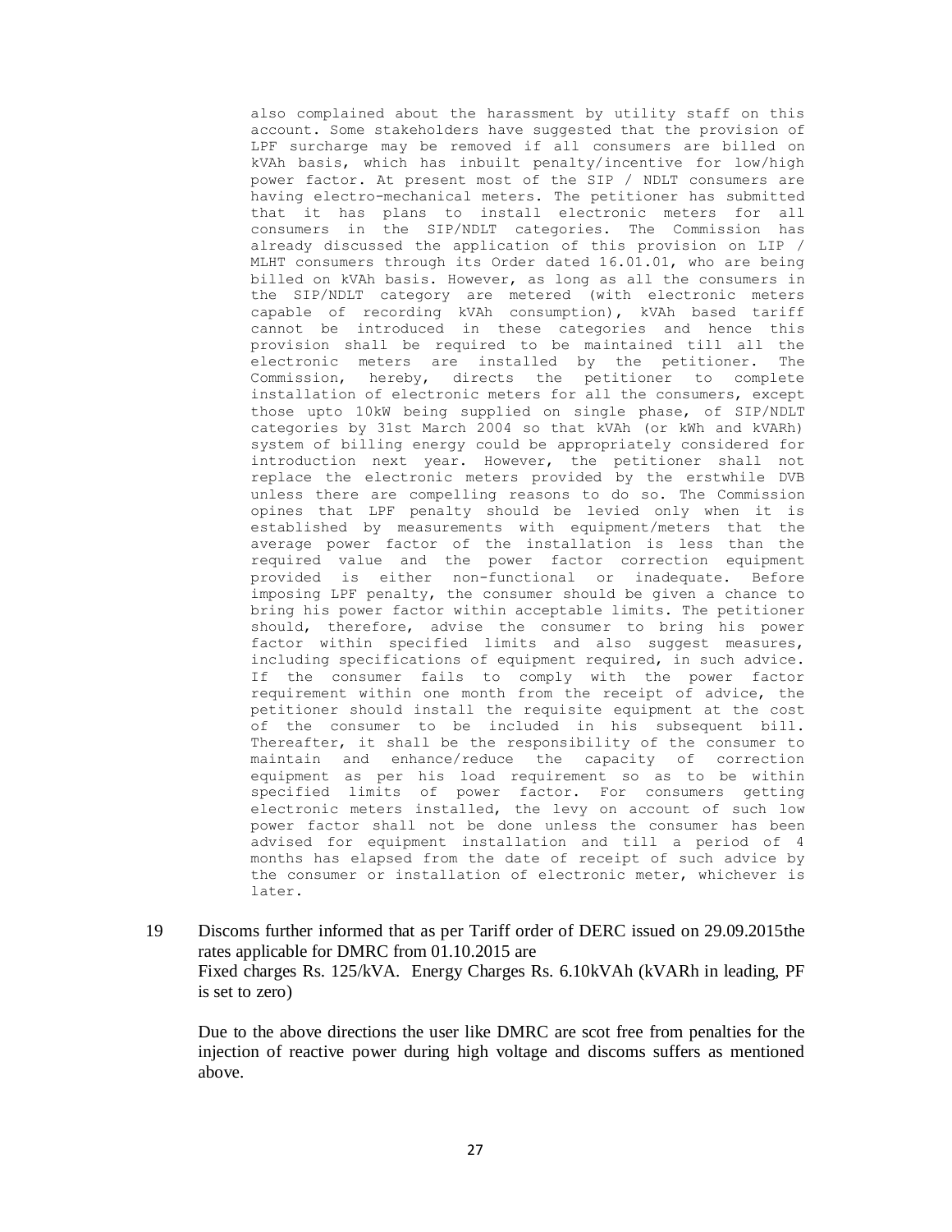also complained about the harassment by utility staff on this account. Some stakeholders have suggested that the provision of LPF surcharge may be removed if all consumers are billed on kVAh basis, which has inbuilt penalty/incentive for low/high power factor. At present most of the SIP / NDLT consumers are having electro-mechanical meters. The petitioner has submitted that it has plans to install electronic meters for all consumers in the SIP/NDLT categories. The Commission has already discussed the application of this provision on LIP / MLHT consumers through its Order dated 16.01.01, who are being billed on kVAh basis. However, as long as all the consumers in the SIP/NDLT category are metered (with electronic meters capable of recording kVAh consumption), kVAh based tariff cannot be introduced in these categories and hence this provision shall be required to be maintained till all the electronic meters are installed by the petitioner. The Commission, hereby, directs the petitioner to complete installation of electronic meters for all the consumers, except those upto 10kW being supplied on single phase, of SIP/NDLT categories by 31st March 2004 so that kVAh (or kWh and kVARh) system of billing energy could be appropriately considered for introduction next year. However, the petitioner shall not replace the electronic meters provided by the erstwhile DVB unless there are compelling reasons to do so. The Commission opines that LPF penalty should be levied only when it is established by measurements with equipment/meters that the average power factor of the installation is less than the required value and the power factor correction equipment provided is either non-functional or inadequate. Before imposing LPF penalty, the consumer should be given a chance to bring his power factor within acceptable limits. The petitioner should, therefore, advise the consumer to bring his power factor within specified limits and also suggest measures, including specifications of equipment required, in such advice. If the consumer fails to comply with the power factor requirement within one month from the receipt of advice, the petitioner should install the requisite equipment at the cost of the consumer to be included in his subsequent bill. Thereafter, it shall be the responsibility of the consumer to maintain and enhance/reduce the capacity of correction equipment as per his load requirement so as to be within specified limits of power factor. For consumers getting electronic meters installed, the levy on account of such low power factor shall not be done unless the consumer has been advised for equipment installation and till a period of 4 months has elapsed from the date of receipt of such advice by the consumer or installation of electronic meter, whichever is later.

19 Discoms further informed that as per Tariff order of DERC issued on 29.09.2015the rates applicable for DMRC from 01.10.2015 are
Fixed charges Rs. 125/kVA. Energy Charges Rs. 6.10kVAh (kVARh in leading, PF is set to zero)

Due to the above directions the user like DMRC are scot free from penalties for the injection of reactive power during high voltage and discoms suffers as mentioned above.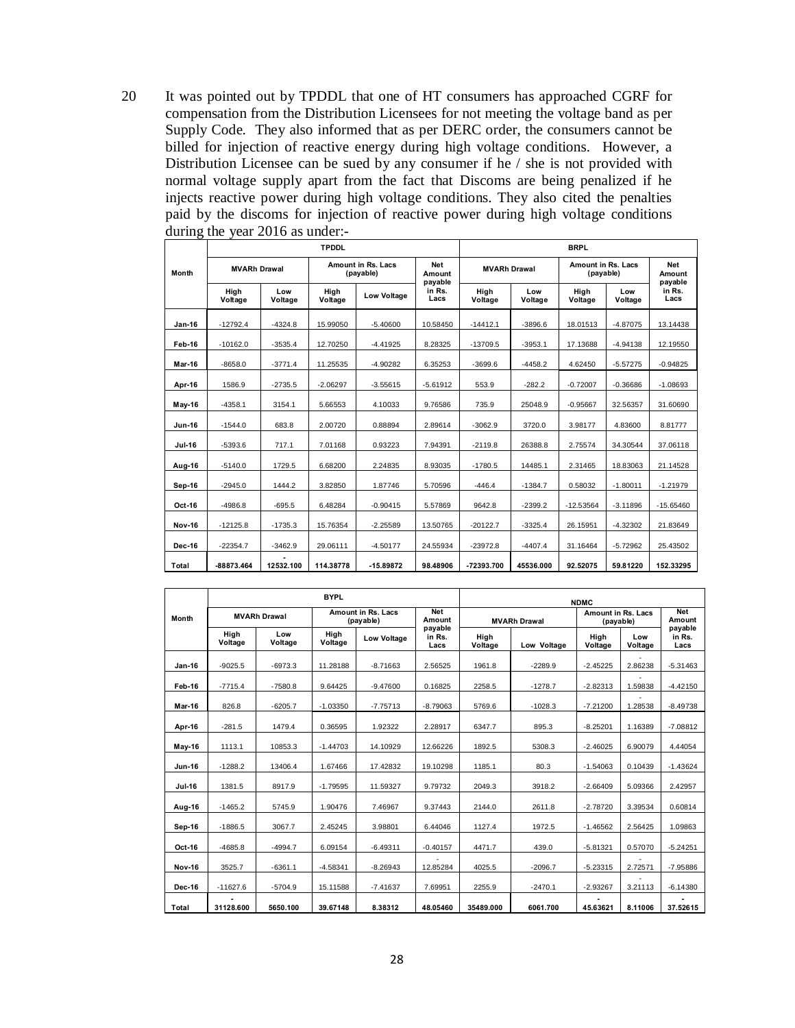20 It was pointed out by TPDDL that one of HT consumers has approached CGRF for compensation from the Distribution Licensees for not meeting the voltage band as per Supply Code. They also informed that as per DERC order, the consumers cannot be billed for injection of reactive energy during high voltage conditions. However, a Distribution Licensee can be sued by any consumer if he / she is not provided with normal voltage supply apart from the fact that Discoms are being penalized if he injects reactive power during high voltage conditions. They also cited the penalties paid by the discoms for injection of reactive power during high voltage conditions during the year 2016 as under:-

| Month | TPDDL | | | | | BRPL | | | | |
|---|---|---|---|---|---|---|---|---|---|---|
| | MVARh Drawal | | Amount in Rs. Lacs (payable) | | Net Amount payable in Rs. Lacs | MVARh Drawal | | Amount in Rs. Lacs (payable) | | Net Amount payable in Rs. Lacs |
| | High Voltage | Low Voltage | High Voltage | Low Voltage | | High Voltage | Low Voltage | High Voltage | Low Voltage | |
| Jan-16 | -12792.4 | -4324.8 | 15.99050 | -5.40600 | 10.58450 | -14412.1 | -3896.6 | 18.01513 | -4.87075 | 13.14438 |
| Feb-16 | -10162.0 | -3535.4 | 12.70250 | -4.41925 | 8.28325 | -13709.5 | -3953.1 | 17.13688 | -4.94138 | 12.19550 |
| Mar-16 | -8658.0 | -3771.4 | 11.25535 | -4.90282 | 6.35253 | -3699.6 | -4458.2 | 4.62450 | -5.57275 | -0.94825 |
| Apr-16 | 1586.9 | -2735.5 | -2.06297 | -3.55615 | -5.61912 | 553.9 | -282.2 | -0.72007 | -0.36686 | -1.08693 |
| May-16 | -4358.1 | 3154.1 | 5.66553 | 4.10033 | 9.76586 | 735.9 | 25048.9 | -0.95667 | 32.56357 | 31.60690 |
| Jun-16 | -1544.0 | 683.8 | 2.00720 | 0.88894 | 2.89614 | -3062.9 | 3720.0 | 3.98177 | 4.83600 | 8.81777 |
| Jul-16 | -5393.6 | 717.1 | 7.01168 | 0.93223 | 7.94391 | -2119.8 | 26388.8 | 2.75574 | 34.30544 | 37.06118 |
| Aug-16 | -5140.0 | 1729.5 | 6.68200 | 2.24835 | 8.93035 | -1780.5 | 14485.1 | 2.31465 | 18.83063 | 21.14528 |
| Sep-16 | -2945.0 | 1444.2 | 3.82850 | 1.87746 | 5.70596 | -446.4 | -1384.7 | 0.58032 | -1.80011 | -1.21979 |
| Oct-16 | -4986.8 | -695.5 | 6.48284 | -0.90415 | 5.57869 | 9642.8 | -2399.2 | -12.53564 | -3.11896 | -15.65460 |
| Nov-16 | -12125.8 | -1735.3 | 15.76354 | -2.25589 | 13.50765 | -20122.7 | -3325.4 | 26.15951 | -4.32302 | 21.83649 |
| Dec-16 | -22354.7 | -3462.9 | 29.06111 | -4.50177 | 24.55934 | -23972.8 | -4407.4 | 31.16464 | -5.72962 | 25.43502 |
| Total | -88873.464 | -12532.100 | 114.38778 | -15.89872 | 98.48906 | -72393.700 | 45536.000 | 92.52075 | 59.81220 | 152.33295 |

| Month | BYPL | | | | | NDMC | | | | |
|---|---|---|---|---|---|---|---|---|---|---|
| | MVARh Drawal | | Amount in Rs. Lacs (payable) | | Net Amount payable in Rs. Lacs | MVARh Drawal | | Amount in Rs. Lacs (payable) | | Net Amount payable in Rs. Lacs |
| | High Voltage | Low Voltage | High Voltage | Low Voltage | | High Voltage | Low Voltage | High Voltage | Low Voltage | |
| Jan-16 | -9025.5 | -6973.3 | 11.28188 | -8.71663 | 2.56525 | 1961.8 | -2289.9 | -2.45225 | -2.86238 | -5.31463 |
| Feb-16 | -7715.4 | -7580.8 | 9.64425 | -9.47600 | 0.16825 | 2258.5 | -1278.7 | -2.82313 | -1.59838 | -4.42150 |
| Mar-16 | 826.8 | -6205.7 | -1.03350 | -7.75713 | -8.79063 | 5769.6 | -1028.3 | -7.21200 | -1.28538 | -8.49738 |
| Apr-16 | -281.5 | 1479.4 | 0.36595 | 1.92322 | 2.28917 | 6347.7 | 895.3 | -8.25201 | 1.16389 | -7.08812 |
| May-16 | 1113.1 | 10853.3 | -1.44703 | 14.10929 | 12.66226 | 1892.5 | 5308.3 | -2.46025 | 6.90079 | 4.44054 |
| Jun-16 | -1288.2 | 13406.4 | 1.67466 | 17.42832 | 19.10298 | 1185.1 | 80.3 | -1.54063 | 0.10439 | -1.43624 |
| Jul-16 | 1381.5 | 8917.9 | -1.79595 | 11.59327 | 9.79732 | 2049.3 | 3918.2 | -2.66409 | 5.09366 | 2.42957 |
| Aug-16 | -1465.2 | 5745.9 | 1.90476 | 7.46967 | 9.37443 | 2144.0 | 2611.8 | -2.78720 | 3.39534 | 0.60814 |
| Sep-16 | -1886.5 | 3067.7 | 2.45245 | 3.98801 | 6.44046 | 1127.4 | 1972.5 | -1.46562 | 2.56425 | 1.09863 |
| Oct-16 | -4685.8 | -4994.7 | 6.09154 | -6.49311 | -0.40157 | 4471.7 | 439.0 | -5.81321 | 0.57070 | -5.24251 |
| Nov-16 | 3525.7 | -6361.1 | -4.58341 | -8.26943 | -12.85284 | 4025.5 | -2096.7 | -5.23315 | -2.72571 | -7.95886 |
| Dec-16 | -11627.6 | -5704.9 | 15.11588 | -7.41637 | 7.69951 | 2255.9 | -2470.1 | -2.93267 | -3.21113 | -6.14380 |
| Total | -31128.600 | 5650.100 | 39.67148 | 8.38312 | 48.05460 | 35489.000 | 6061.700 | -45.63621 | 8.11006 | -37.52615 |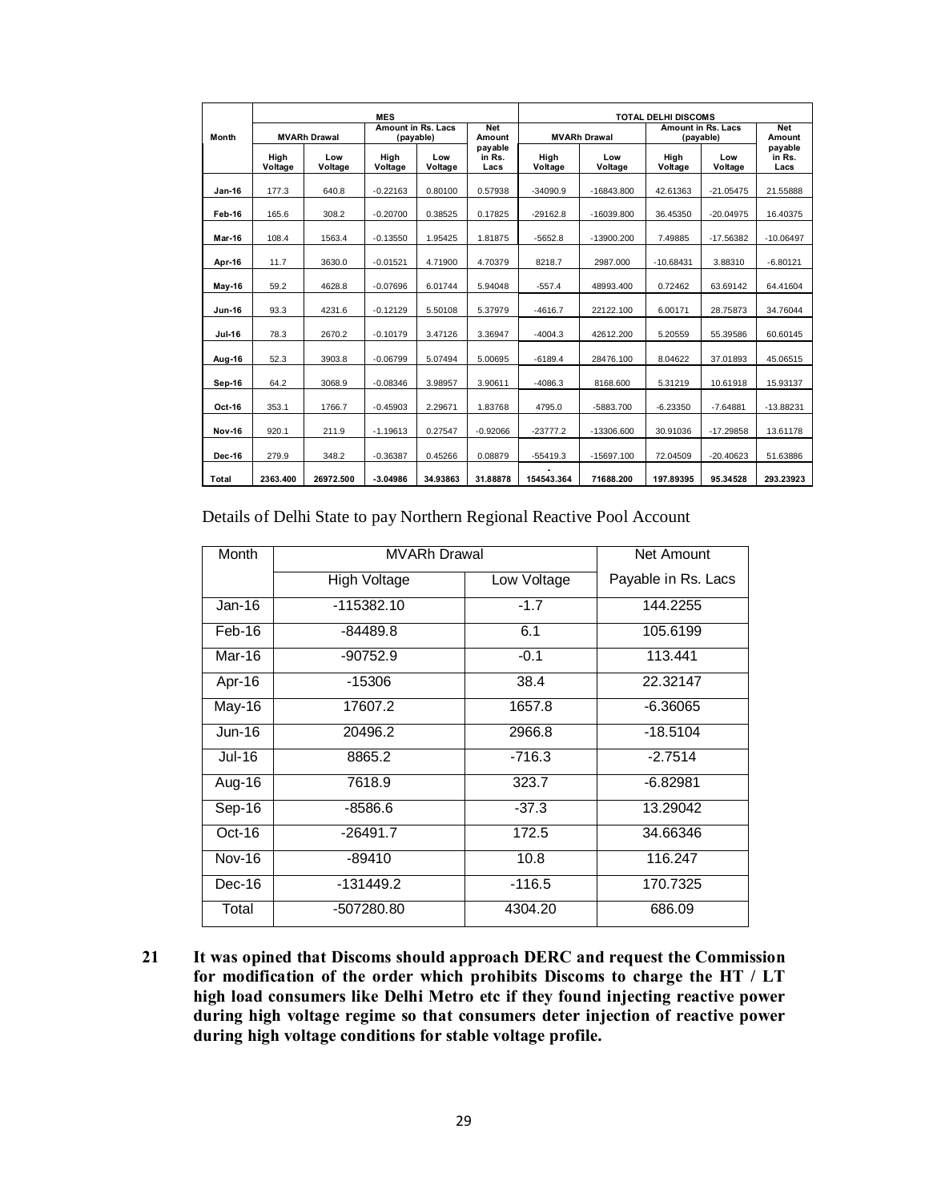| Month | MES | | | | | TOTAL DELHI DISCOMS | | | | |
|---|---|---|---|---|---|---|---|---|---|---|
| | MVARh Drawal | | Amount in Rs. Lacs (payable) | | Net Amount payable in Rs. Lacs | MVARh Drawal | | Amount in Rs. Lacs (payable) | | Net Amount payable in Rs. Lacs |
| | High Voltage | Low Voltage | High Voltage | Low Voltage | | High Voltage | Low Voltage | High Voltage | Low Voltage | |
| Jan-16 | 177.3 | 640.8 | -0.22163 | 0.80100 | 0.57938 | -34090.9 | -16843.800 | 42.61363 | -21.05475 | 21.55888 |
| Feb-16 | 165.6 | 308.2 | -0.20700 | 0.38525 | 0.17825 | -29162.8 | -16039.800 | 36.45350 | -20.04975 | 16.40375 |
| Mar-16 | 108.4 | 1563.4 | -0.13550 | 1.95425 | 1.81875 | -5652.8 | -13900.200 | 7.49885 | -17.56382 | -10.06497 |
| Apr-16 | 11.7 | 3630.0 | -0.01521 | 4.71900 | 4.70379 | 8218.7 | 2987.000 | -10.68431 | 3.88310 | -6.80121 |
| May-16 | 59.2 | 4628.8 | -0.07696 | 6.01744 | 5.94048 | -557.4 | 48993.400 | 0.72462 | 63.69142 | 64.41604 |
| Jun-16 | 93.3 | 4231.6 | -0.12129 | 5.50108 | 5.37979 | -4616.7 | 22122.100 | 6.00171 | 28.75873 | 34.76044 |
| Jul-16 | 78.3 | 2670.2 | -0.10179 | 3.47126 | 3.36947 | -4004.3 | 42612.200 | 5.20559 | 55.39586 | 60.60145 |
| Aug-16 | 52.3 | 3903.8 | -0.06799 | 5.07494 | 5.00695 | -6189.4 | 28476.100 | 8.04622 | 37.01893 | 45.06515 |
| Sep-16 | 64.2 | 3068.9 | -0.08346 | 3.98957 | 3.90611 | -4086.3 | 8168.600 | 5.31219 | 10.61918 | 15.93137 |
| Oct-16 | 353.1 | 1766.7 | -0.45903 | 2.29671 | 1.83768 | 4795.0 | -5883.700 | -6.23350 | -7.64881 | -13.88231 |
| Nov-16 | 920.1 | 211.9 | -1.19613 | 0.27547 | -0.92066 | -23777.2 | -13306.600 | 30.91036 | -17.29858 | 13.61178 |
| Dec-16 | 279.9 | 348.2 | -0.36387 | 0.45266 | 0.08879 | -55419.3 | -15697.100 | 72.04509 | -20.40623 | 51.63886 |
| Total | 2363.400 | 26972.500 | -3.04986 | 34.93863 | 31.88878 | -154543.364 | 71688.200 | 197.89395 | 95.34528 | 293.23923 |

Details of Delhi State to pay Northern Regional Reactive Pool Account

| Month | MVARh Drawal | | Net Amount |
|---|---|---|---|
| | High Voltage | Low Voltage | Payable in Rs. Lacs |
| Jan-16 | -115382.10 | -1.7 | 144.2255 |
| Feb-16 | -84489.8 | 6.1 | 105.6199 |
| Mar-16 | -90752.9 | -0.1 | 113.441 |
| Apr-16 | -15306 | 38.4 | 22.32147 |
| May-16 | 17607.2 | 1657.8 | -6.36065 |
| Jun-16 | 20496.2 | 2966.8 | -18.5104 |
| Jul-16 | 8865.2 | -716.3 | -2.7514 |
| Aug-16 | 7618.9 | 323.7 | -6.82981 |
| Sep-16 | -8586.6 | -37.3 | 13.29042 |
| Oct-16 | -26491.7 | 172.5 | 34.66346 |
| Nov-16 | -89410 | 10.8 | 116.247 |
| Dec-16 | -131449.2 | -116.5 | 170.7325 |
| Total | -507280.80 | 4304.20 | 686.09 |

**21 It was opined that Discoms should approach DERC and request the Commission for modification of the order which prohibits Discoms to charge the HT / LT high load consumers like Delhi Metro etc if they found injecting reactive power during high voltage regime so that consumers deter injection of reactive power during high voltage conditions for stable voltage profile.**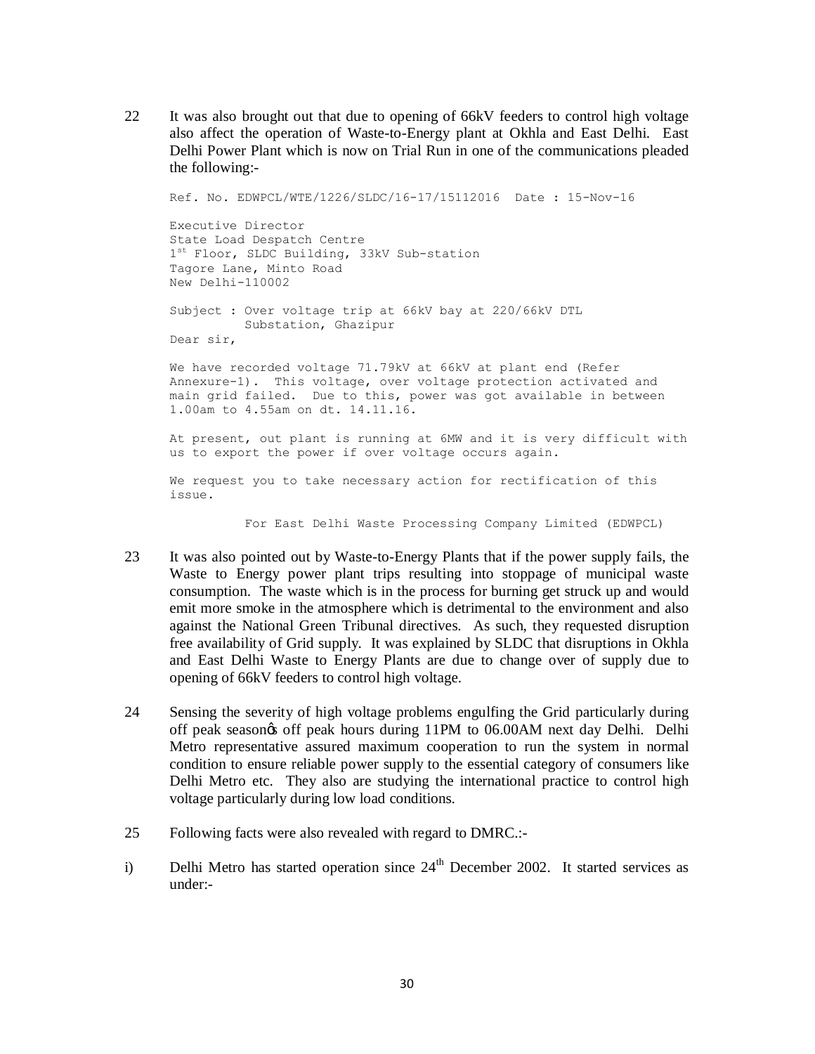22 It was also brought out that due to opening of 66kV feeders to control high voltage also affect the operation of Waste-to-Energy plant at Okhla and East Delhi. East Delhi Power Plant which is now on Trial Run in one of the communications pleaded the following:-

```
Ref. No. EDWPCL/WTE/1226/SLDC/16-17/15112016  Date : 15-Nov-16

Executive Director
State Load Despatch Centre
1st Floor, SLDC Building, 33kV Sub-station
Tagore Lane, Minto Road
New Delhi-110002

Subject : Over voltage trip at 66kV bay at 220/66kV DTL
          Substation, Ghazipur
Dear sir,

We have recorded voltage 71.79kV at 66kV at plant end (Refer
Annexure-1).  This voltage, over voltage protection activated and
main grid failed.  Due to this, power was got available in between
1.00am to 4.55am on dt. 14.11.16.

At present, out plant is running at 6MW and it is very difficult with
us to export the power if over voltage occurs again.

We request you to take necessary action for rectification of this
issue.

          For East Delhi Waste Processing Company Limited (EDWPCL)
```

23 It was also pointed out by Waste-to-Energy Plants that if the power supply fails, the Waste to Energy power plant trips resulting into stoppage of municipal waste consumption. The waste which is in the process for burning get struck up and would emit more smoke in the atmosphere which is detrimental to the environment and also against the National Green Tribunal directives. As such, they requested disruption free availability of Grid supply. It was explained by SLDC that disruptions in Okhla and East Delhi Waste to Energy Plants are due to change over of supply due to opening of 66kV feeders to control high voltage.

24 Sensing the severity of high voltage problems engulfing the Grid particularly during off peak season's off peak hours during 11PM to 06.00AM next day Delhi. Delhi Metro representative assured maximum cooperation to run the system in normal condition to ensure reliable power supply to the essential category of consumers like Delhi Metro etc. They also are studying the international practice to control high voltage particularly during low load conditions.

25 Following facts were also revealed with regard to DMRC.:-

i) Delhi Metro has started operation since 24th December 2002. It started services as under:-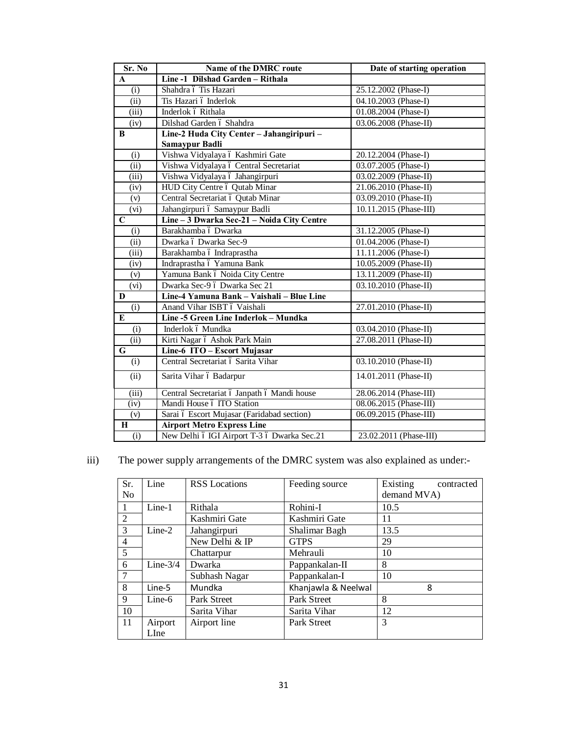| Sr. No | Name of the DMRC route | Date of starting operation |
|---|---|---|
| **A** | **Line -1 Dilshad Garden – Rithala** | |
| (i) | Shahdra – Tis Hazari | 25.12.2002 (Phase-I) |
| (ii) | Tis Hazari – Inderlok | 04.10.2003 (Phase-I) |
| (iii) | Inderlok – Rithala | 01.08.2004 (Phase-I) |
| (iv) | Dilshad Garden – Shahdra | 03.06.2008 (Phase-II) |
| **B** | **Line-2 Huda City Center – Jahangiripuri – Samaypur Badli** | |
| (i) | Vishwa Vidyalaya – Kashmiri Gate | 20.12.2004 (Phase-I) |
| (ii) | Vishwa Vidyalaya – Central Secretariat | 03.07.2005 (Phase-I) |
| (iii) | Vishwa Vidyalaya – Jahangirpuri | 03.02.2009 (Phase-II) |
| (iv) | HUD City Centre – Qutab Minar | 21.06.2010 (Phase-II) |
| (v) | Central Secretariat – Qutab Minar | 03.09.2010 (Phase-II) |
| (vi) | Jahangirpuri – Samaypur Badli | 10.11.2015 (Phase-III) |
| **C** | **Line – 3 Dwarka Sec-21 – Noida City Centre** | |
| (i) | Barakhamba – Dwarka | 31.12.2005 (Phase-I) |
| (ii) | Dwarka – Dwarka Sec-9 | 01.04.2006 (Phase-I) |
| (iii) | Barakhamba – Indraprastha | 11.11.2006 (Phase-I) |
| (iv) | Indraprastha – Yamuna Bank | 10.05.2009 (Phase-II) |
| (v) | Yamuna Bank – Noida City Centre | 13.11.2009 (Phase-II) |
| (vi) | Dwarka Sec-9 – Dwarka Sec 21 | 03.10.2010 (Phase-II) |
| **D** | **Line-4 Yamuna Bank – Vaishali – Blue Line** | |
| (i) | Anand Vihar ISBT – Vaishali | 27.01.2010 (Phase-II) |
| **E** | **Line -5 Green Line Inderlok – Mundka** | |
| (i) | Inderlok – Mundka | 03.04.2010 (Phase-II) |
| (ii) | Kirti Nagar – Ashok Park Main | 27.08.2011 (Phase-II) |
| **G** | **Line-6 ITO – Escort Mujasar** | |
| (i) | Central Secretariat – Sarita Vihar | 03.10.2010 (Phase-II) |
| (ii) | Sarita Vihar – Badarpur | 14.01.2011 (Phase-II) |
| (iii) | Central Secretariat – Janpath – Mandi house | 28.06.2014 (Phase-III) |
| (iv) | Mandi House – ITO Station | 08.06.2015 (Phase-III) |
| (v) | Sarai – Escort Mujasar (Faridabad section) | 06.09.2015 (Phase-III) |
| **H** | **Airport Metro Express Line** | |
| (i) | New Delhi – IGI Airport T-3 – Dwarka Sec.21 | 23.02.2011 (Phase-III) |

iii) The power supply arrangements of the DMRC system was also explained as under:-

| Sr. No | Line | RSS Locations | Feeding source | Existing contracted demand MVA) |
|---|---|---|---|---|
| 1 | Line-1 | Rithala | Rohini-I | 10.5 |
| 2 | | Kashmiri Gate | Kashmiri Gate | 11 |
| 3 | Line-2 | Jahangirpuri | Shalimar Bagh | 13.5 |
| 4 | | New Delhi & IP | GTPS | 29 |
| 5 | | Chattarpur | Mehrauli | 10 |
| 6 | Line-3/4 | Dwarka | Pappankalan-II | 8 |
| 7 | | Subhash Nagar | Pappankalan-I | 10 |
| 8 | Line-5 | Mundka | Khanjawla & Neelwal | 8 |
| 9 | Line-6 | Park Street | Park Street | 8 |
| 10 | | Sarita Vihar | Sarita Vihar | 12 |
| 11 | Airport LIne | Airport line | Park Street | 3 |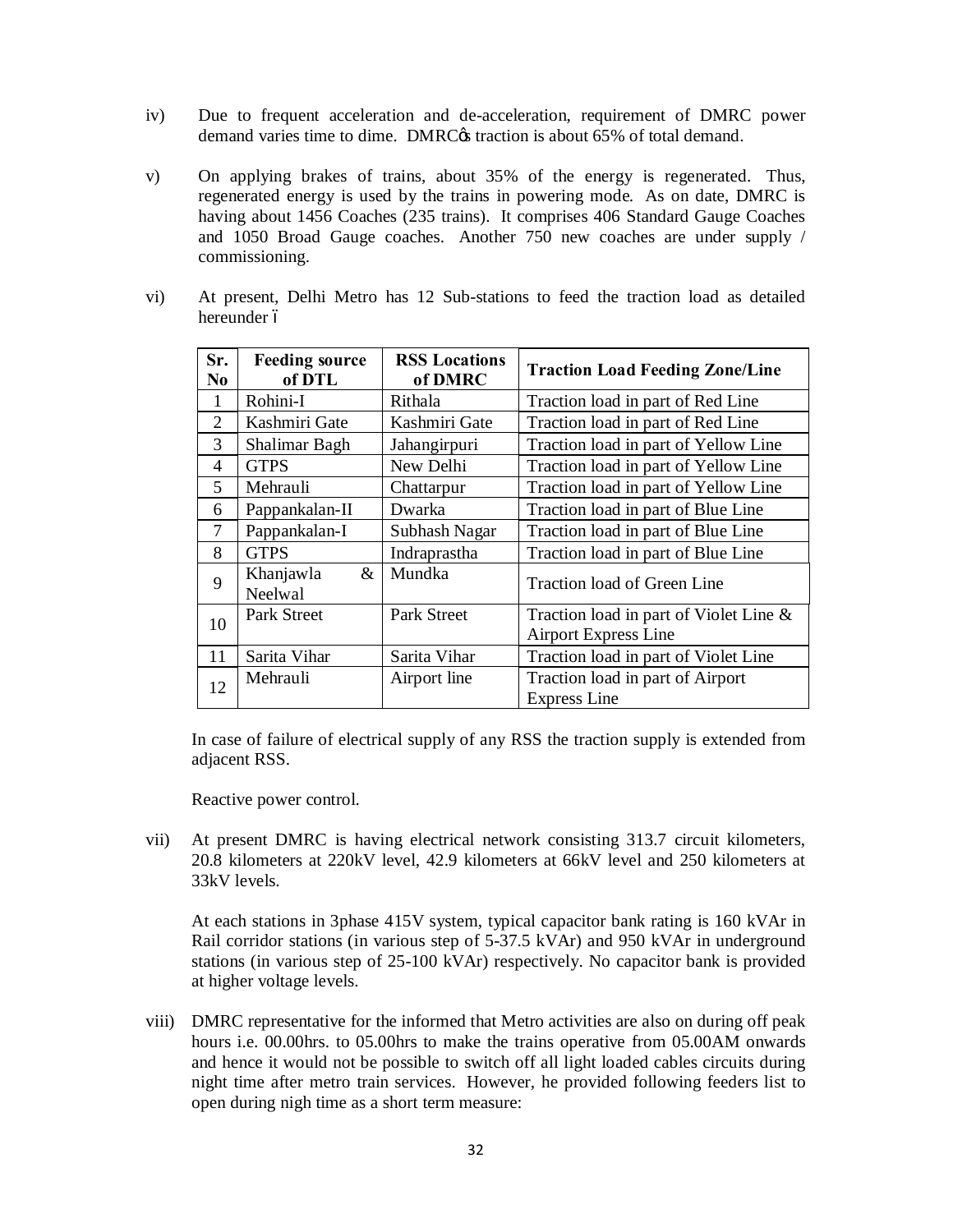iv) Due to frequent acceleration and de-acceleration, requirement of DMRC power demand varies time to dime. DMRC☐s traction is about 65% of total demand.

v) On applying brakes of trains, about 35% of the energy is regenerated. Thus, regenerated energy is used by the trains in powering mode. As on date, DMRC is having about 1456 Coaches (235 trains). It comprises 406 Standard Gauge Coaches and 1050 Broad Gauge coaches. Another 750 new coaches are under supply / commissioning.

vi) At present, Delhi Metro has 12 Sub-stations to feed the traction load as detailed hereunder ☐

| Sr. No | Feeding source of DTL | RSS Locations of DMRC | Traction Load Feeding Zone/Line |
|---|---|---|---|
| 1 | Rohini-I | Rithala | Traction load in part of Red Line |
| 2 | Kashmiri Gate | Kashmiri Gate | Traction load in part of Red Line |
| 3 | Shalimar Bagh | Jahangirpuri | Traction load in part of Yellow Line |
| 4 | GTPS | New Delhi | Traction load in part of Yellow Line |
| 5 | Mehrauli | Chattarpur | Traction load in part of Yellow Line |
| 6 | Pappankalan-II | Dwarka | Traction load in part of Blue Line |
| 7 | Pappankalan-I | Subhash Nagar | Traction load in part of Blue Line |
| 8 | GTPS | Indraprastha | Traction load in part of Blue Line |
| 9 | Khanjawla & Neelwal | Mundka | Traction load of Green Line |
| 10 | Park Street | Park Street | Traction load in part of Violet Line & Airport Express Line |
| 11 | Sarita Vihar | Sarita Vihar | Traction load in part of Violet Line |
| 12 | Mehrauli | Airport line | Traction load in part of Airport Express Line |

In case of failure of electrical supply of any RSS the traction supply is extended from adjacent RSS.

Reactive power control.

vii) At present DMRC is having electrical network consisting 313.7 circuit kilometers, 20.8 kilometers at 220kV level, 42.9 kilometers at 66kV level and 250 kilometers at 33kV levels.

At each stations in 3phase 415V system, typical capacitor bank rating is 160 kVAr in Rail corridor stations (in various step of 5-37.5 kVAr) and 950 kVAr in underground stations (in various step of 25-100 kVAr) respectively. No capacitor bank is provided at higher voltage levels.

viii) DMRC representative for the informed that Metro activities are also on during off peak hours i.e. 00.00hrs. to 05.00hrs to make the trains operative from 05.00AM onwards and hence it would not be possible to switch off all light loaded cables circuits during night time after metro train services. However, he provided following feeders list to open during nigh time as a short term measure: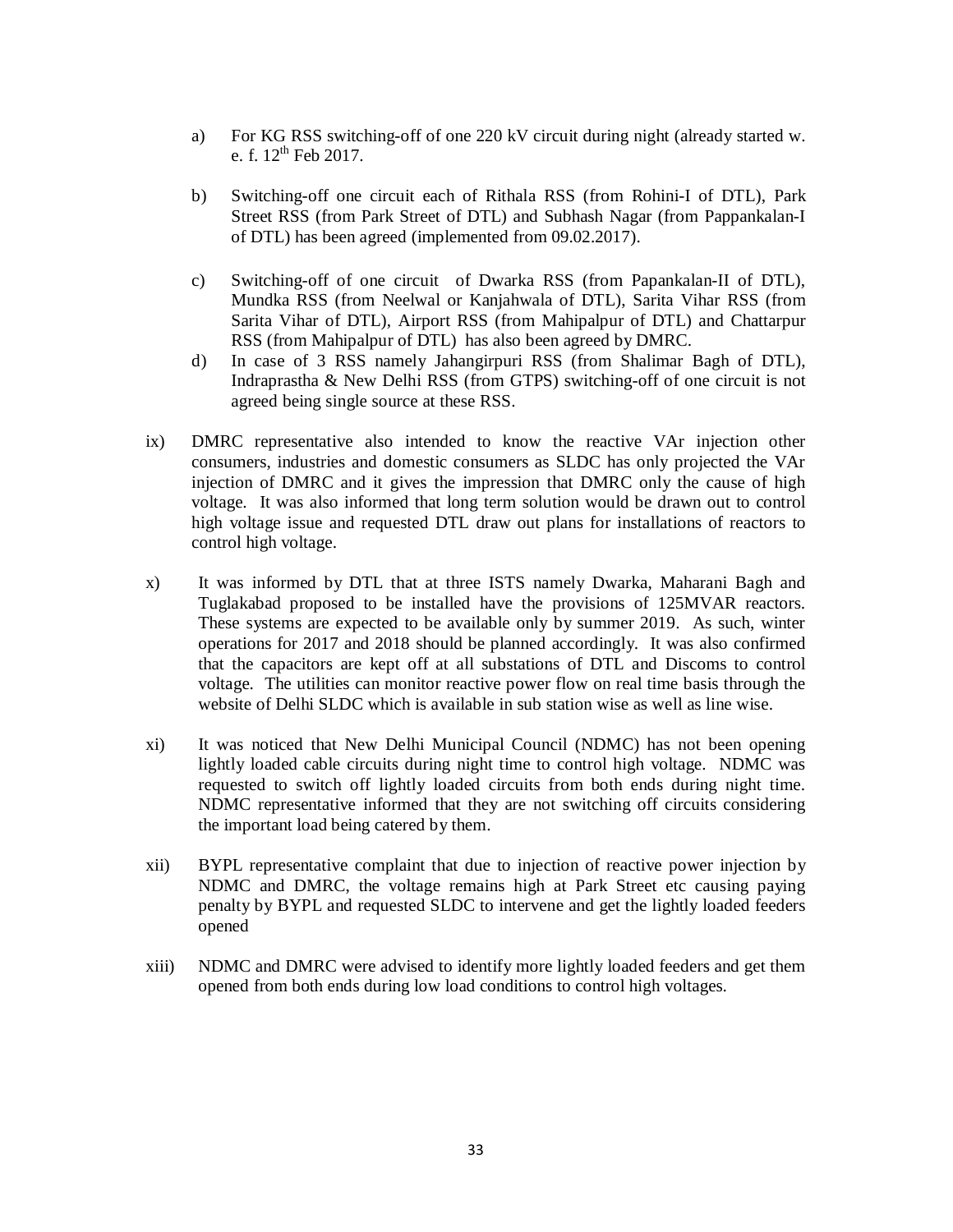a) For KG RSS switching-off of one 220 kV circuit during night (already started w. e. f. 12th Feb 2017.

b) Switching-off one circuit each of Rithala RSS (from Rohini-I of DTL), Park Street RSS (from Park Street of DTL) and Subhash Nagar (from Pappankalan-I of DTL) has been agreed (implemented from 09.02.2017).

c) Switching-off of one circuit of Dwarka RSS (from Papankalan-II of DTL), Mundka RSS (from Neelwal or Kanjahwala of DTL), Sarita Vihar RSS (from Sarita Vihar of DTL), Airport RSS (from Mahipalpur of DTL) and Chattarpur RSS (from Mahipalpur of DTL) has also been agreed by DMRC.

d) In case of 3 RSS namely Jahangirpuri RSS (from Shalimar Bagh of DTL), Indraprastha & New Delhi RSS (from GTPS) switching-off of one circuit is not agreed being single source at these RSS.

ix) DMRC representative also intended to know the reactive VAr injection other consumers, industries and domestic consumers as SLDC has only projected the VAr injection of DMRC and it gives the impression that DMRC only the cause of high voltage. It was also informed that long term solution would be drawn out to control high voltage issue and requested DTL draw out plans for installations of reactors to control high voltage.

x) It was informed by DTL that at three ISTS namely Dwarka, Maharani Bagh and Tuglakabad proposed to be installed have the provisions of 125MVAR reactors. These systems are expected to be available only by summer 2019. As such, winter operations for 2017 and 2018 should be planned accordingly. It was also confirmed that the capacitors are kept off at all substations of DTL and Discoms to control voltage. The utilities can monitor reactive power flow on real time basis through the website of Delhi SLDC which is available in sub station wise as well as line wise.

xi) It was noticed that New Delhi Municipal Council (NDMC) has not been opening lightly loaded cable circuits during night time to control high voltage. NDMC was requested to switch off lightly loaded circuits from both ends during night time. NDMC representative informed that they are not switching off circuits considering the important load being catered by them.

xii) BYPL representative complaint that due to injection of reactive power injection by NDMC and DMRC, the voltage remains high at Park Street etc causing paying penalty by BYPL and requested SLDC to intervene and get the lightly loaded feeders opened

xiii) NDMC and DMRC were advised to identify more lightly loaded feeders and get them opened from both ends during low load conditions to control high voltages.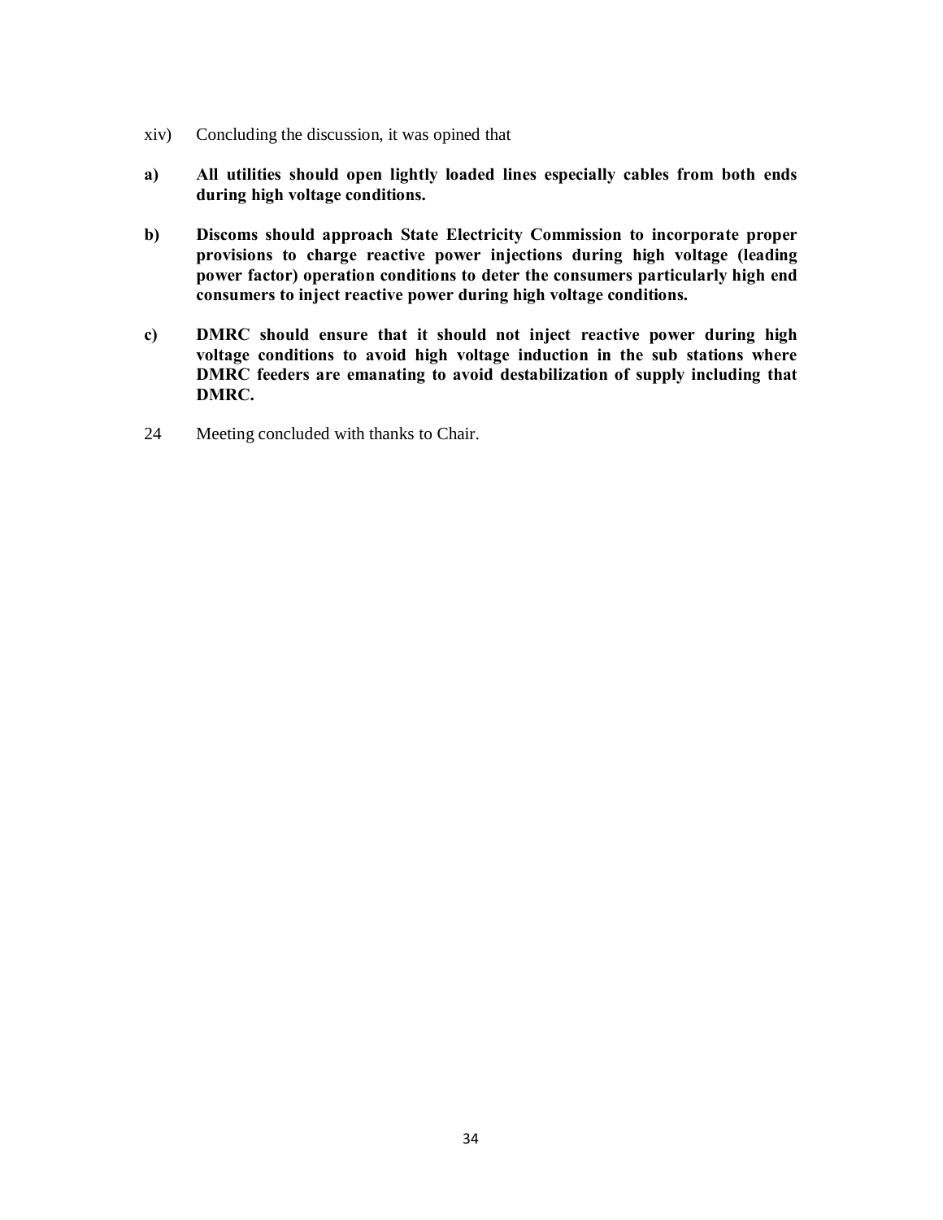xiv) Concluding the discussion, it was opined that

**a) All utilities should open lightly loaded lines especially cables from both ends during high voltage conditions.**

**b) Discoms should approach State Electricity Commission to incorporate proper provisions to charge reactive power injections during high voltage (leading power factor) operation conditions to deter the consumers particularly high end consumers to inject reactive power during high voltage conditions.**

**c) DMRC should ensure that it should not inject reactive power during high voltage conditions to avoid high voltage induction in the sub stations where DMRC feeders are emanating to avoid destabilization of supply including that DMRC.**

24 Meeting concluded with thanks to Chair.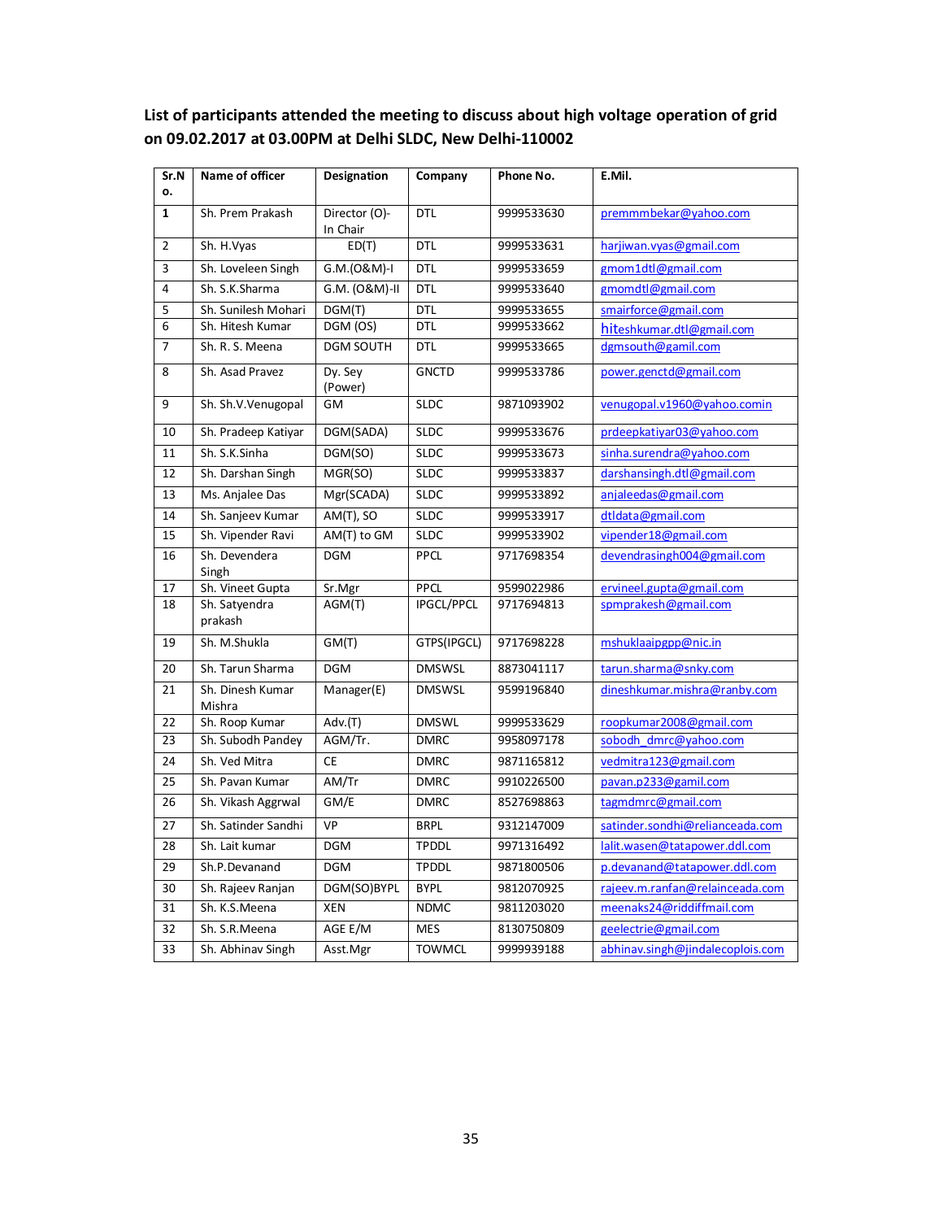**List of participants attended the meeting to discuss about high voltage operation of grid on 09.02.2017 at 03.00PM at Delhi SLDC, New Delhi-110002**

| Sr.No. | Name of officer | Designation | Company | Phone No. | E.Mil. |
|---|---|---|---|---|---|
| 1 | Sh. Prem Prakash | Director (O)-In Chair | DTL | 9999533630 | premmmbekar@yahoo.com |
| 2 | Sh. H.Vyas | ED(T) | DTL | 9999533631 | harjiwan.vyas@gmail.com |
| 3 | Sh. Loveleen Singh | G.M.(O&M)-I | DTL | 9999533659 | gmom1dtl@gmail.com |
| 4 | Sh. S.K.Sharma | G.M. (O&M)-II | DTL | 9999533640 | gmomdtl@gmail.com |
| 5 | Sh. Sunilesh Mohari | DGM(T) | DTL | 9999533655 | smairforce@gmail.com |
| 6 | Sh. Hitesh Kumar | DGM (OS) | DTL | 9999533662 | hiteshkumar.dtl@gmail.com |
| 7 | Sh. R. S. Meena | DGM SOUTH | DTL | 9999533665 | dgmsouth@gamil.com |
| 8 | Sh. Asad Pravez | Dy. Sey (Power) | GNCTD | 9999533786 | power.genctd@gmail.com |
| 9 | Sh. Sh.V.Venugopal | GM | SLDC | 9871093902 | venugopal.v1960@yahoo.comin |
| 10 | Sh. Pradeep Katiyar | DGM(SADA) | SLDC | 9999533676 | prdeepkatiyar03@yahoo.com |
| 11 | Sh. S.K.Sinha | DGM(SO) | SLDC | 9999533673 | sinha.surendra@yahoo.com |
| 12 | Sh. Darshan Singh | MGR(SO) | SLDC | 9999533837 | darshansingh.dtl@gmail.com |
| 13 | Ms. Anjalee Das | Mgr(SCADA) | SLDC | 9999533892 | anjaleedas@gmail.com |
| 14 | Sh. Sanjeev Kumar | AM(T), SO | SLDC | 9999533917 | dtldata@gmail.com |
| 15 | Sh. Vipender Ravi | AM(T) to GM | SLDC | 9999533902 | vipender18@gmail.com |
| 16 | Sh. Devendera Singh | DGM | PPCL | 9717698354 | devendrasingh004@gmail.com |
| 17 | Sh. Vineet Gupta | Sr.Mgr | PPCL | 9599022986 | ervineel.gupta@gmail.com |
| 18 | Sh. Satyendra prakash | AGM(T) | IPGCL/PPCL | 9717694813 | spmprakesh@gmail.com |
| 19 | Sh. M.Shukla | GM(T) | GTPS(IPGCL) | 9717698228 | mshuklaaipgpp@nic.in |
| 20 | Sh. Tarun Sharma | DGM | DMSWSL | 8873041117 | tarun.sharma@snky.com |
| 21 | Sh. Dinesh Kumar Mishra | Manager(E) | DMSWSL | 9599196840 | dineshkumar.mishra@ranby.com |
| 22 | Sh. Roop Kumar | Adv.(T) | DMSWL | 9999533629 | roopkumar2008@gmail.com |
| 23 | Sh. Subodh Pandey | AGM/Tr. | DMRC | 9958097178 | sobodh_dmrc@yahoo.com |
| 24 | Sh. Ved Mitra | CE | DMRC | 9871165812 | vedmitra123@gmail.com |
| 25 | Sh. Pavan Kumar | AM/Tr | DMRC | 9910226500 | pavan.p233@gamil.com |
| 26 | Sh. Vikash Aggrwal | GM/E | DMRC | 8527698863 | tagmdmrc@gmail.com |
| 27 | Sh. Satinder Sandhi | VP | BRPL | 9312147009 | satinder.sondhi@relianceada.com |
| 28 | Sh. Lait kumar | DGM | TPDDL | 9971316492 | lalit.wasen@tatapower.ddl.com |
| 29 | Sh.P.Devanand | DGM | TPDDL | 9871800506 | p.devanand@tatapower.ddl.com |
| 30 | Sh. Rajeev Ranjan | DGM(SO)BYPL | BYPL | 9812070925 | rajeev.m.ranfan@relainceada.com |
| 31 | Sh. K.S.Meena | XEN | NDMC | 9811203020 | meenaks24@riddiffmail.com |
| 32 | Sh. S.R.Meena | AGE E/M | MES | 8130750809 | geelectrie@gmail.com |
| 33 | Sh. Abhinav Singh | Asst.Mgr | TOWMCL | 9999939188 | abhinav.singh@jindalecoplois.com |